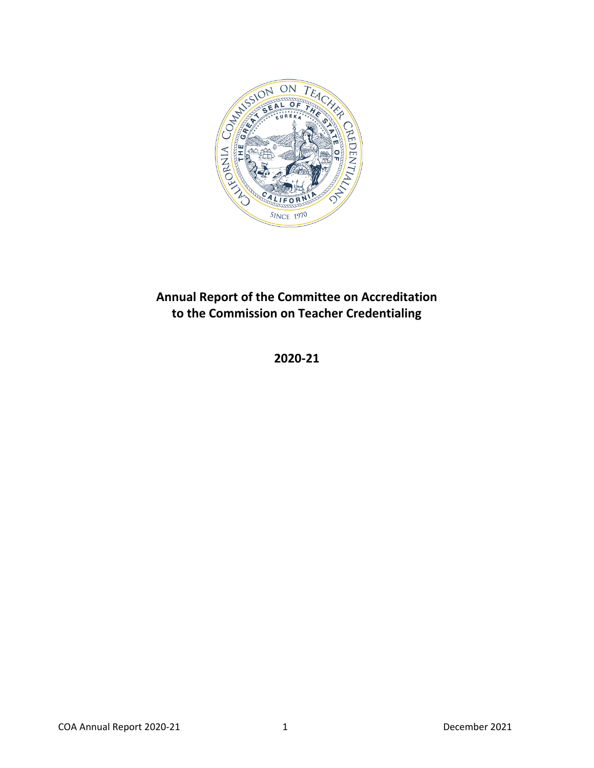# Annual Report of the Committee on Accreditation to the Commission on Teacher Credentialing

## 2020-21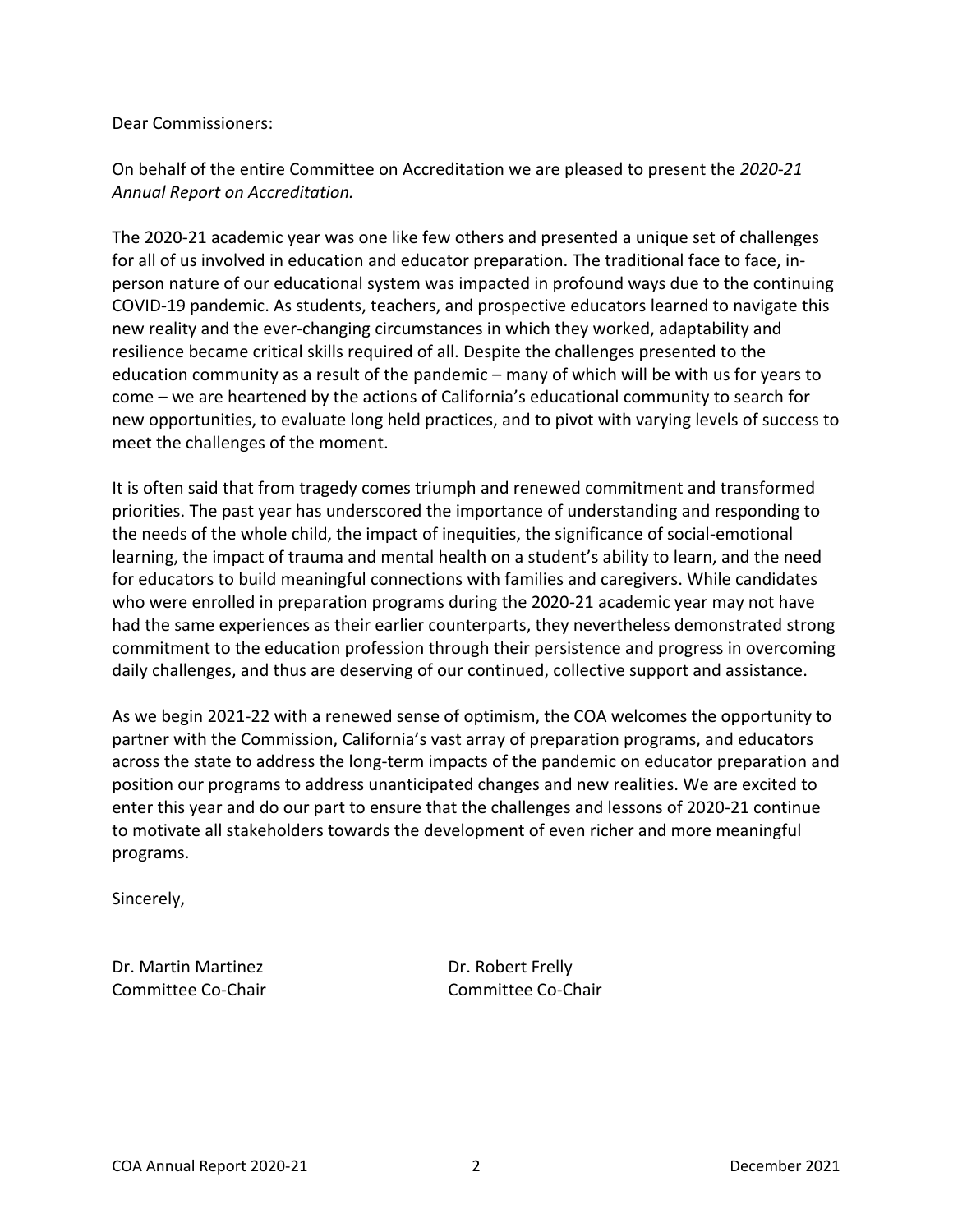Dear Commissioners:

On behalf of the entire Committee on Accreditation we are pleased to present the *2020-21 Annual Report on Accreditation.*

The 2020-21 academic year was one like few others and presented a unique set of challenges for all of us involved in education and educator preparation. The traditional face to face, in-person nature of our educational system was impacted in profound ways due to the continuing COVID-19 pandemic. As students, teachers, and prospective educators learned to navigate this new reality and the ever-changing circumstances in which they worked, adaptability and resilience became critical skills required of all. Despite the challenges presented to the education community as a result of the pandemic – many of which will be with us for years to come – we are heartened by the actions of California's educational community to search for new opportunities, to evaluate long held practices, and to pivot with varying levels of success to meet the challenges of the moment.

It is often said that from tragedy comes triumph and renewed commitment and transformed priorities. The past year has underscored the importance of understanding and responding to the needs of the whole child, the impact of inequities, the significance of social-emotional learning, the impact of trauma and mental health on a student's ability to learn, and the need for educators to build meaningful connections with families and caregivers. While candidates who were enrolled in preparation programs during the 2020-21 academic year may not have had the same experiences as their earlier counterparts, they nevertheless demonstrated strong commitment to the education profession through their persistence and progress in overcoming daily challenges, and thus are deserving of our continued, collective support and assistance.

As we begin 2021-22 with a renewed sense of optimism, the COA welcomes the opportunity to partner with the Commission, California's vast array of preparation programs, and educators across the state to address the long-term impacts of the pandemic on educator preparation and position our programs to address unanticipated changes and new realities. We are excited to enter this year and do our part to ensure that the challenges and lessons of 2020-21 continue to motivate all stakeholders towards the development of even richer and more meaningful programs.

Sincerely,

Dr. Martin Martinez
Committee Co-Chair

Dr. Robert Frelly
Committee Co-Chair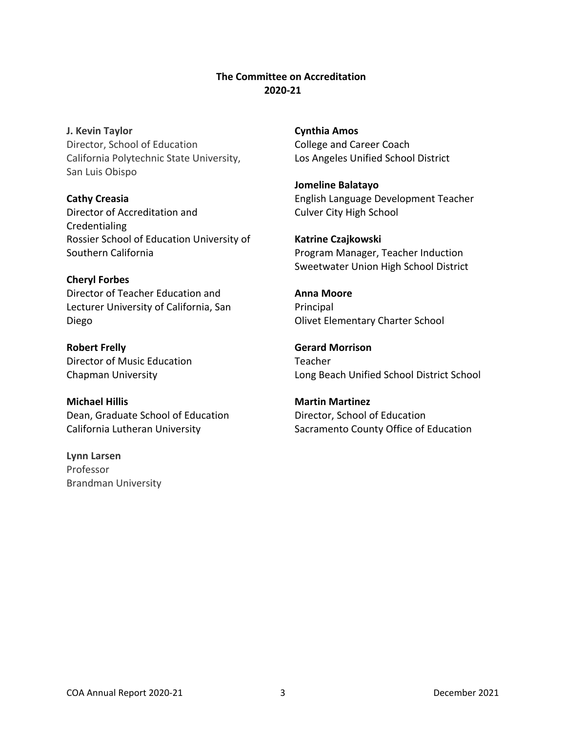## The Committee on Accreditation 2020-21

**J. Kevin Taylor**
Director, School of Education
California Polytechnic State University, San Luis Obispo

**Cathy Creasia**
Director of Accreditation and Credentialing
Rossier School of Education University of Southern California

**Cheryl Forbes**
Director of Teacher Education and Lecturer University of California, San Diego

**Robert Frelly**
Director of Music Education
Chapman University

**Michael Hillis**
Dean, Graduate School of Education
California Lutheran University

**Lynn Larsen**
Professor
Brandman University

**Cynthia Amos**
College and Career Coach
Los Angeles Unified School District

**Jomeline Balatayo**
English Language Development Teacher
Culver City High School

**Katrine Czajkowski**
Program Manager, Teacher Induction
Sweetwater Union High School District

**Anna Moore**
Principal
Olivet Elementary Charter School

**Gerard Morrison**
Teacher
Long Beach Unified School District School

**Martin Martinez**
Director, School of Education
Sacramento County Office of Education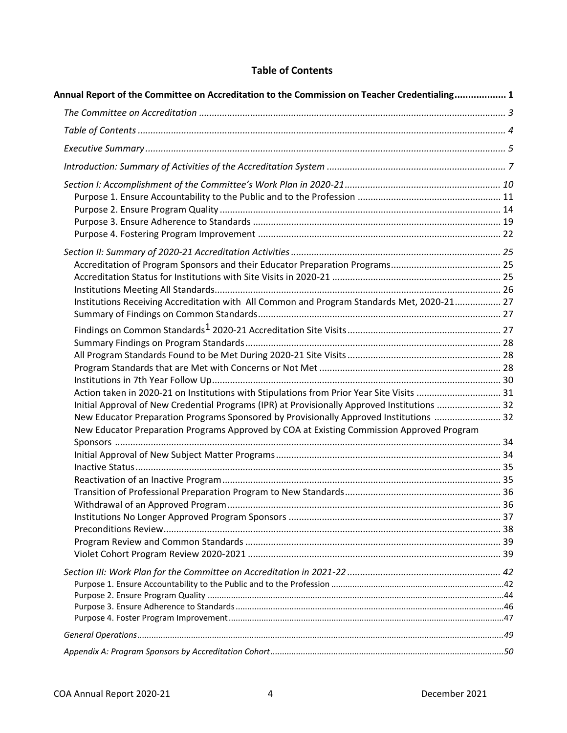# Table of Contents

**Annual Report of the Committee on Accreditation to the Commission on Teacher Credentialing .................. 1**

*The Committee on Accreditation ....................................................................................................... 3*

*Table of Contents ............................................................................................................................... 4*

*Executive Summary ............................................................................................................................ 5*

*Introduction: Summary of Activities of the Accreditation System ..................................................................... 7*

*Section I: Accomplishment of the Committee's Work Plan in 2020-21 ............................................................ 10*

- Purpose 1. Ensure Accountability to the Public and to the Profession ........................................................ 11
- Purpose 2. Ensure Program Quality .............................................................................................. 14
- Purpose 3. Ensure Adherence to Standards ................................................................................. 19
- Purpose 4. Fostering Program Improvement ............................................................................... 22

*Section II: Summary of 2020-21 Accreditation Activities ................................................................................ 25*

- Accreditation of Program Sponsors and their Educator Preparation Programs ........................................... 25
- Accreditation Status for Institutions with Site Visits in 2020-21 .................................................................. 25
- Institutions Meeting All Standards ................................................................................................ 26
- Institutions Receiving Accreditation with All Common and Program Standards Met, 2020-21 ................. 27
- Summary of Findings on Common Standards ............................................................................... 27
- Findings on Common Standards[1] 2020-21 Accreditation Site Visits ............................................................ 27
- Summary Findings on Program Standards ................................................................................... 28
- All Program Standards Found to be Met During 2020-21 Site Visits ............................................................ 28
- Program Standards that are Met with Concerns or Not Met ....................................................... 28
- Institutions in 7th Year Follow Up ................................................................................................. 30
- Action taken in 2020-21 on Institutions with Stipulations from Prior Year Site Visits ................................. 31
- Initial Approval of New Credential Programs (IPR) at Provisionally Approved Institutions ......................... 32
- New Educator Preparation Programs Sponsored by Provisionally Approved Institutions .......................... 32
- New Educator Preparation Programs Approved by COA at Existing Commission Approved Program Sponsors ....................................................................................................................................... 34
- Initial Approval of New Subject Matter Programs ........................................................................ 34
- Inactive Status .............................................................................................................................. 35
- Reactivation of an Inactive Program ............................................................................................ 35
- Transition of Professional Preparation Program to New Standards ............................................. 36
- Withdrawal of an Approved Program ........................................................................................... 36
- Institutions No Longer Approved Program Sponsors ................................................................... 37
- Preconditions Review .................................................................................................................... 38
- Program Review and Common Standards .................................................................................... 39
- Violet Cohort Program Review 2020-2021 .................................................................................. 39

*Section III: Work Plan for the Committee on Accreditation in 2021-22 ............................................................ 42*

- Purpose 1. Ensure Accountability to the Public and to the Profession ........................................................ 42
- Purpose 2. Ensure Program Quality .............................................................................................. 44
- Purpose 3. Ensure Adherence to Standards ................................................................................. 46
- Purpose 4. Foster Program Improvement .................................................................................... 47

*General Operations ............................................................................................................................ 49*

*Appendix A: Program Sponsors by Accreditation Cohort ................................................................................. 50*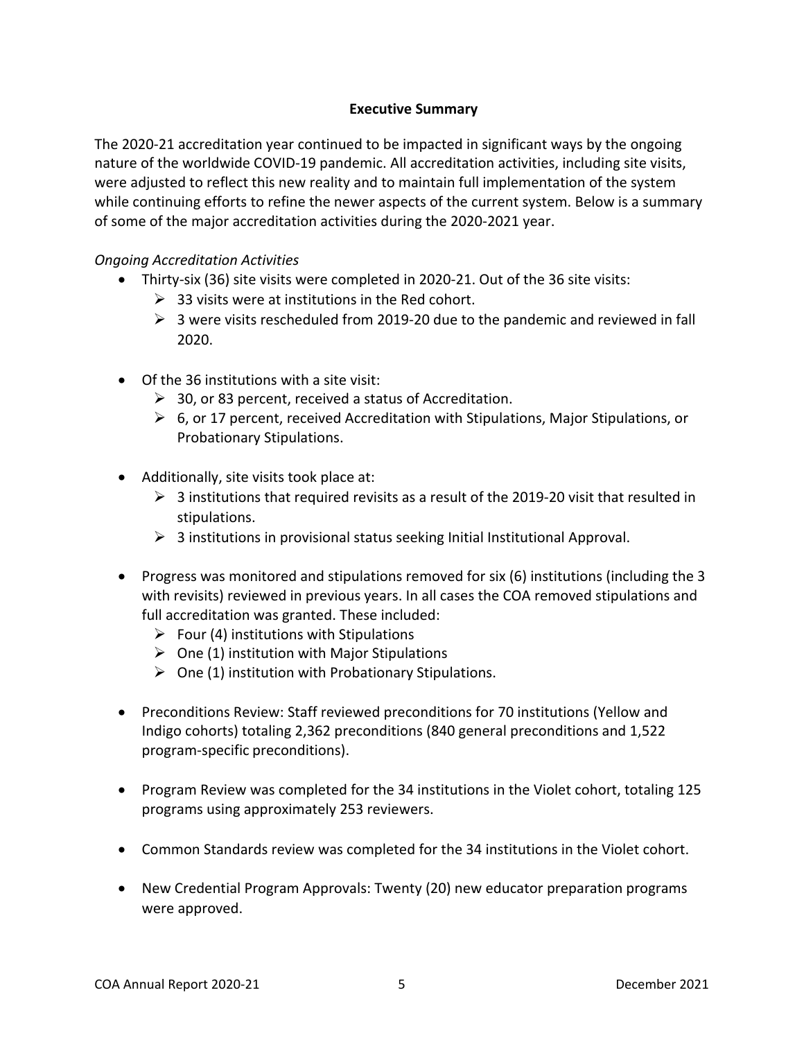## Executive Summary

The 2020-21 accreditation year continued to be impacted in significant ways by the ongoing nature of the worldwide COVID-19 pandemic. All accreditation activities, including site visits, were adjusted to reflect this new reality and to maintain full implementation of the system while continuing efforts to refine the newer aspects of the current system. Below is a summary of some of the major accreditation activities during the 2020-2021 year.

*Ongoing Accreditation Activities*

- Thirty-six (36) site visits were completed in 2020-21. Out of the 36 site visits:
  - 33 visits were at institutions in the Red cohort.
  - 3 were visits rescheduled from 2019-20 due to the pandemic and reviewed in fall 2020.
- Of the 36 institutions with a site visit:
  - 30, or 83 percent, received a status of Accreditation.
  - 6, or 17 percent, received Accreditation with Stipulations, Major Stipulations, or Probationary Stipulations.
- Additionally, site visits took place at:
  - 3 institutions that required revisits as a result of the 2019-20 visit that resulted in stipulations.
  - 3 institutions in provisional status seeking Initial Institutional Approval.
- Progress was monitored and stipulations removed for six (6) institutions (including the 3 with revisits) reviewed in previous years. In all cases the COA removed stipulations and full accreditation was granted. These included:
  - Four (4) institutions with Stipulations
  - One (1) institution with Major Stipulations
  - One (1) institution with Probationary Stipulations.
- Preconditions Review: Staff reviewed preconditions for 70 institutions (Yellow and Indigo cohorts) totaling 2,362 preconditions (840 general preconditions and 1,522 program-specific preconditions).
- Program Review was completed for the 34 institutions in the Violet cohort, totaling 125 programs using approximately 253 reviewers.
- Common Standards review was completed for the 34 institutions in the Violet cohort.
- New Credential Program Approvals: Twenty (20) new educator preparation programs were approved.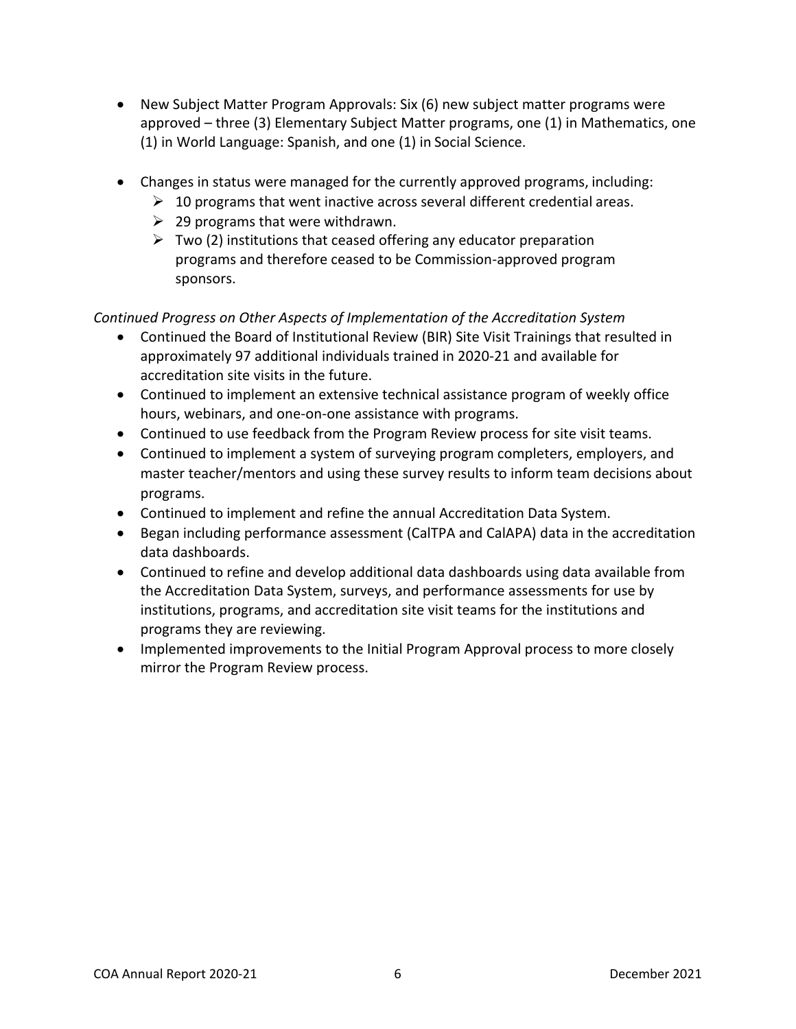- New Subject Matter Program Approvals: Six (6) new subject matter programs were approved – three (3) Elementary Subject Matter programs, one (1) in Mathematics, one (1) in World Language: Spanish, and one (1) in Social Science.

- Changes in status were managed for the currently approved programs, including:
  - 10 programs that went inactive across several different credential areas.
  - 29 programs that were withdrawn.
  - Two (2) institutions that ceased offering any educator preparation programs and therefore ceased to be Commission-approved program sponsors.

*Continued Progress on Other Aspects of Implementation of the Accreditation System*

- Continued the Board of Institutional Review (BIR) Site Visit Trainings that resulted in approximately 97 additional individuals trained in 2020-21 and available for accreditation site visits in the future.
- Continued to implement an extensive technical assistance program of weekly office hours, webinars, and one-on-one assistance with programs.
- Continued to use feedback from the Program Review process for site visit teams.
- Continued to implement a system of surveying program completers, employers, and master teacher/mentors and using these survey results to inform team decisions about programs.
- Continued to implement and refine the annual Accreditation Data System.
- Began including performance assessment (CalTPA and CalAPA) data in the accreditation data dashboards.
- Continued to refine and develop additional data dashboards using data available from the Accreditation Data System, surveys, and performance assessments for use by institutions, programs, and accreditation site visit teams for the institutions and programs they are reviewing.
- Implemented improvements to the Initial Program Approval process to more closely mirror the Program Review process.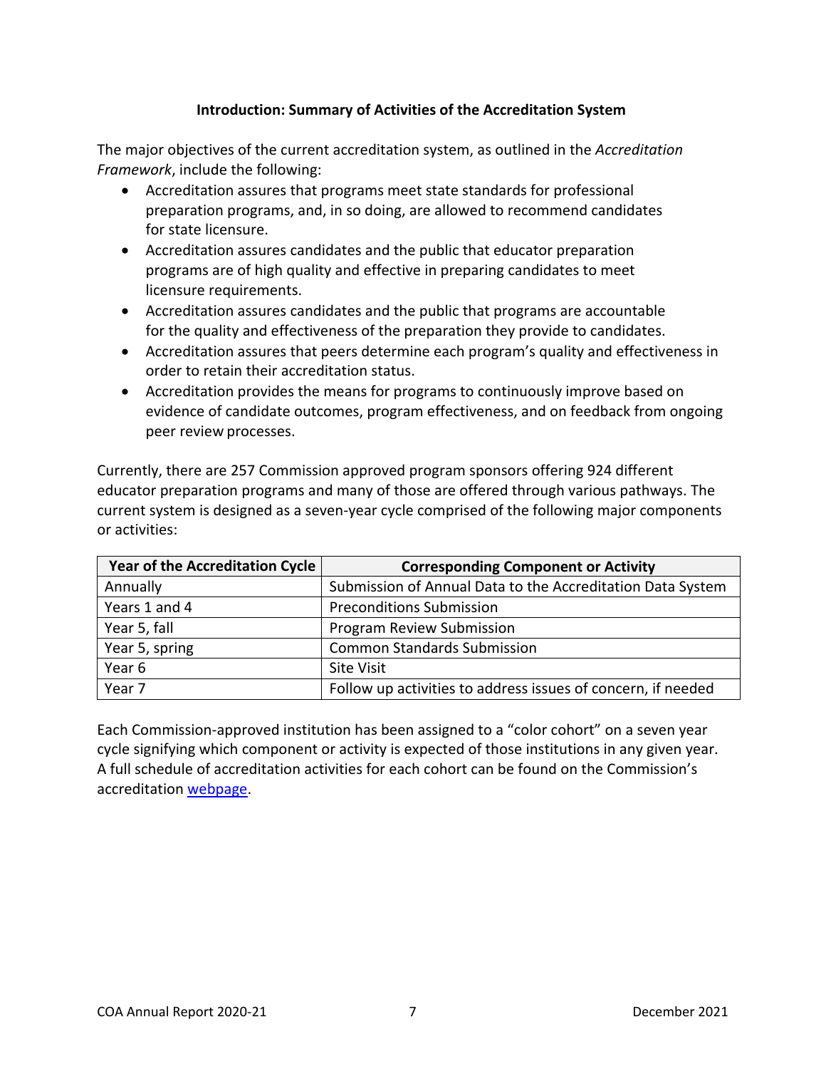## Introduction: Summary of Activities of the Accreditation System

The major objectives of the current accreditation system, as outlined in the *Accreditation Framework*, include the following:

- Accreditation assures that programs meet state standards for professional preparation programs, and, in so doing, are allowed to recommend candidates for state licensure.
- Accreditation assures candidates and the public that educator preparation programs are of high quality and effective in preparing candidates to meet licensure requirements.
- Accreditation assures candidates and the public that programs are accountable for the quality and effectiveness of the preparation they provide to candidates.
- Accreditation assures that peers determine each program's quality and effectiveness in order to retain their accreditation status.
- Accreditation provides the means for programs to continuously improve based on evidence of candidate outcomes, program effectiveness, and on feedback from ongoing peer review processes.

Currently, there are 257 Commission approved program sponsors offering 924 different educator preparation programs and many of those are offered through various pathways. The current system is designed as a seven-year cycle comprised of the following major components or activities:

| Year of the Accreditation Cycle | Corresponding Component or Activity |
| --- | --- |
| Annually | Submission of Annual Data to the Accreditation Data System |
| Years 1 and 4 | Preconditions Submission |
| Year 5, fall | Program Review Submission |
| Year 5, spring | Common Standards Submission |
| Year 6 | Site Visit |
| Year 7 | Follow up activities to address issues of concern, if needed |

Each Commission-approved institution has been assigned to a "color cohort" on a seven year cycle signifying which component or activity is expected of those institutions in any given year. A full schedule of accreditation activities for each cohort can be found on the Commission's accreditation webpage.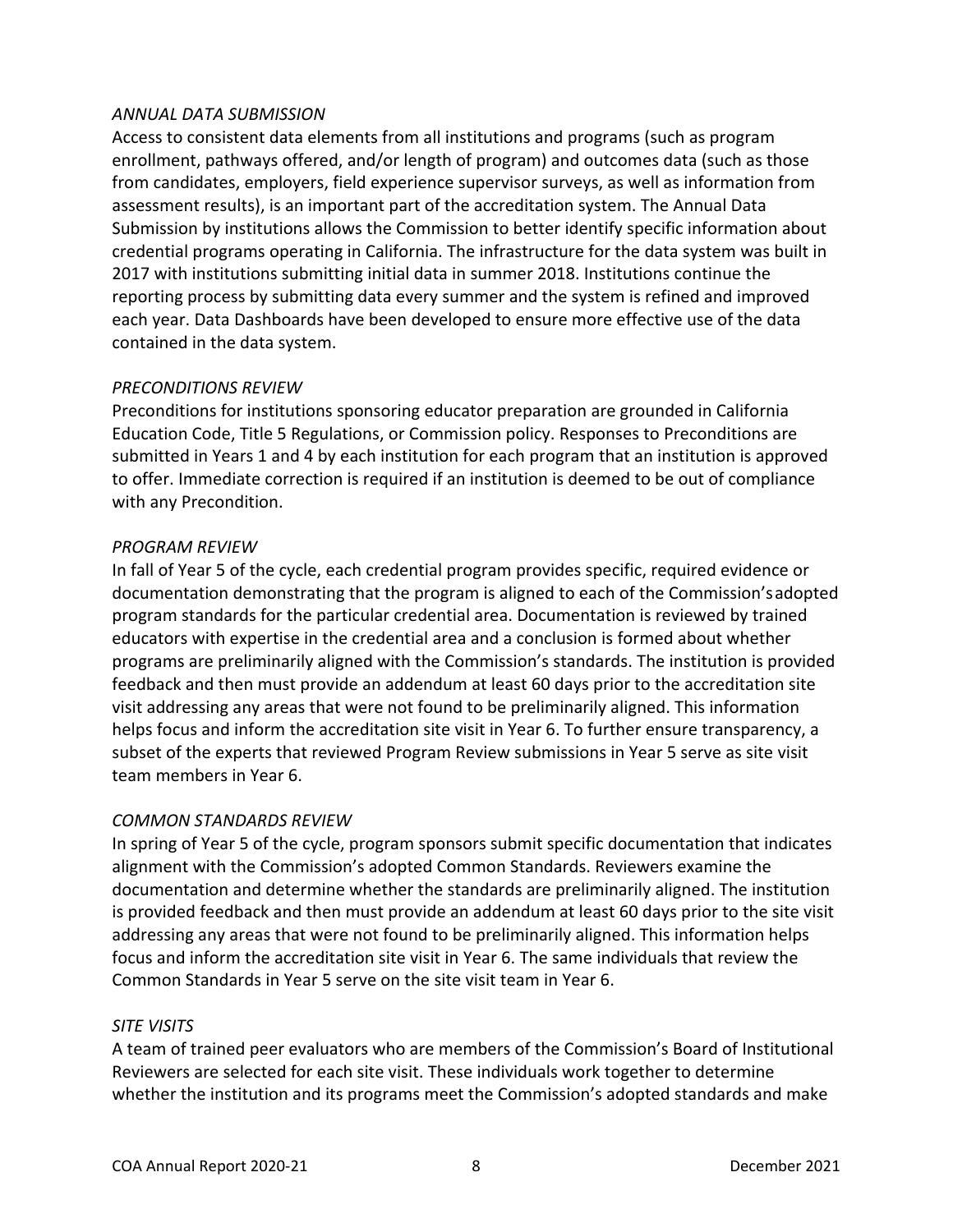*ANNUAL DATA SUBMISSION*

Access to consistent data elements from all institutions and programs (such as program enrollment, pathways offered, and/or length of program) and outcomes data (such as those from candidates, employers, field experience supervisor surveys, as well as information from assessment results), is an important part of the accreditation system. The Annual Data Submission by institutions allows the Commission to better identify specific information about credential programs operating in California. The infrastructure for the data system was built in 2017 with institutions submitting initial data in summer 2018. Institutions continue the reporting process by submitting data every summer and the system is refined and improved each year. Data Dashboards have been developed to ensure more effective use of the data contained in the data system.

*PRECONDITIONS REVIEW*

Preconditions for institutions sponsoring educator preparation are grounded in California Education Code, Title 5 Regulations, or Commission policy. Responses to Preconditions are submitted in Years 1 and 4 by each institution for each program that an institution is approved to offer. Immediate correction is required if an institution is deemed to be out of compliance with any Precondition.

*PROGRAM REVIEW*

In fall of Year 5 of the cycle, each credential program provides specific, required evidence or documentation demonstrating that the program is aligned to each of the Commission's adopted program standards for the particular credential area. Documentation is reviewed by trained educators with expertise in the credential area and a conclusion is formed about whether programs are preliminarily aligned with the Commission's standards. The institution is provided feedback and then must provide an addendum at least 60 days prior to the accreditation site visit addressing any areas that were not found to be preliminarily aligned. This information helps focus and inform the accreditation site visit in Year 6. To further ensure transparency, a subset of the experts that reviewed Program Review submissions in Year 5 serve as site visit team members in Year 6.

*COMMON STANDARDS REVIEW*

In spring of Year 5 of the cycle, program sponsors submit specific documentation that indicates alignment with the Commission's adopted Common Standards. Reviewers examine the documentation and determine whether the standards are preliminarily aligned. The institution is provided feedback and then must provide an addendum at least 60 days prior to the site visit addressing any areas that were not found to be preliminarily aligned. This information helps focus and inform the accreditation site visit in Year 6. The same individuals that review the Common Standards in Year 5 serve on the site visit team in Year 6.

*SITE VISITS*

A team of trained peer evaluators who are members of the Commission's Board of Institutional Reviewers are selected for each site visit. These individuals work together to determine whether the institution and its programs meet the Commission's adopted standards and make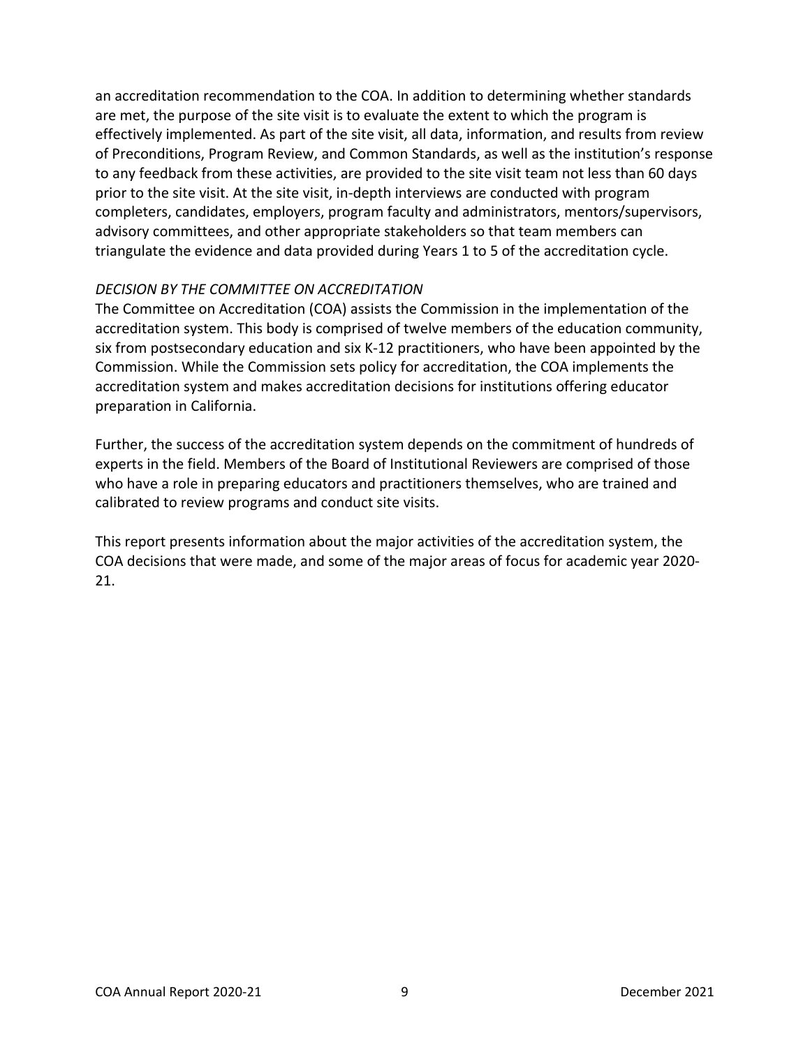an accreditation recommendation to the COA. In addition to determining whether standards are met, the purpose of the site visit is to evaluate the extent to which the program is effectively implemented. As part of the site visit, all data, information, and results from review of Preconditions, Program Review, and Common Standards, as well as the institution's response to any feedback from these activities, are provided to the site visit team not less than 60 days prior to the site visit. At the site visit, in-depth interviews are conducted with program completers, candidates, employers, program faculty and administrators, mentors/supervisors, advisory committees, and other appropriate stakeholders so that team members can triangulate the evidence and data provided during Years 1 to 5 of the accreditation cycle.

*DECISION BY THE COMMITTEE ON ACCREDITATION*

The Committee on Accreditation (COA) assists the Commission in the implementation of the accreditation system. This body is comprised of twelve members of the education community, six from postsecondary education and six K-12 practitioners, who have been appointed by the Commission. While the Commission sets policy for accreditation, the COA implements the accreditation system and makes accreditation decisions for institutions offering educator preparation in California.

Further, the success of the accreditation system depends on the commitment of hundreds of experts in the field. Members of the Board of Institutional Reviewers are comprised of those who have a role in preparing educators and practitioners themselves, who are trained and calibrated to review programs and conduct site visits.

This report presents information about the major activities of the accreditation system, the COA decisions that were made, and some of the major areas of focus for academic year 2020-21.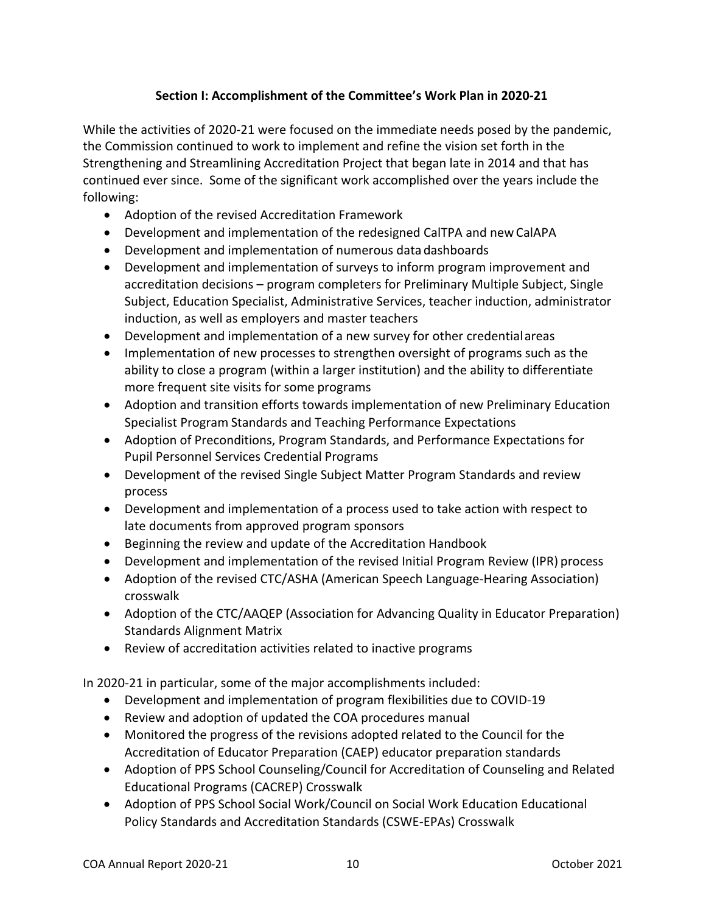## Section I: Accomplishment of the Committee's Work Plan in 2020-21

While the activities of 2020-21 were focused on the immediate needs posed by the pandemic, the Commission continued to work to implement and refine the vision set forth in the Strengthening and Streamlining Accreditation Project that began late in 2014 and that has continued ever since. Some of the significant work accomplished over the years include the following:

- Adoption of the revised Accreditation Framework
- Development and implementation of the redesigned CalTPA and new CalAPA
- Development and implementation of numerous data dashboards
- Development and implementation of surveys to inform program improvement and accreditation decisions – program completers for Preliminary Multiple Subject, Single Subject, Education Specialist, Administrative Services, teacher induction, administrator induction, as well as employers and master teachers
- Development and implementation of a new survey for other credential areas
- Implementation of new processes to strengthen oversight of programs such as the ability to close a program (within a larger institution) and the ability to differentiate more frequent site visits for some programs
- Adoption and transition efforts towards implementation of new Preliminary Education Specialist Program Standards and Teaching Performance Expectations
- Adoption of Preconditions, Program Standards, and Performance Expectations for Pupil Personnel Services Credential Programs
- Development of the revised Single Subject Matter Program Standards and review process
- Development and implementation of a process used to take action with respect to late documents from approved program sponsors
- Beginning the review and update of the Accreditation Handbook
- Development and implementation of the revised Initial Program Review (IPR) process
- Adoption of the revised CTC/ASHA (American Speech Language-Hearing Association) crosswalk
- Adoption of the CTC/AAQEP (Association for Advancing Quality in Educator Preparation) Standards Alignment Matrix
- Review of accreditation activities related to inactive programs

In 2020-21 in particular, some of the major accomplishments included:

- Development and implementation of program flexibilities due to COVID-19
- Review and adoption of updated the COA procedures manual
- Monitored the progress of the revisions adopted related to the Council for the Accreditation of Educator Preparation (CAEP) educator preparation standards
- Adoption of PPS School Counseling/Council for Accreditation of Counseling and Related Educational Programs (CACREP) Crosswalk
- Adoption of PPS School Social Work/Council on Social Work Education Educational Policy Standards and Accreditation Standards (CSWE-EPAs) Crosswalk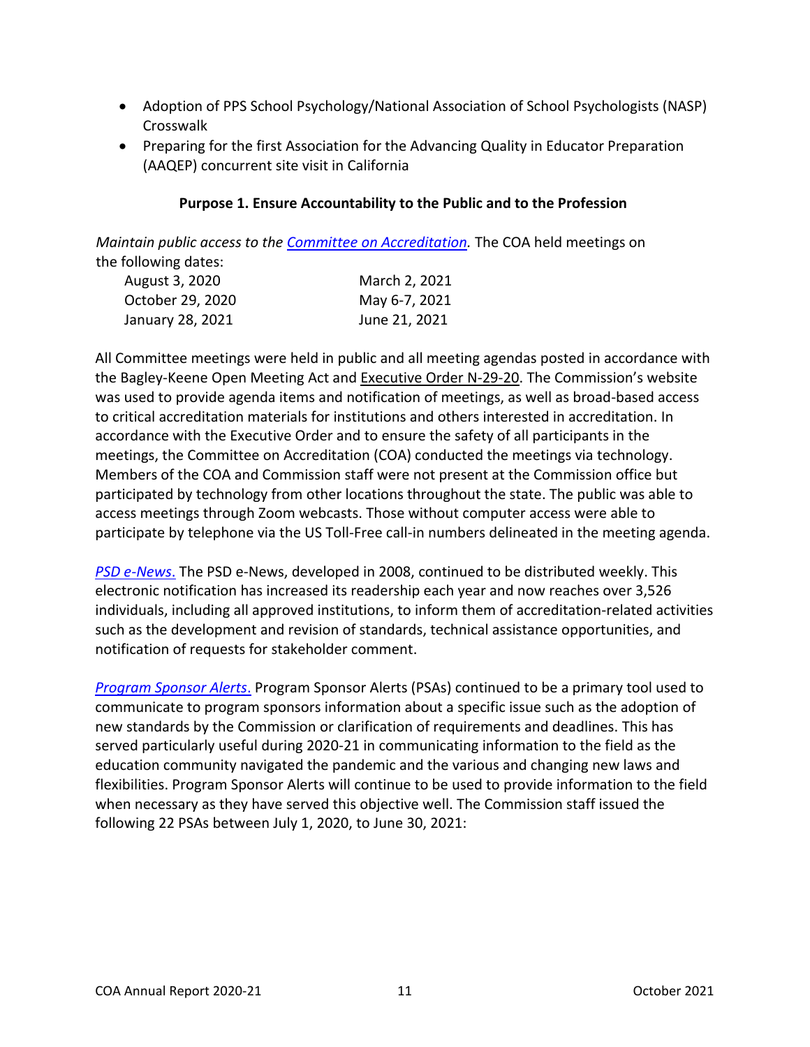- Adoption of PPS School Psychology/National Association of School Psychologists (NASP) Crosswalk
- Preparing for the first Association for the Advancing Quality in Educator Preparation (AAQEP) concurrent site visit in California

**Purpose 1. Ensure Accountability to the Public and to the Profession**

*Maintain public access to the Committee on Accreditation.* The COA held meetings on the following dates:

| | |
|---|---|
| August 3, 2020 | March 2, 2021 |
| October 29, 2020 | May 6-7, 2021 |
| January 28, 2021 | June 21, 2021 |

All Committee meetings were held in public and all meeting agendas posted in accordance with the Bagley-Keene Open Meeting Act and Executive Order N-29-20. The Commission's website was used to provide agenda items and notification of meetings, as well as broad-based access to critical accreditation materials for institutions and others interested in accreditation. In accordance with the Executive Order and to ensure the safety of all participants in the meetings, the Committee on Accreditation (COA) conducted the meetings via technology. Members of the COA and Commission staff were not present at the Commission office but participated by technology from other locations throughout the state. The public was able to access meetings through Zoom webcasts. Those without computer access were able to participate by telephone via the US Toll-Free call-in numbers delineated in the meeting agenda.

*PSD e-News.* The PSD e-News, developed in 2008, continued to be distributed weekly. This electronic notification has increased its readership each year and now reaches over 3,526 individuals, including all approved institutions, to inform them of accreditation-related activities such as the development and revision of standards, technical assistance opportunities, and notification of requests for stakeholder comment.

*Program Sponsor Alerts*. Program Sponsor Alerts (PSAs) continued to be a primary tool used to communicate to program sponsors information about a specific issue such as the adoption of new standards by the Commission or clarification of requirements and deadlines. This has served particularly useful during 2020-21 in communicating information to the field as the education community navigated the pandemic and the various and changing new laws and flexibilities. Program Sponsor Alerts will continue to be used to provide information to the field when necessary as they have served this objective well. The Commission staff issued the following 22 PSAs between July 1, 2020, to June 30, 2021: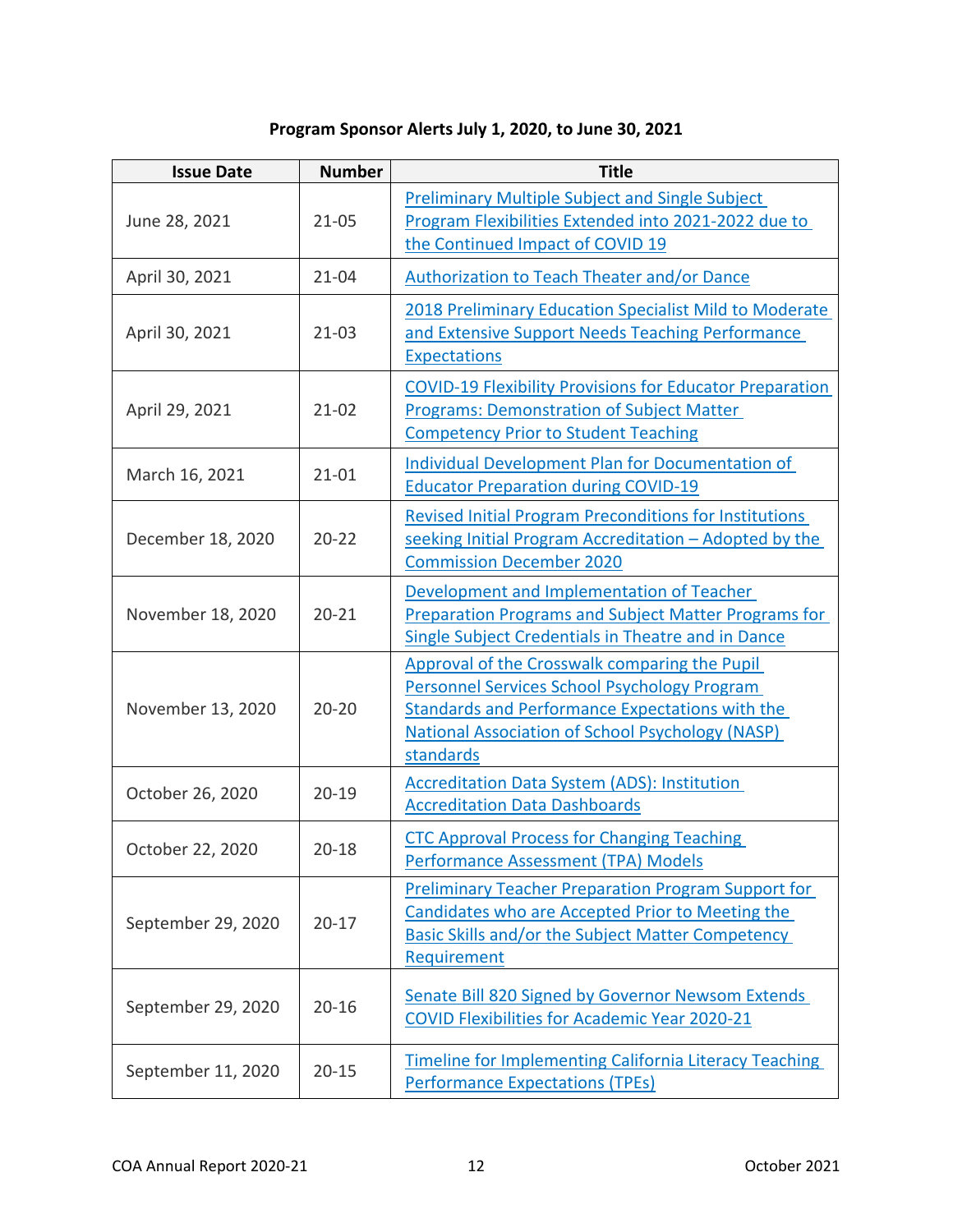**Program Sponsor Alerts July 1, 2020, to June 30, 2021**

| Issue Date | Number | Title |
|---|---|---|
| June 28, 2021 | 21-05 | Preliminary Multiple Subject and Single Subject Program Flexibilities Extended into 2021-2022 due to the Continued Impact of COVID 19 |
| April 30, 2021 | 21-04 | Authorization to Teach Theater and/or Dance |
| April 30, 2021 | 21-03 | 2018 Preliminary Education Specialist Mild to Moderate and Extensive Support Needs Teaching Performance Expectations |
| April 29, 2021 | 21-02 | COVID-19 Flexibility Provisions for Educator Preparation Programs: Demonstration of Subject Matter Competency Prior to Student Teaching |
| March 16, 2021 | 21-01 | Individual Development Plan for Documentation of Educator Preparation during COVID-19 |
| December 18, 2020 | 20-22 | Revised Initial Program Preconditions for Institutions seeking Initial Program Accreditation – Adopted by the Commission December 2020 |
| November 18, 2020 | 20-21 | Development and Implementation of Teacher Preparation Programs and Subject Matter Programs for Single Subject Credentials in Theatre and in Dance |
| November 13, 2020 | 20-20 | Approval of the Crosswalk comparing the Pupil Personnel Services School Psychology Program Standards and Performance Expectations with the National Association of School Psychology (NASP) standards |
| October 26, 2020 | 20-19 | Accreditation Data System (ADS): Institution Accreditation Data Dashboards |
| October 22, 2020 | 20-18 | CTC Approval Process for Changing Teaching Performance Assessment (TPA) Models |
| September 29, 2020 | 20-17 | Preliminary Teacher Preparation Program Support for Candidates who are Accepted Prior to Meeting the Basic Skills and/or the Subject Matter Competency Requirement |
| September 29, 2020 | 20-16 | Senate Bill 820 Signed by Governor Newsom Extends COVID Flexibilities for Academic Year 2020-21 |
| September 11, 2020 | 20-15 | Timeline for Implementing California Literacy Teaching Performance Expectations (TPEs) |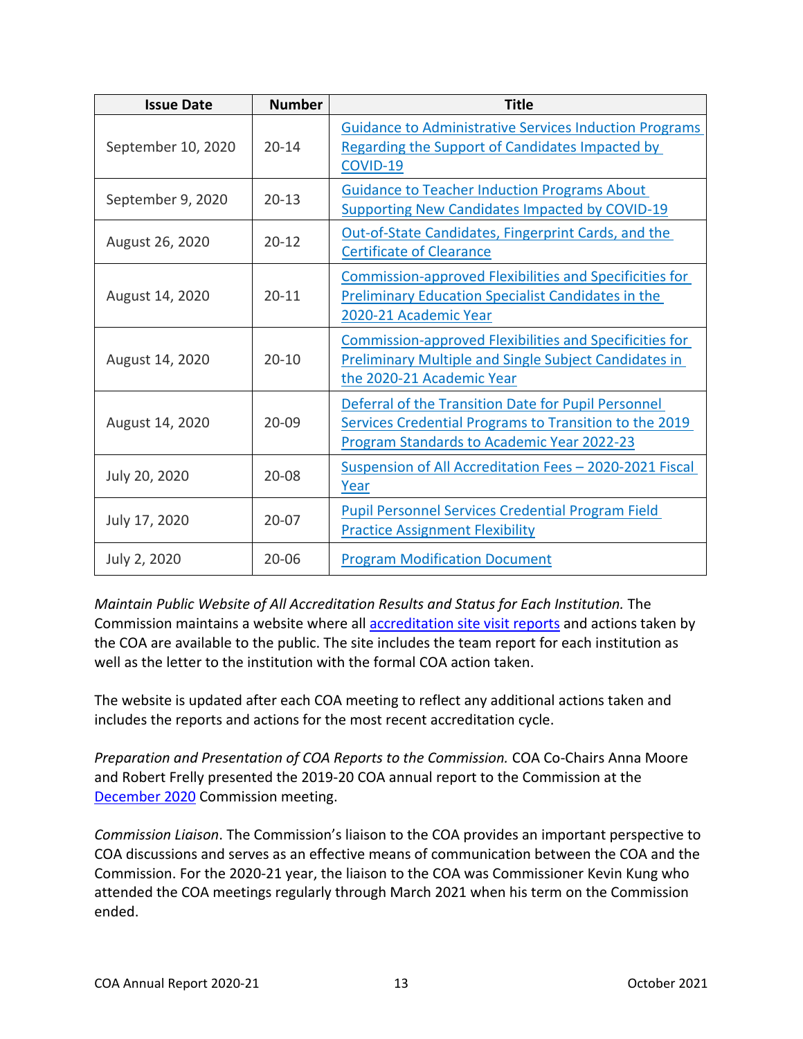| Issue Date | Number | Title |
|---|---|---|
| September 10, 2020 | 20-14 | Guidance to Administrative Services Induction Programs Regarding the Support of Candidates Impacted by COVID-19 |
| September 9, 2020 | 20-13 | Guidance to Teacher Induction Programs About Supporting New Candidates Impacted by COVID-19 |
| August 26, 2020 | 20-12 | Out-of-State Candidates, Fingerprint Cards, and the Certificate of Clearance |
| August 14, 2020 | 20-11 | Commission-approved Flexibilities and Specificities for Preliminary Education Specialist Candidates in the 2020-21 Academic Year |
| August 14, 2020 | 20-10 | Commission-approved Flexibilities and Specificities for Preliminary Multiple and Single Subject Candidates in the 2020-21 Academic Year |
| August 14, 2020 | 20-09 | Deferral of the Transition Date for Pupil Personnel Services Credential Programs to Transition to the 2019 Program Standards to Academic Year 2022-23 |
| July 20, 2020 | 20-08 | Suspension of All Accreditation Fees – 2020-2021 Fiscal Year |
| July 17, 2020 | 20-07 | Pupil Personnel Services Credential Program Field Practice Assignment Flexibility |
| July 2, 2020 | 20-06 | Program Modification Document |

*Maintain Public Website of All Accreditation Results and Status for Each Institution.* The Commission maintains a website where all accreditation site visit reports and actions taken by the COA are available to the public. The site includes the team report for each institution as well as the letter to the institution with the formal COA action taken.

The website is updated after each COA meeting to reflect any additional actions taken and includes the reports and actions for the most recent accreditation cycle.

*Preparation and Presentation of COA Reports to the Commission.* COA Co-Chairs Anna Moore and Robert Frelly presented the 2019-20 COA annual report to the Commission at the December 2020 Commission meeting.

*Commission Liaison*. The Commission's liaison to the COA provides an important perspective to COA discussions and serves as an effective means of communication between the COA and the Commission. For the 2020-21 year, the liaison to the COA was Commissioner Kevin Kung who attended the COA meetings regularly through March 2021 when his term on the Commission ended.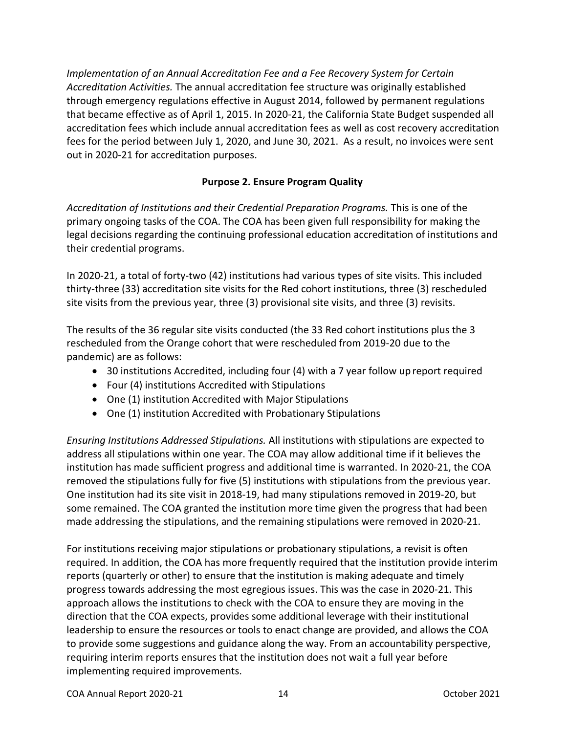*Implementation of an Annual Accreditation Fee and a Fee Recovery System for Certain Accreditation Activities.* The annual accreditation fee structure was originally established through emergency regulations effective in August 2014, followed by permanent regulations that became effective as of April 1, 2015. In 2020-21, the California State Budget suspended all accreditation fees which include annual accreditation fees as well as cost recovery accreditation fees for the period between July 1, 2020, and June 30, 2021. As a result, no invoices were sent out in 2020-21 for accreditation purposes.

### Purpose 2. Ensure Program Quality

*Accreditation of Institutions and their Credential Preparation Programs.* This is one of the primary ongoing tasks of the COA. The COA has been given full responsibility for making the legal decisions regarding the continuing professional education accreditation of institutions and their credential programs.

In 2020-21, a total of forty-two (42) institutions had various types of site visits. This included thirty-three (33) accreditation site visits for the Red cohort institutions, three (3) rescheduled site visits from the previous year, three (3) provisional site visits, and three (3) revisits.

The results of the 36 regular site visits conducted (the 33 Red cohort institutions plus the 3 rescheduled from the Orange cohort that were rescheduled from 2019-20 due to the pandemic) are as follows:

- 30 institutions Accredited, including four (4) with a 7 year follow up report required
- Four (4) institutions Accredited with Stipulations
- One (1) institution Accredited with Major Stipulations
- One (1) institution Accredited with Probationary Stipulations

*Ensuring Institutions Addressed Stipulations.* All institutions with stipulations are expected to address all stipulations within one year. The COA may allow additional time if it believes the institution has made sufficient progress and additional time is warranted. In 2020-21, the COA removed the stipulations fully for five (5) institutions with stipulations from the previous year. One institution had its site visit in 2018-19, had many stipulations removed in 2019-20, but some remained. The COA granted the institution more time given the progress that had been made addressing the stipulations, and the remaining stipulations were removed in 2020-21.

For institutions receiving major stipulations or probationary stipulations, a revisit is often required. In addition, the COA has more frequently required that the institution provide interim reports (quarterly or other) to ensure that the institution is making adequate and timely progress towards addressing the most egregious issues. This was the case in 2020-21. This approach allows the institutions to check with the COA to ensure they are moving in the direction that the COA expects, provides some additional leverage with their institutional leadership to ensure the resources or tools to enact change are provided, and allows the COA to provide some suggestions and guidance along the way. From an accountability perspective, requiring interim reports ensures that the institution does not wait a full year before implementing required improvements.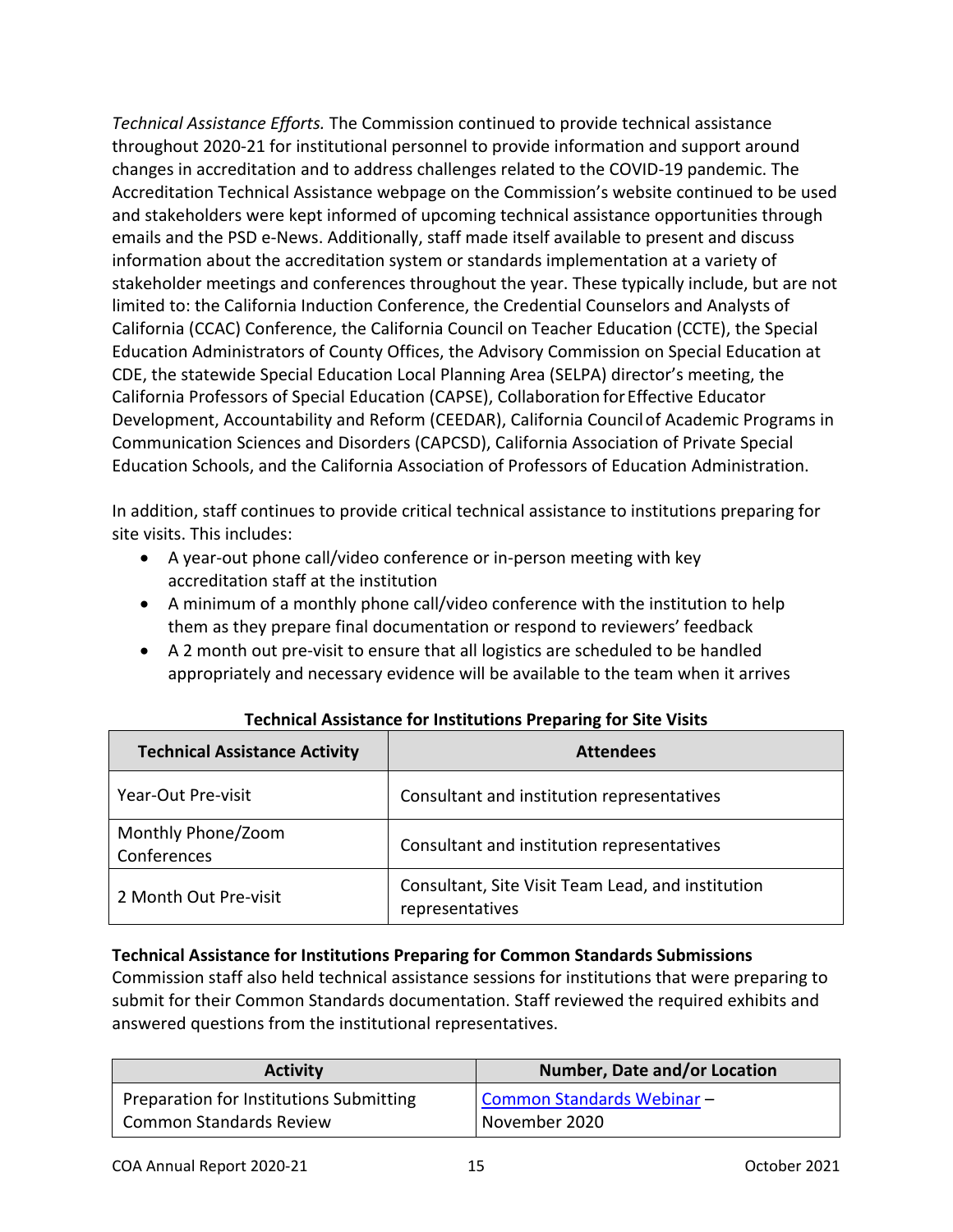*Technical Assistance Efforts.* The Commission continued to provide technical assistance throughout 2020-21 for institutional personnel to provide information and support around changes in accreditation and to address challenges related to the COVID-19 pandemic. The Accreditation Technical Assistance webpage on the Commission's website continued to be used and stakeholders were kept informed of upcoming technical assistance opportunities through emails and the PSD e-News. Additionally, staff made itself available to present and discuss information about the accreditation system or standards implementation at a variety of stakeholder meetings and conferences throughout the year. These typically include, but are not limited to: the California Induction Conference, the Credential Counselors and Analysts of California (CCAC) Conference, the California Council on Teacher Education (CCTE), the Special Education Administrators of County Offices, the Advisory Commission on Special Education at CDE, the statewide Special Education Local Planning Area (SELPA) director's meeting, the California Professors of Special Education (CAPSE), Collaboration for Effective Educator Development, Accountability and Reform (CEEDAR), California Council of Academic Programs in Communication Sciences and Disorders (CAPCSD), California Association of Private Special Education Schools, and the California Association of Professors of Education Administration.

In addition, staff continues to provide critical technical assistance to institutions preparing for site visits. This includes:

- A year-out phone call/video conference or in-person meeting with key accreditation staff at the institution
- A minimum of a monthly phone call/video conference with the institution to help them as they prepare final documentation or respond to reviewers' feedback
- A 2 month out pre-visit to ensure that all logistics are scheduled to be handled appropriately and necessary evidence will be available to the team when it arrives

**Technical Assistance for Institutions Preparing for Site Visits**

| Technical Assistance Activity | Attendees |
|---|---|
| Year-Out Pre-visit | Consultant and institution representatives |
| Monthly Phone/Zoom Conferences | Consultant and institution representatives |
| 2 Month Out Pre-visit | Consultant, Site Visit Team Lead, and institution representatives |

**Technical Assistance for Institutions Preparing for Common Standards Submissions**

Commission staff also held technical assistance sessions for institutions that were preparing to submit for their Common Standards documentation. Staff reviewed the required exhibits and answered questions from the institutional representatives.

| Activity | Number, Date and/or Location |
|---|---|
| Preparation for Institutions Submitting Common Standards Review | Common Standards Webinar – November 2020 |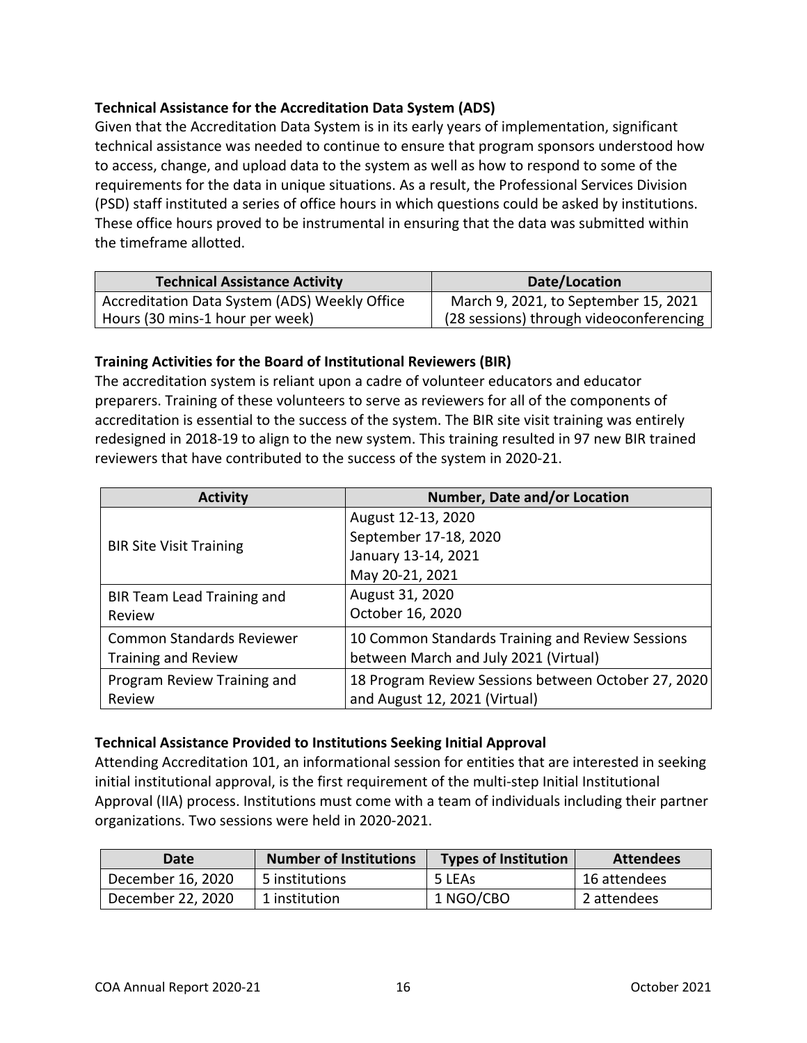**Technical Assistance for the Accreditation Data System (ADS)**

Given that the Accreditation Data System is in its early years of implementation, significant technical assistance was needed to continue to ensure that program sponsors understood how to access, change, and upload data to the system as well as how to respond to some of the requirements for the data in unique situations. As a result, the Professional Services Division (PSD) staff instituted a series of office hours in which questions could be asked by institutions. These office hours proved to be instrumental in ensuring that the data was submitted within the timeframe allotted.

| Technical Assistance Activity | Date/Location |
| --- | --- |
| Accreditation Data System (ADS) Weekly Office Hours (30 mins-1 hour per week) | March 9, 2021, to September 15, 2021 (28 sessions) through videoconferencing |

**Training Activities for the Board of Institutional Reviewers (BIR)**

The accreditation system is reliant upon a cadre of volunteer educators and educator preparers. Training of these volunteers to serve as reviewers for all of the components of accreditation is essential to the success of the system. The BIR site visit training was entirely redesigned in 2018-19 to align to the new system. This training resulted in 97 new BIR trained reviewers that have contributed to the success of the system in 2020-21.

| Activity | Number, Date and/or Location |
| --- | --- |
| BIR Site Visit Training | August 12-13, 2020<br>September 17-18, 2020<br>January 13-14, 2021<br>May 20-21, 2021 |
| BIR Team Lead Training and Review | August 31, 2020<br>October 16, 2020 |
| Common Standards Reviewer Training and Review | 10 Common Standards Training and Review Sessions between March and July 2021 (Virtual) |
| Program Review Training and Review | 18 Program Review Sessions between October 27, 2020 and August 12, 2021 (Virtual) |

**Technical Assistance Provided to Institutions Seeking Initial Approval**

Attending Accreditation 101, an informational session for entities that are interested in seeking initial institutional approval, is the first requirement of the multi-step Initial Institutional Approval (IIA) process. Institutions must come with a team of individuals including their partner organizations. Two sessions were held in 2020-2021.

| Date | Number of Institutions | Types of Institution | Attendees |
| --- | --- | --- | --- |
| December 16, 2020 | 5 institutions | 5 LEAs | 16 attendees |
| December 22, 2020 | 1 institution | 1 NGO/CBO | 2 attendees |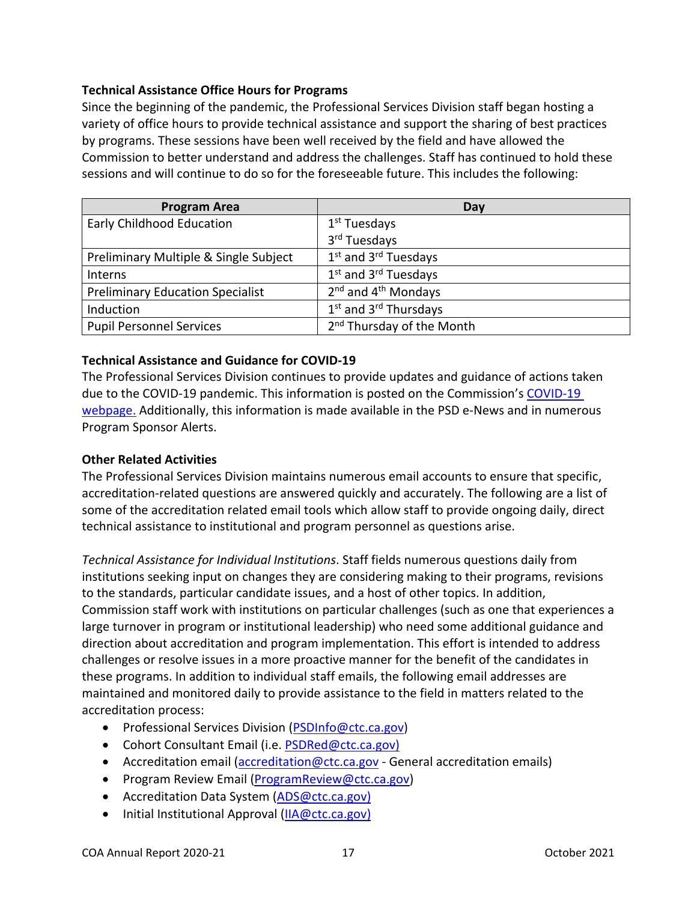**Technical Assistance Office Hours for Programs**

Since the beginning of the pandemic, the Professional Services Division staff began hosting a variety of office hours to provide technical assistance and support the sharing of best practices by programs. These sessions have been well received by the field and have allowed the Commission to better understand and address the challenges. Staff has continued to hold these sessions and will continue to do so for the foreseeable future. This includes the following:

| Program Area | Day |
| --- | --- |
| Early Childhood Education | 1st Tuesdays<br>3rd Tuesdays |
| Preliminary Multiple & Single Subject | 1st and 3rd Tuesdays |
| Interns | 1st and 3rd Tuesdays |
| Preliminary Education Specialist | 2nd and 4th Mondays |
| Induction | 1st and 3rd Thursdays |
| Pupil Personnel Services | 2nd Thursday of the Month |

**Technical Assistance and Guidance for COVID-19**

The Professional Services Division continues to provide updates and guidance of actions taken due to the COVID-19 pandemic. This information is posted on the Commission's [COVID-19 webpage.](#) Additionally, this information is made available in the PSD e-News and in numerous Program Sponsor Alerts.

**Other Related Activities**

The Professional Services Division maintains numerous email accounts to ensure that specific, accreditation-related questions are answered quickly and accurately. The following are a list of some of the accreditation related email tools which allow staff to provide ongoing daily, direct technical assistance to institutional and program personnel as questions arise.

*Technical Assistance for Individual Institutions*. Staff fields numerous questions daily from institutions seeking input on changes they are considering making to their programs, revisions to the standards, particular candidate issues, and a host of other topics. In addition, Commission staff work with institutions on particular challenges (such as one that experiences a large turnover in program or institutional leadership) who need some additional guidance and direction about accreditation and program implementation. This effort is intended to address challenges or resolve issues in a more proactive manner for the benefit of the candidates in these programs. In addition to individual staff emails, the following email addresses are maintained and monitored daily to provide assistance to the field in matters related to the accreditation process:

- Professional Services Division (PSDInfo@ctc.ca.gov)
- Cohort Consultant Email (i.e. PSDRed@ctc.ca.gov)
- Accreditation email (accreditation@ctc.ca.gov - General accreditation emails)
- Program Review Email (ProgramReview@ctc.ca.gov)
- Accreditation Data System (ADS@ctc.ca.gov)
- Initial Institutional Approval (IIA@ctc.ca.gov)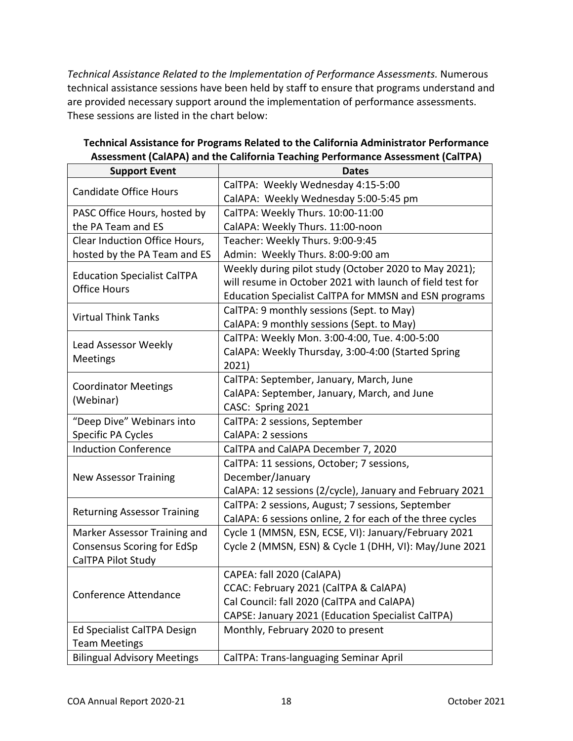*Technical Assistance Related to the Implementation of Performance Assessments.* Numerous technical assistance sessions have been held by staff to ensure that programs understand and are provided necessary support around the implementation of performance assessments. These sessions are listed in the chart below:

**Technical Assistance for Programs Related to the California Administrator Performance Assessment (CalAPA) and the California Teaching Performance Assessment (CalTPA)**

| Support Event | Dates |
| --- | --- |
| Candidate Office Hours | CalTPA: Weekly Wednesday 4:15-5:00<br>CalAPA: Weekly Wednesday 5:00-5:45 pm |
| PASC Office Hours, hosted by the PA Team and ES | CalTPA: Weekly Thurs. 10:00-11:00<br>CalAPA: Weekly Thurs. 11:00-noon |
| Clear Induction Office Hours, hosted by the PA Team and ES | Teacher: Weekly Thurs. 9:00-9:45<br>Admin: Weekly Thurs. 8:00-9:00 am |
| Education Specialist CalTPA Office Hours | Weekly during pilot study (October 2020 to May 2021); will resume in October 2021 with launch of field test for Education Specialist CalTPA for MMSN and ESN programs |
| Virtual Think Tanks | CalTPA: 9 monthly sessions (Sept. to May)<br>CalAPA: 9 monthly sessions (Sept. to May) |
| Lead Assessor Weekly Meetings | CalTPA: Weekly Mon. 3:00-4:00, Tue. 4:00-5:00<br>CalAPA: Weekly Thursday, 3:00-4:00 (Started Spring 2021) |
| Coordinator Meetings (Webinar) | CalTPA: September, January, March, June<br>CalAPA: September, January, March, and June<br>CASC: Spring 2021 |
| "Deep Dive" Webinars into Specific PA Cycles | CalTPA: 2 sessions, September<br>CalAPA: 2 sessions |
| Induction Conference | CalTPA and CalAPA December 7, 2020 |
| New Assessor Training | CalTPA: 11 sessions, October; 7 sessions, December/January<br>CalAPA: 12 sessions (2/cycle), January and February 2021 |
| Returning Assessor Training | CalTPA: 2 sessions, August; 7 sessions, September<br>CalAPA: 6 sessions online, 2 for each of the three cycles |
| Marker Assessor Training and Consensus Scoring for EdSp CalTPA Pilot Study | Cycle 1 (MMSN, ESN, ECSE, VI): January/February 2021<br>Cycle 2 (MMSN, ESN) & Cycle 1 (DHH, VI): May/June 2021 |
| Conference Attendance | CAPEA: fall 2020 (CalAPA)<br>CCAC: February 2021 (CalTPA & CalAPA)<br>Cal Council: fall 2020 (CalTPA and CalAPA)<br>CAPSE: January 2021 (Education Specialist CalTPA) |
| Ed Specialist CalTPA Design Team Meetings | Monthly, February 2020 to present |
| Bilingual Advisory Meetings | CalTPA: Trans-languaging Seminar April |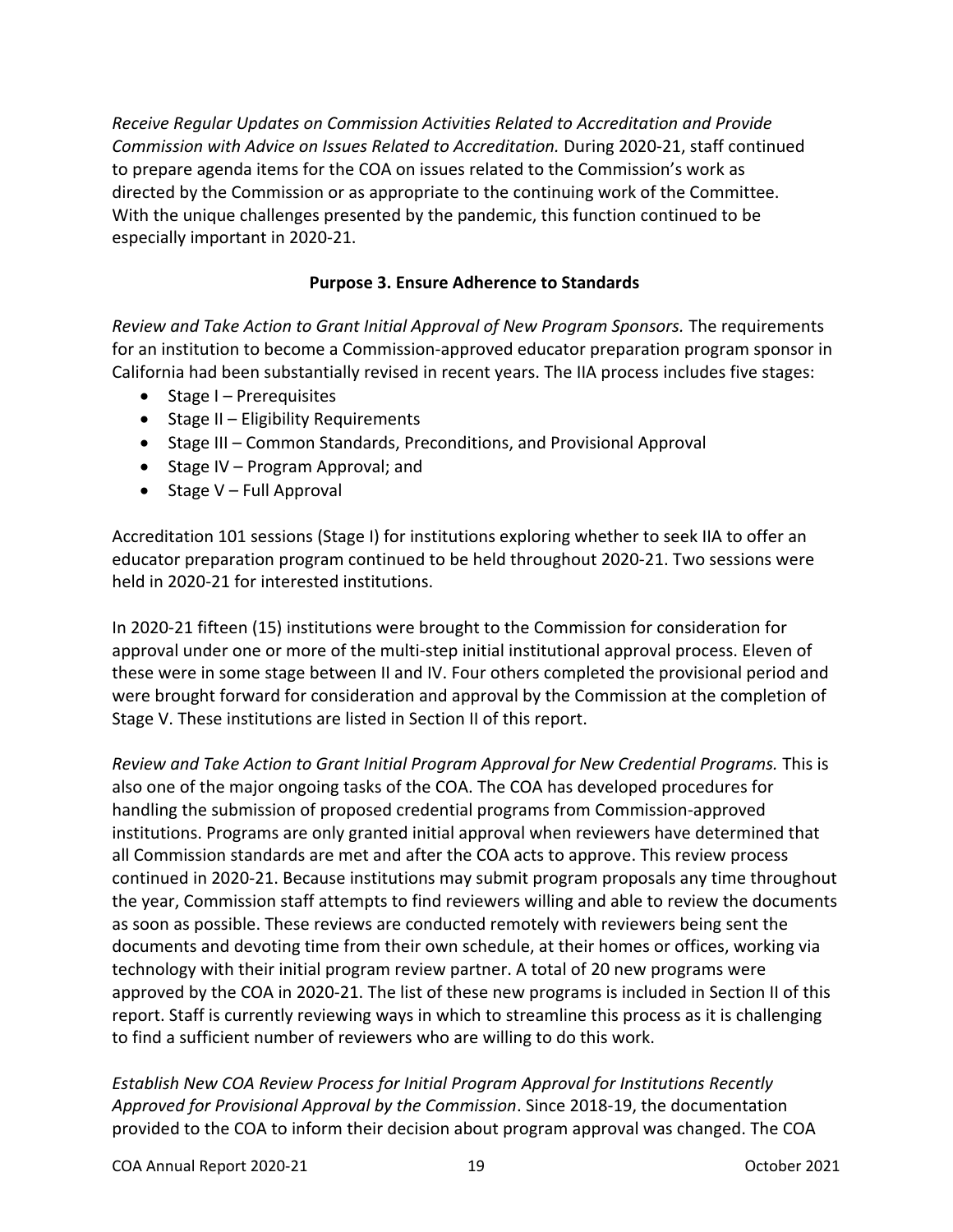*Receive Regular Updates on Commission Activities Related to Accreditation and Provide Commission with Advice on Issues Related to Accreditation.* During 2020-21, staff continued to prepare agenda items for the COA on issues related to the Commission's work as directed by the Commission or as appropriate to the continuing work of the Committee. With the unique challenges presented by the pandemic, this function continued to be especially important in 2020-21.

**Purpose 3. Ensure Adherence to Standards**

*Review and Take Action to Grant Initial Approval of New Program Sponsors.* The requirements for an institution to become a Commission-approved educator preparation program sponsor in California had been substantially revised in recent years. The IIA process includes five stages:

- Stage I – Prerequisites
- Stage II – Eligibility Requirements
- Stage III – Common Standards, Preconditions, and Provisional Approval
- Stage IV – Program Approval; and
- Stage V – Full Approval

Accreditation 101 sessions (Stage I) for institutions exploring whether to seek IIA to offer an educator preparation program continued to be held throughout 2020-21. Two sessions were held in 2020-21 for interested institutions.

In 2020-21 fifteen (15) institutions were brought to the Commission for consideration for approval under one or more of the multi-step initial institutional approval process. Eleven of these were in some stage between II and IV. Four others completed the provisional period and were brought forward for consideration and approval by the Commission at the completion of Stage V. These institutions are listed in Section II of this report.

*Review and Take Action to Grant Initial Program Approval for New Credential Programs.* This is also one of the major ongoing tasks of the COA. The COA has developed procedures for handling the submission of proposed credential programs from Commission-approved institutions. Programs are only granted initial approval when reviewers have determined that all Commission standards are met and after the COA acts to approve. This review process continued in 2020-21. Because institutions may submit program proposals any time throughout the year, Commission staff attempts to find reviewers willing and able to review the documents as soon as possible. These reviews are conducted remotely with reviewers being sent the documents and devoting time from their own schedule, at their homes or offices, working via technology with their initial program review partner. A total of 20 new programs were approved by the COA in 2020-21. The list of these new programs is included in Section II of this report. Staff is currently reviewing ways in which to streamline this process as it is challenging to find a sufficient number of reviewers who are willing to do this work.

*Establish New COA Review Process for Initial Program Approval for Institutions Recently Approved for Provisional Approval by the Commission*. Since 2018-19, the documentation provided to the COA to inform their decision about program approval was changed. The COA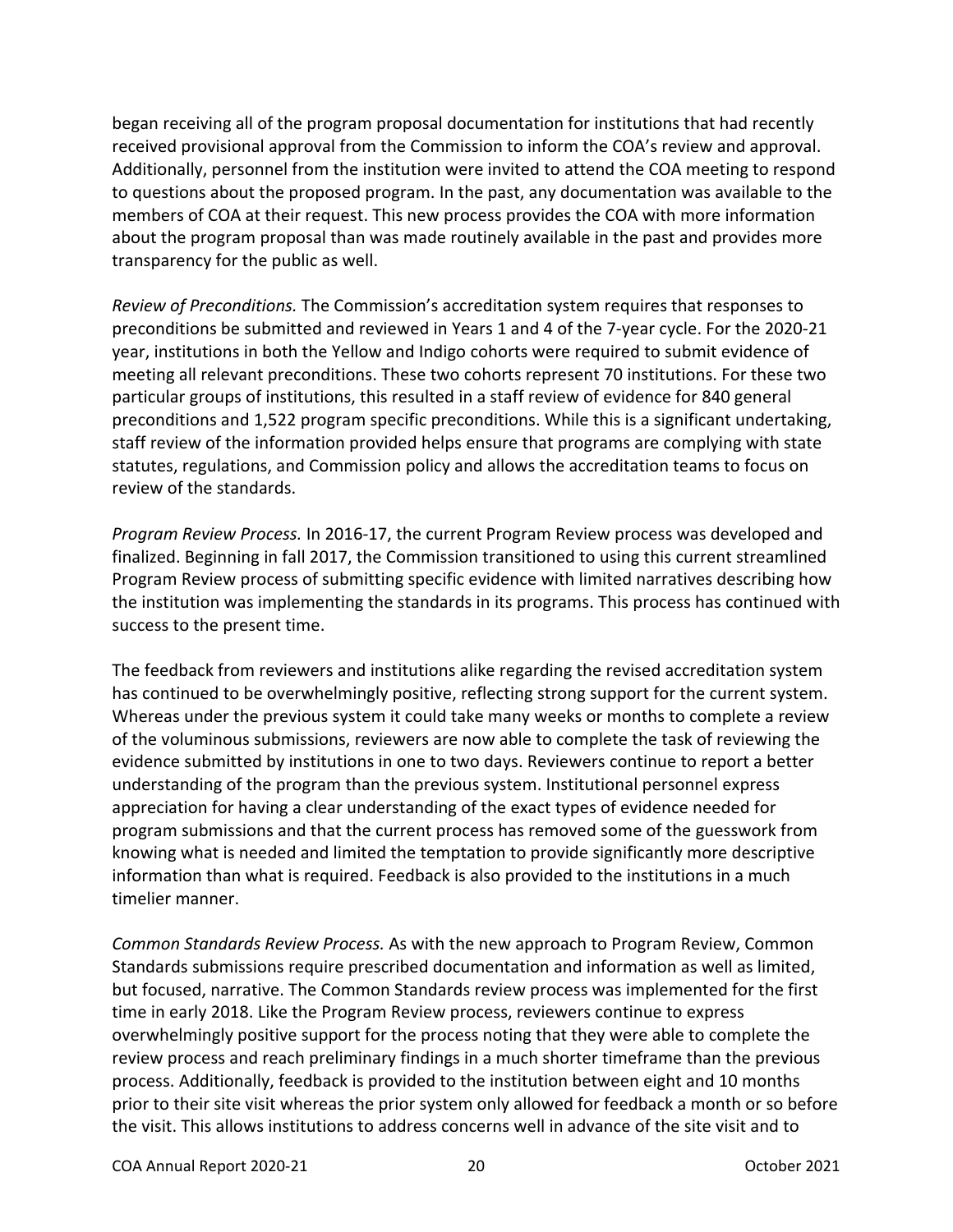began receiving all of the program proposal documentation for institutions that had recently received provisional approval from the Commission to inform the COA's review and approval. Additionally, personnel from the institution were invited to attend the COA meeting to respond to questions about the proposed program. In the past, any documentation was available to the members of COA at their request. This new process provides the COA with more information about the program proposal than was made routinely available in the past and provides more transparency for the public as well.

*Review of Preconditions.* The Commission's accreditation system requires that responses to preconditions be submitted and reviewed in Years 1 and 4 of the 7-year cycle. For the 2020-21 year, institutions in both the Yellow and Indigo cohorts were required to submit evidence of meeting all relevant preconditions. These two cohorts represent 70 institutions. For these two particular groups of institutions, this resulted in a staff review of evidence for 840 general preconditions and 1,522 program specific preconditions. While this is a significant undertaking, staff review of the information provided helps ensure that programs are complying with state statutes, regulations, and Commission policy and allows the accreditation teams to focus on review of the standards.

*Program Review Process.* In 2016-17, the current Program Review process was developed and finalized. Beginning in fall 2017, the Commission transitioned to using this current streamlined Program Review process of submitting specific evidence with limited narratives describing how the institution was implementing the standards in its programs. This process has continued with success to the present time.

The feedback from reviewers and institutions alike regarding the revised accreditation system has continued to be overwhelmingly positive, reflecting strong support for the current system. Whereas under the previous system it could take many weeks or months to complete a review of the voluminous submissions, reviewers are now able to complete the task of reviewing the evidence submitted by institutions in one to two days. Reviewers continue to report a better understanding of the program than the previous system. Institutional personnel express appreciation for having a clear understanding of the exact types of evidence needed for program submissions and that the current process has removed some of the guesswork from knowing what is needed and limited the temptation to provide significantly more descriptive information than what is required. Feedback is also provided to the institutions in a much timelier manner.

*Common Standards Review Process.* As with the new approach to Program Review, Common Standards submissions require prescribed documentation and information as well as limited, but focused, narrative. The Common Standards review process was implemented for the first time in early 2018. Like the Program Review process, reviewers continue to express overwhelmingly positive support for the process noting that they were able to complete the review process and reach preliminary findings in a much shorter timeframe than the previous process. Additionally, feedback is provided to the institution between eight and 10 months prior to their site visit whereas the prior system only allowed for feedback a month or so before the visit. This allows institutions to address concerns well in advance of the site visit and to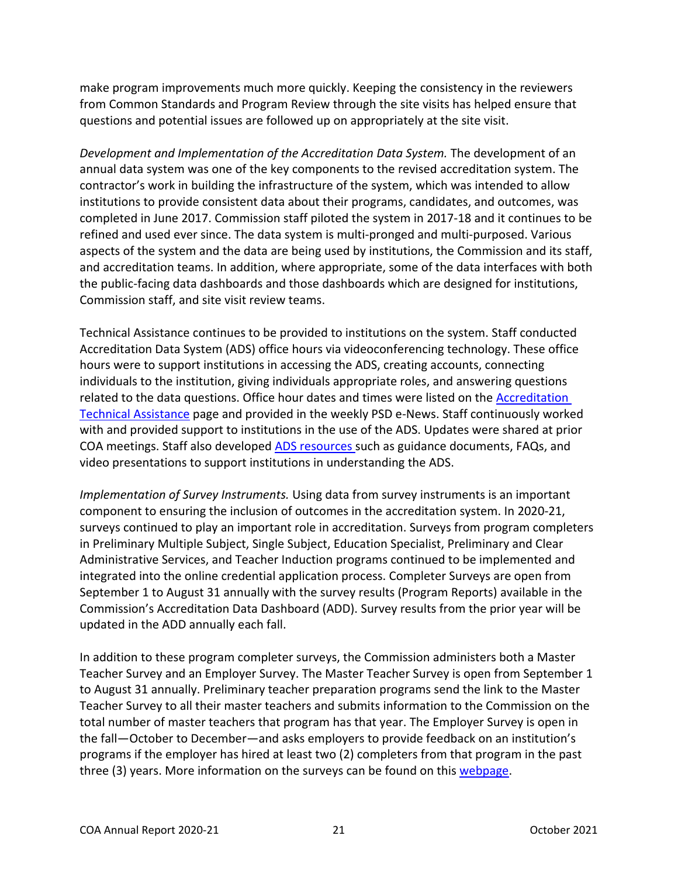make program improvements much more quickly. Keeping the consistency in the reviewers from Common Standards and Program Review through the site visits has helped ensure that questions and potential issues are followed up on appropriately at the site visit.

*Development and Implementation of the Accreditation Data System.* The development of an annual data system was one of the key components to the revised accreditation system. The contractor's work in building the infrastructure of the system, which was intended to allow institutions to provide consistent data about their programs, candidates, and outcomes, was completed in June 2017. Commission staff piloted the system in 2017-18 and it continues to be refined and used ever since. The data system is multi-pronged and multi-purposed. Various aspects of the system and the data are being used by institutions, the Commission and its staff, and accreditation teams. In addition, where appropriate, some of the data interfaces with both the public-facing data dashboards and those dashboards which are designed for institutions, Commission staff, and site visit review teams.

Technical Assistance continues to be provided to institutions on the system. Staff conducted Accreditation Data System (ADS) office hours via videoconferencing technology. These office hours were to support institutions in accessing the ADS, creating accounts, connecting individuals to the institution, giving individuals appropriate roles, and answering questions related to the data questions. Office hour dates and times were listed on the Accreditation Technical Assistance page and provided in the weekly PSD e-News. Staff continuously worked with and provided support to institutions in the use of the ADS. Updates were shared at prior COA meetings. Staff also developed ADS resources such as guidance documents, FAQs, and video presentations to support institutions in understanding the ADS.

*Implementation of Survey Instruments.* Using data from survey instruments is an important component to ensuring the inclusion of outcomes in the accreditation system. In 2020-21, surveys continued to play an important role in accreditation. Surveys from program completers in Preliminary Multiple Subject, Single Subject, Education Specialist, Preliminary and Clear Administrative Services, and Teacher Induction programs continued to be implemented and integrated into the online credential application process. Completer Surveys are open from September 1 to August 31 annually with the survey results (Program Reports) available in the Commission's Accreditation Data Dashboard (ADD). Survey results from the prior year will be updated in the ADD annually each fall.

In addition to these program completer surveys, the Commission administers both a Master Teacher Survey and an Employer Survey. The Master Teacher Survey is open from September 1 to August 31 annually. Preliminary teacher preparation programs send the link to the Master Teacher Survey to all their master teachers and submits information to the Commission on the total number of master teachers that program has that year. The Employer Survey is open in the fall—October to December—and asks employers to provide feedback on an institution's programs if the employer has hired at least two (2) completers from that program in the past three (3) years. More information on the surveys can be found on this webpage.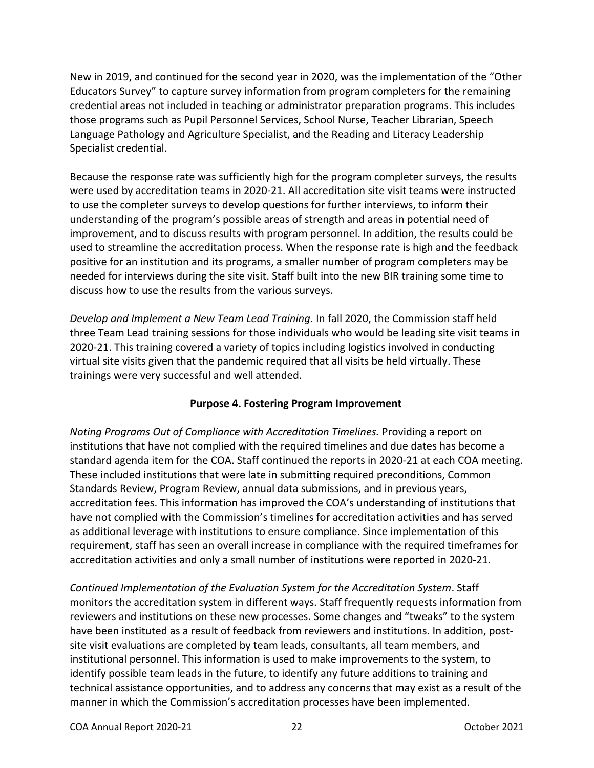New in 2019, and continued for the second year in 2020, was the implementation of the "Other Educators Survey" to capture survey information from program completers for the remaining credential areas not included in teaching or administrator preparation programs. This includes those programs such as Pupil Personnel Services, School Nurse, Teacher Librarian, Speech Language Pathology and Agriculture Specialist, and the Reading and Literacy Leadership Specialist credential.

Because the response rate was sufficiently high for the program completer surveys, the results were used by accreditation teams in 2020-21. All accreditation site visit teams were instructed to use the completer surveys to develop questions for further interviews, to inform their understanding of the program's possible areas of strength and areas in potential need of improvement, and to discuss results with program personnel. In addition, the results could be used to streamline the accreditation process. When the response rate is high and the feedback positive for an institution and its programs, a smaller number of program completers may be needed for interviews during the site visit. Staff built into the new BIR training some time to discuss how to use the results from the various surveys.

*Develop and Implement a New Team Lead Training.* In fall 2020, the Commission staff held three Team Lead training sessions for those individuals who would be leading site visit teams in 2020-21. This training covered a variety of topics including logistics involved in conducting virtual site visits given that the pandemic required that all visits be held virtually. These trainings were very successful and well attended.

## Purpose 4. Fostering Program Improvement

*Noting Programs Out of Compliance with Accreditation Timelines.* Providing a report on institutions that have not complied with the required timelines and due dates has become a standard agenda item for the COA. Staff continued the reports in 2020-21 at each COA meeting. These included institutions that were late in submitting required preconditions, Common Standards Review, Program Review, annual data submissions, and in previous years, accreditation fees. This information has improved the COA's understanding of institutions that have not complied with the Commission's timelines for accreditation activities and has served as additional leverage with institutions to ensure compliance. Since implementation of this requirement, staff has seen an overall increase in compliance with the required timeframes for accreditation activities and only a small number of institutions were reported in 2020-21.

*Continued Implementation of the Evaluation System for the Accreditation System*. Staff monitors the accreditation system in different ways. Staff frequently requests information from reviewers and institutions on these new processes. Some changes and "tweaks" to the system have been instituted as a result of feedback from reviewers and institutions. In addition, post-site visit evaluations are completed by team leads, consultants, all team members, and institutional personnel. This information is used to make improvements to the system, to identify possible team leads in the future, to identify any future additions to training and technical assistance opportunities, and to address any concerns that may exist as a result of the manner in which the Commission's accreditation processes have been implemented.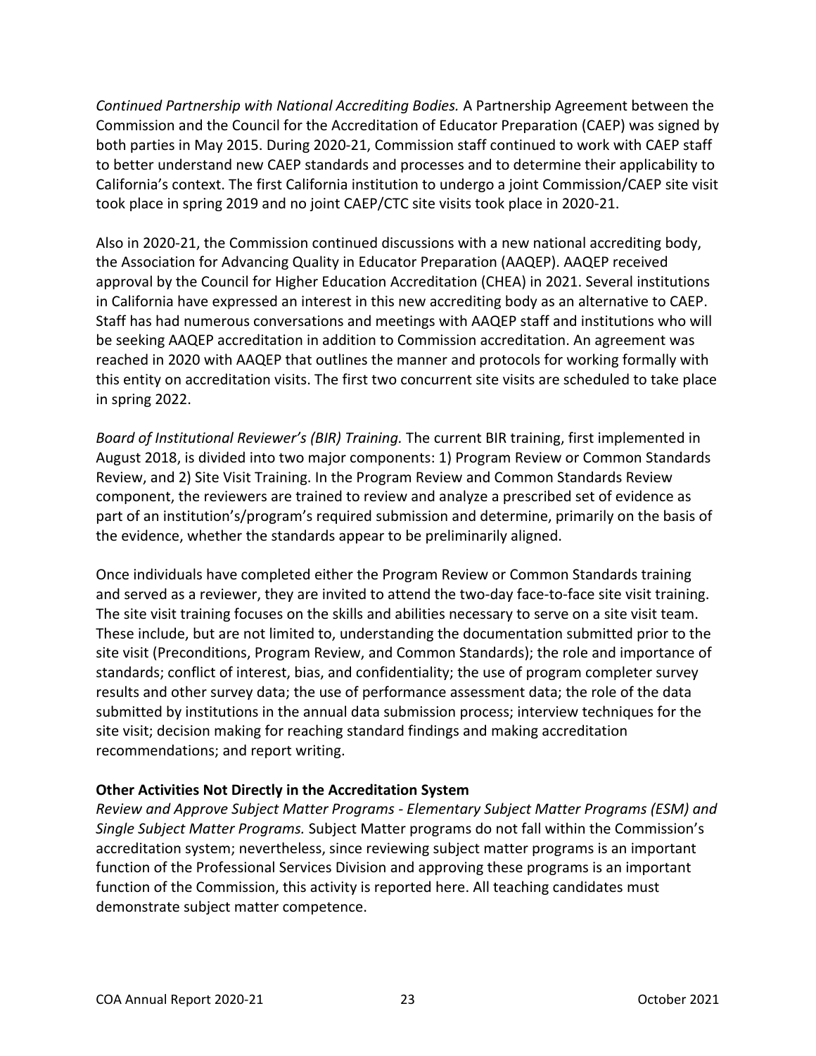*Continued Partnership with National Accrediting Bodies.* A Partnership Agreement between the Commission and the Council for the Accreditation of Educator Preparation (CAEP) was signed by both parties in May 2015. During 2020-21, Commission staff continued to work with CAEP staff to better understand new CAEP standards and processes and to determine their applicability to California's context. The first California institution to undergo a joint Commission/CAEP site visit took place in spring 2019 and no joint CAEP/CTC site visits took place in 2020-21.

Also in 2020-21, the Commission continued discussions with a new national accrediting body, the Association for Advancing Quality in Educator Preparation (AAQEP). AAQEP received approval by the Council for Higher Education Accreditation (CHEA) in 2021. Several institutions in California have expressed an interest in this new accrediting body as an alternative to CAEP. Staff has had numerous conversations and meetings with AAQEP staff and institutions who will be seeking AAQEP accreditation in addition to Commission accreditation. An agreement was reached in 2020 with AAQEP that outlines the manner and protocols for working formally with this entity on accreditation visits. The first two concurrent site visits are scheduled to take place in spring 2022.

*Board of Institutional Reviewer's (BIR) Training.* The current BIR training, first implemented in August 2018, is divided into two major components: 1) Program Review or Common Standards Review, and 2) Site Visit Training. In the Program Review and Common Standards Review component, the reviewers are trained to review and analyze a prescribed set of evidence as part of an institution's/program's required submission and determine, primarily on the basis of the evidence, whether the standards appear to be preliminarily aligned.

Once individuals have completed either the Program Review or Common Standards training and served as a reviewer, they are invited to attend the two-day face-to-face site visit training. The site visit training focuses on the skills and abilities necessary to serve on a site visit team. These include, but are not limited to, understanding the documentation submitted prior to the site visit (Preconditions, Program Review, and Common Standards); the role and importance of standards; conflict of interest, bias, and confidentiality; the use of program completer survey results and other survey data; the use of performance assessment data; the role of the data submitted by institutions in the annual data submission process; interview techniques for the site visit; decision making for reaching standard findings and making accreditation recommendations; and report writing.

**Other Activities Not Directly in the Accreditation System**

*Review and Approve Subject Matter Programs - Elementary Subject Matter Programs (ESM) and Single Subject Matter Programs.* Subject Matter programs do not fall within the Commission's accreditation system; nevertheless, since reviewing subject matter programs is an important function of the Professional Services Division and approving these programs is an important function of the Commission, this activity is reported here. All teaching candidates must demonstrate subject matter competence.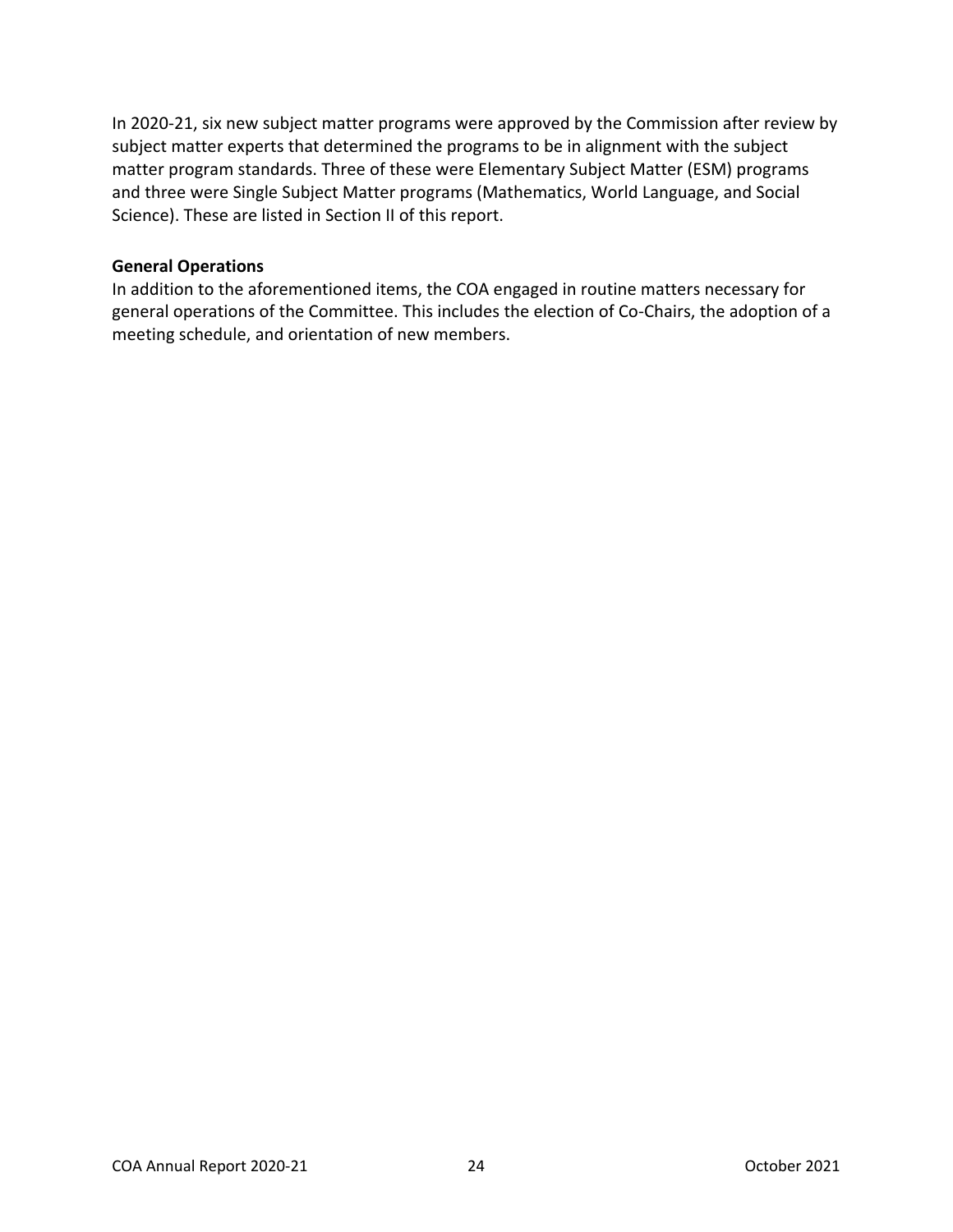In 2020-21, six new subject matter programs were approved by the Commission after review by subject matter experts that determined the programs to be in alignment with the subject matter program standards. Three of these were Elementary Subject Matter (ESM) programs and three were Single Subject Matter programs (Mathematics, World Language, and Social Science). These are listed in Section II of this report.

**General Operations**

In addition to the aforementioned items, the COA engaged in routine matters necessary for general operations of the Committee. This includes the election of Co-Chairs, the adoption of a meeting schedule, and orientation of new members.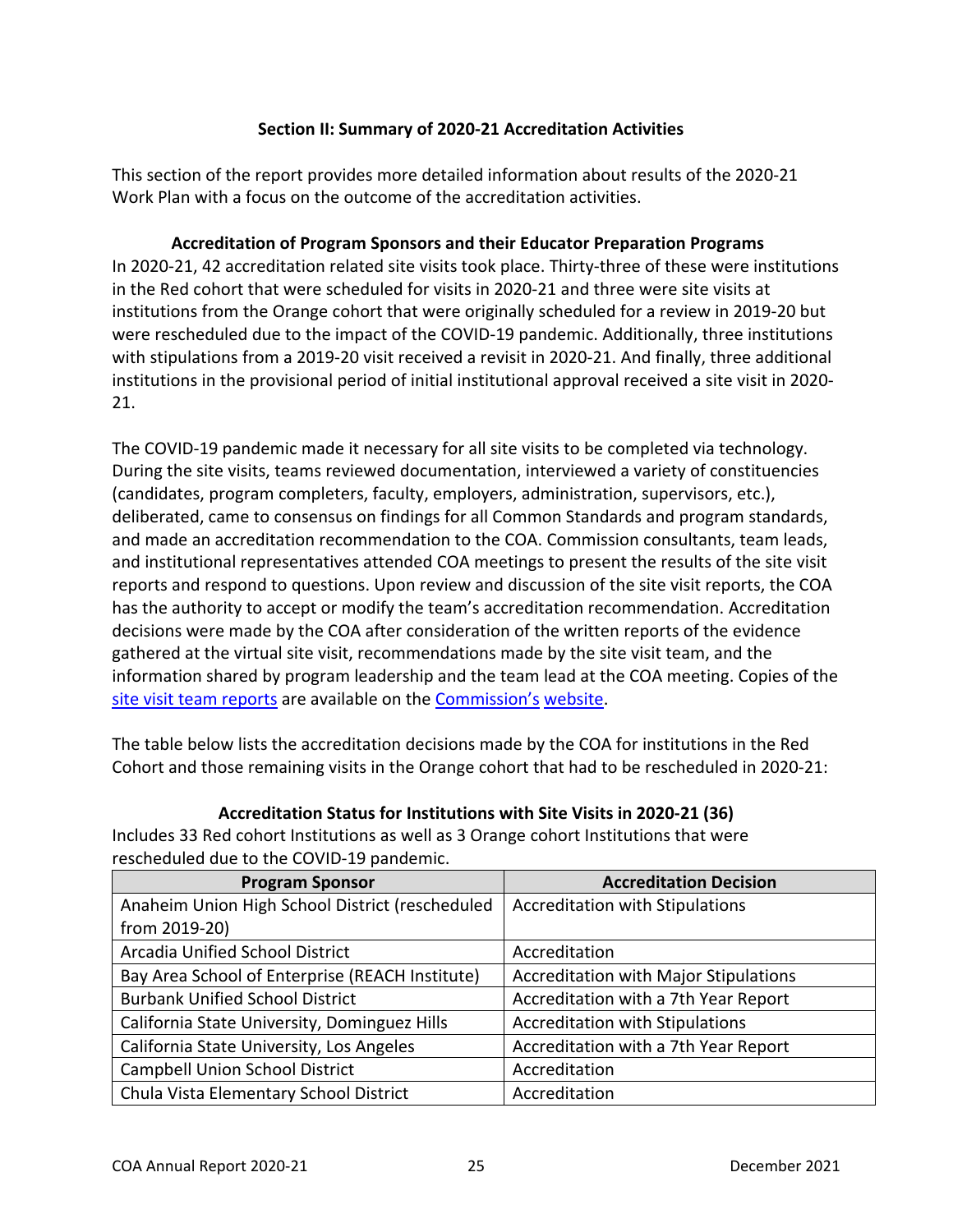## Section II: Summary of 2020-21 Accreditation Activities

This section of the report provides more detailed information about results of the 2020-21 Work Plan with a focus on the outcome of the accreditation activities.

### Accreditation of Program Sponsors and their Educator Preparation Programs

In 2020-21, 42 accreditation related site visits took place. Thirty-three of these were institutions in the Red cohort that were scheduled for visits in 2020-21 and three were site visits at institutions from the Orange cohort that were originally scheduled for a review in 2019-20 but were rescheduled due to the impact of the COVID-19 pandemic. Additionally, three institutions with stipulations from a 2019-20 visit received a revisit in 2020-21. And finally, three additional institutions in the provisional period of initial institutional approval received a site visit in 2020-21.

The COVID-19 pandemic made it necessary for all site visits to be completed via technology. During the site visits, teams reviewed documentation, interviewed a variety of constituencies (candidates, program completers, faculty, employers, administration, supervisors, etc.), deliberated, came to consensus on findings for all Common Standards and program standards, and made an accreditation recommendation to the COA. Commission consultants, team leads, and institutional representatives attended COA meetings to present the results of the site visit reports and respond to questions. Upon review and discussion of the site visit reports, the COA has the authority to accept or modify the team's accreditation recommendation. Accreditation decisions were made by the COA after consideration of the written reports of the evidence gathered at the virtual site visit, recommendations made by the site visit team, and the information shared by program leadership and the team lead at the COA meeting. Copies of the site visit team reports are available on the Commission's website.

The table below lists the accreditation decisions made by the COA for institutions in the Red Cohort and those remaining visits in the Orange cohort that had to be rescheduled in 2020-21:

**Accreditation Status for Institutions with Site Visits in 2020-21 (36)**

Includes 33 Red cohort Institutions as well as 3 Orange cohort Institutions that were rescheduled due to the COVID-19 pandemic.

| Program Sponsor | Accreditation Decision |
|---|---|
| Anaheim Union High School District (rescheduled from 2019-20) | Accreditation with Stipulations |
| Arcadia Unified School District | Accreditation |
| Bay Area School of Enterprise (REACH Institute) | Accreditation with Major Stipulations |
| Burbank Unified School District | Accreditation with a 7th Year Report |
| California State University, Dominguez Hills | Accreditation with Stipulations |
| California State University, Los Angeles | Accreditation with a 7th Year Report |
| Campbell Union School District | Accreditation |
| Chula Vista Elementary School District | Accreditation |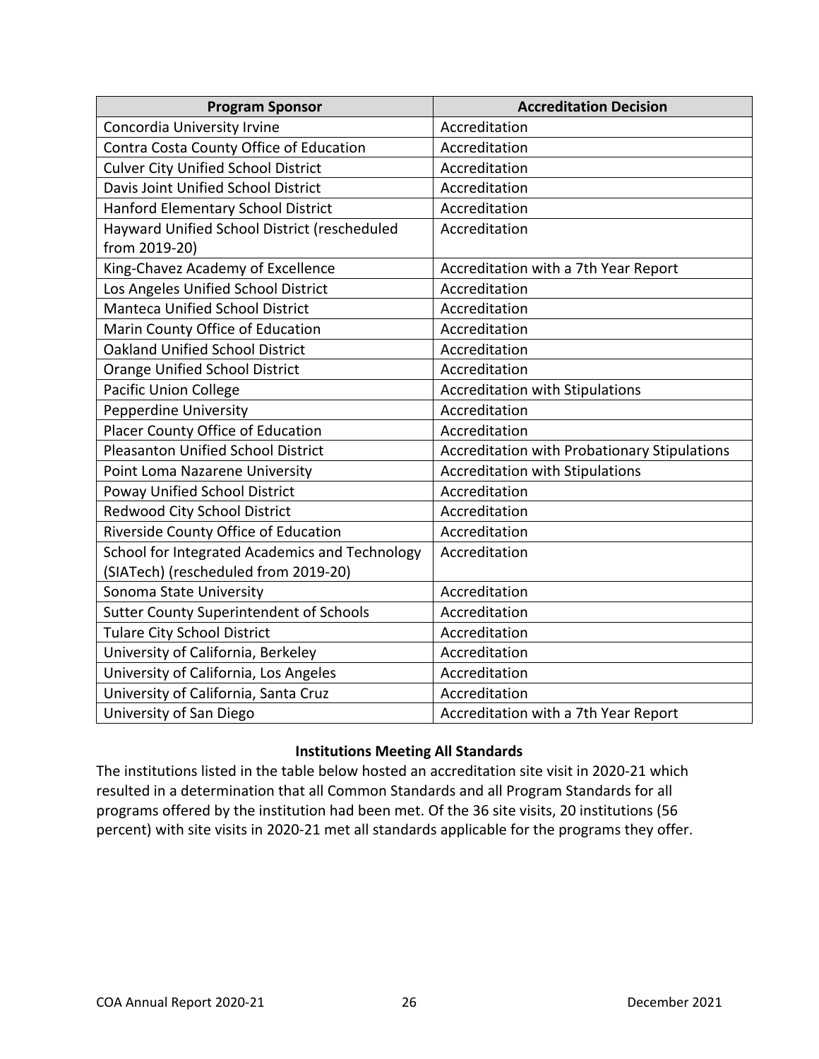| Program Sponsor | Accreditation Decision |
|---|---|
| Concordia University Irvine | Accreditation |
| Contra Costa County Office of Education | Accreditation |
| Culver City Unified School District | Accreditation |
| Davis Joint Unified School District | Accreditation |
| Hanford Elementary School District | Accreditation |
| Hayward Unified School District (rescheduled from 2019-20) | Accreditation |
| King-Chavez Academy of Excellence | Accreditation with a 7th Year Report |
| Los Angeles Unified School District | Accreditation |
| Manteca Unified School District | Accreditation |
| Marin County Office of Education | Accreditation |
| Oakland Unified School District | Accreditation |
| Orange Unified School District | Accreditation |
| Pacific Union College | Accreditation with Stipulations |
| Pepperdine University | Accreditation |
| Placer County Office of Education | Accreditation |
| Pleasanton Unified School District | Accreditation with Probationary Stipulations |
| Point Loma Nazarene University | Accreditation with Stipulations |
| Poway Unified School District | Accreditation |
| Redwood City School District | Accreditation |
| Riverside County Office of Education | Accreditation |
| School for Integrated Academics and Technology (SIATech) (rescheduled from 2019-20) | Accreditation |
| Sonoma State University | Accreditation |
| Sutter County Superintendent of Schools | Accreditation |
| Tulare City School District | Accreditation |
| University of California, Berkeley | Accreditation |
| University of California, Los Angeles | Accreditation |
| University of California, Santa Cruz | Accreditation |
| University of San Diego | Accreditation with a 7th Year Report |

### Institutions Meeting All Standards

The institutions listed in the table below hosted an accreditation site visit in 2020-21 which resulted in a determination that all Common Standards and all Program Standards for all programs offered by the institution had been met. Of the 36 site visits, 20 institutions (56 percent) with site visits in 2020-21 met all standards applicable for the programs they offer.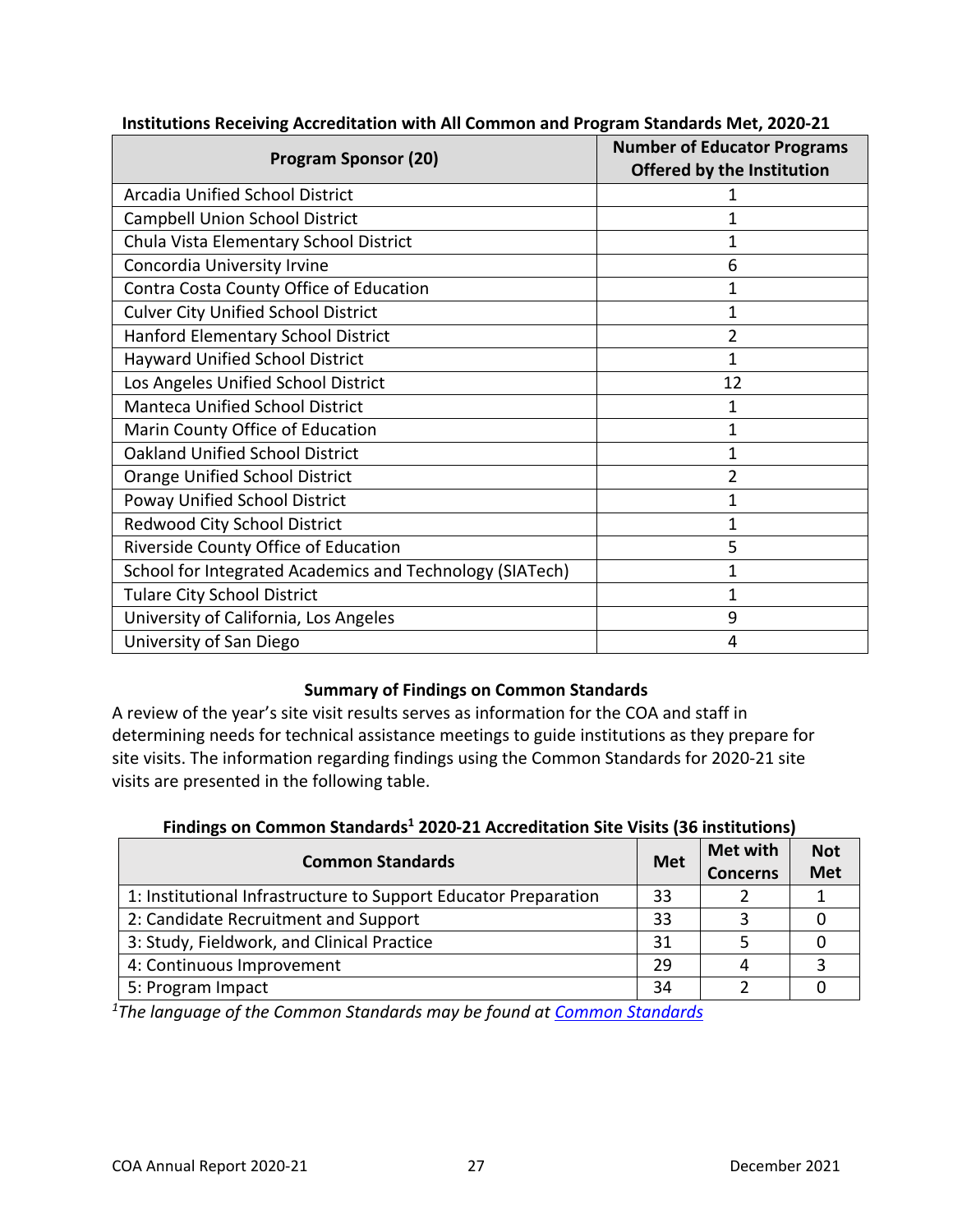**Institutions Receiving Accreditation with All Common and Program Standards Met, 2020-21**

| Program Sponsor (20) | Number of Educator Programs Offered by the Institution |
|---|---|
| Arcadia Unified School District | 1 |
| Campbell Union School District | 1 |
| Chula Vista Elementary School District | 1 |
| Concordia University Irvine | 6 |
| Contra Costa County Office of Education | 1 |
| Culver City Unified School District | 1 |
| Hanford Elementary School District | 2 |
| Hayward Unified School District | 1 |
| Los Angeles Unified School District | 12 |
| Manteca Unified School District | 1 |
| Marin County Office of Education | 1 |
| Oakland Unified School District | 1 |
| Orange Unified School District | 2 |
| Poway Unified School District | 1 |
| Redwood City School District | 1 |
| Riverside County Office of Education | 5 |
| School for Integrated Academics and Technology (SIATech) | 1 |
| Tulare City School District | 1 |
| University of California, Los Angeles | 9 |
| University of San Diego | 4 |

### Summary of Findings on Common Standards

A review of the year's site visit results serves as information for the COA and staff in determining needs for technical assistance meetings to guide institutions as they prepare for site visits. The information regarding findings using the Common Standards for 2020-21 site visits are presented in the following table.

**Findings on Common Standards[1] 2020-21 Accreditation Site Visits (36 institutions)**

| Common Standards | Met | Met with Concerns | Not Met |
|---|---|---|---|
| 1: Institutional Infrastructure to Support Educator Preparation | 33 | 2 | 1 |
| 2: Candidate Recruitment and Support | 33 | 3 | 0 |
| 3: Study, Fieldwork, and Clinical Practice | 31 | 5 | 0 |
| 4: Continuous Improvement | 29 | 4 | 3 |
| 5: Program Impact | 34 | 2 | 0 |

*[1]The language of the Common Standards may be found at Common Standards*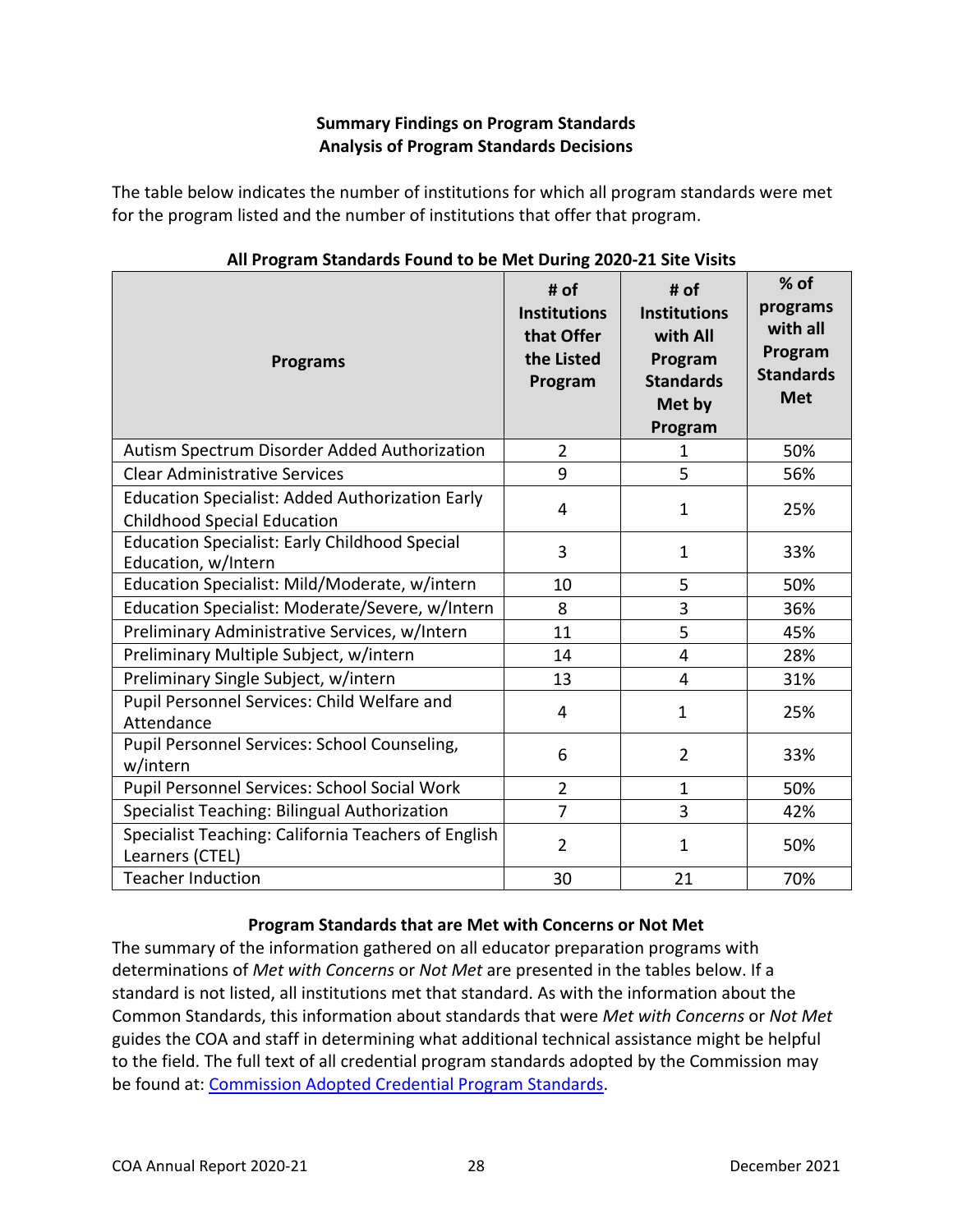## Summary Findings on Program Standards
### Analysis of Program Standards Decisions

The table below indicates the number of institutions for which all program standards were met for the program listed and the number of institutions that offer that program.

**All Program Standards Found to be Met During 2020-21 Site Visits**

| Programs | # of Institutions that Offer the Listed Program | # of Institutions with All Program Standards Met by Program | % of programs with all Program Standards Met |
|---|---|---|---|
| Autism Spectrum Disorder Added Authorization | 2 | 1 | 50% |
| Clear Administrative Services | 9 | 5 | 56% |
| Education Specialist: Added Authorization Early Childhood Special Education | 4 | 1 | 25% |
| Education Specialist: Early Childhood Special Education, w/Intern | 3 | 1 | 33% |
| Education Specialist: Mild/Moderate, w/intern | 10 | 5 | 50% |
| Education Specialist: Moderate/Severe, w/Intern | 8 | 3 | 36% |
| Preliminary Administrative Services, w/Intern | 11 | 5 | 45% |
| Preliminary Multiple Subject, w/intern | 14 | 4 | 28% |
| Preliminary Single Subject, w/intern | 13 | 4 | 31% |
| Pupil Personnel Services: Child Welfare and Attendance | 4 | 1 | 25% |
| Pupil Personnel Services: School Counseling, w/intern | 6 | 2 | 33% |
| Pupil Personnel Services: School Social Work | 2 | 1 | 50% |
| Specialist Teaching: Bilingual Authorization | 7 | 3 | 42% |
| Specialist Teaching: California Teachers of English Learners (CTEL) | 2 | 1 | 50% |
| Teacher Induction | 30 | 21 | 70% |

### Program Standards that are Met with Concerns or Not Met

The summary of the information gathered on all educator preparation programs with determinations of *Met with Concerns* or *Not Met* are presented in the tables below. If a standard is not listed, all institutions met that standard. As with the information about the Common Standards, this information about standards that were *Met with Concerns* or *Not Met* guides the COA and staff in determining what additional technical assistance might be helpful to the field. The full text of all credential program standards adopted by the Commission may be found at: Commission Adopted Credential Program Standards.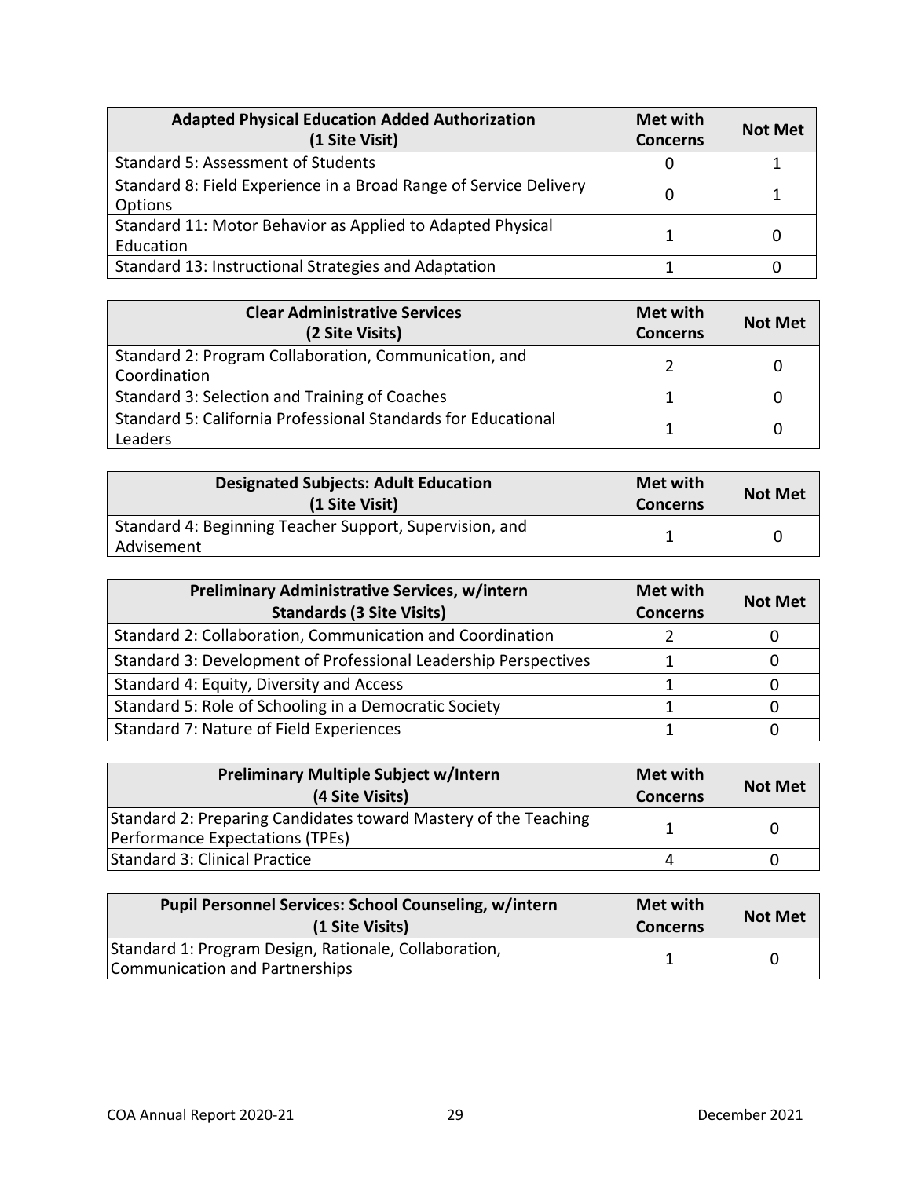| Adapted Physical Education Added Authorization (1 Site Visit) | Met with Concerns | Not Met |
|---|---|---|
| Standard 5: Assessment of Students | 0 | 1 |
| Standard 8: Field Experience in a Broad Range of Service Delivery Options | 0 | 1 |
| Standard 11: Motor Behavior as Applied to Adapted Physical Education | 1 | 0 |
| Standard 13: Instructional Strategies and Adaptation | 1 | 0 |

| Clear Administrative Services (2 Site Visits) | Met with Concerns | Not Met |
|---|---|---|
| Standard 2: Program Collaboration, Communication, and Coordination | 2 | 0 |
| Standard 3: Selection and Training of Coaches | 1 | 0 |
| Standard 5: California Professional Standards for Educational Leaders | 1 | 0 |

| Designated Subjects: Adult Education (1 Site Visit) | Met with Concerns | Not Met |
|---|---|---|
| Standard 4: Beginning Teacher Support, Supervision, and Advisement | 1 | 0 |

| Preliminary Administrative Services, w/intern Standards (3 Site Visits) | Met with Concerns | Not Met |
|---|---|---|
| Standard 2: Collaboration, Communication and Coordination | 2 | 0 |
| Standard 3: Development of Professional Leadership Perspectives | 1 | 0 |
| Standard 4: Equity, Diversity and Access | 1 | 0 |
| Standard 5: Role of Schooling in a Democratic Society | 1 | 0 |
| Standard 7: Nature of Field Experiences | 1 | 0 |

| Preliminary Multiple Subject w/Intern (4 Site Visits) | Met with Concerns | Not Met |
|---|---|---|
| Standard 2: Preparing Candidates toward Mastery of the Teaching Performance Expectations (TPEs) | 1 | 0 |
| Standard 3: Clinical Practice | 4 | 0 |

| Pupil Personnel Services: School Counseling, w/intern (1 Site Visits) | Met with Concerns | Not Met |
|---|---|---|
| Standard 1: Program Design, Rationale, Collaboration, Communication and Partnerships | 1 | 0 |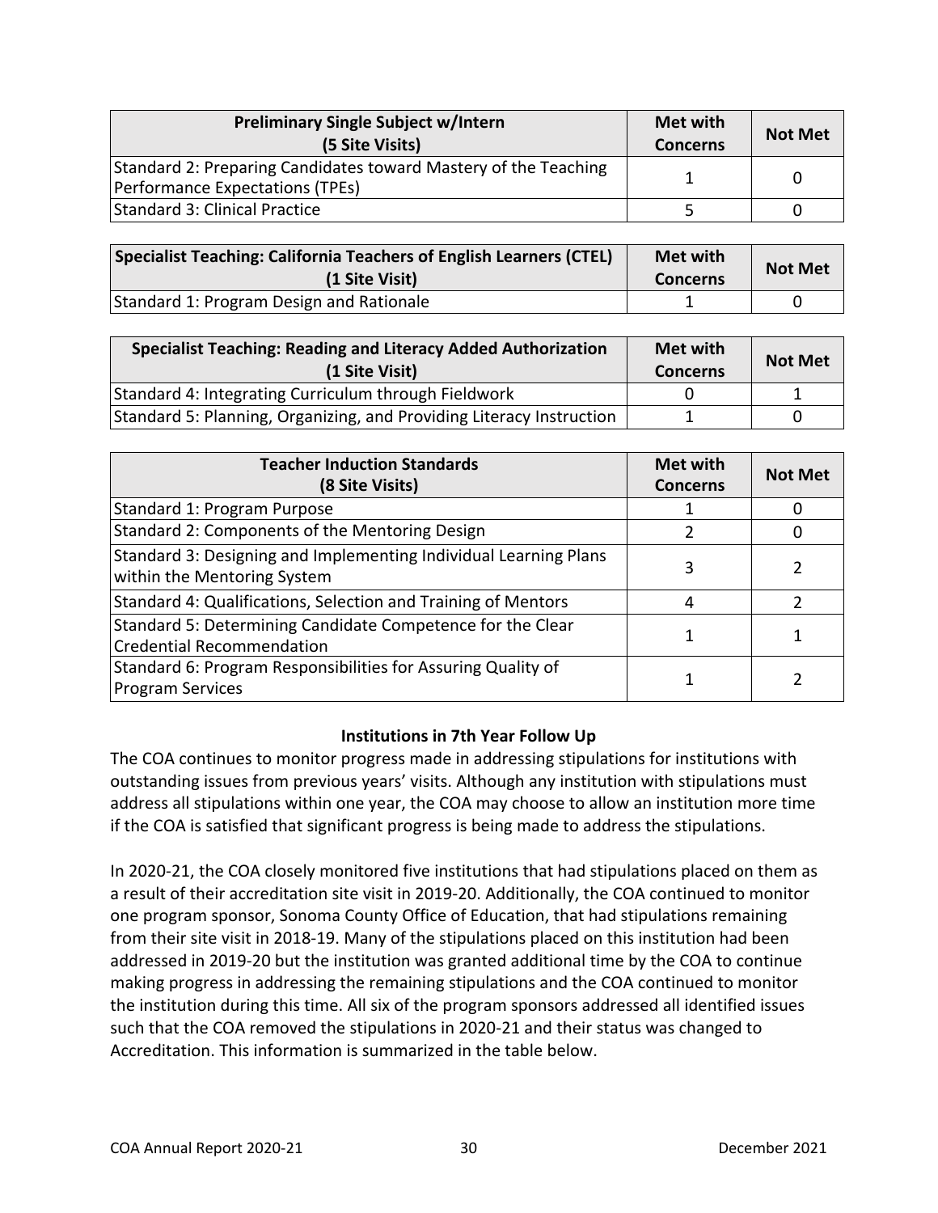| Preliminary Single Subject w/Intern (5 Site Visits) | Met with Concerns | Not Met |
|---|---|---|
| Standard 2: Preparing Candidates toward Mastery of the Teaching Performance Expectations (TPEs) | 1 | 0 |
| Standard 3: Clinical Practice | 5 | 0 |

| Specialist Teaching: California Teachers of English Learners (CTEL) (1 Site Visit) | Met with Concerns | Not Met |
|---|---|---|
| Standard 1: Program Design and Rationale | 1 | 0 |

| Specialist Teaching: Reading and Literacy Added Authorization (1 Site Visit) | Met with Concerns | Not Met |
|---|---|---|
| Standard 4: Integrating Curriculum through Fieldwork | 0 | 1 |
| Standard 5: Planning, Organizing, and Providing Literacy Instruction | 1 | 0 |

| Teacher Induction Standards (8 Site Visits) | Met with Concerns | Not Met |
|---|---|---|
| Standard 1: Program Purpose | 1 | 0 |
| Standard 2: Components of the Mentoring Design | 2 | 0 |
| Standard 3: Designing and Implementing Individual Learning Plans within the Mentoring System | 3 | 2 |
| Standard 4: Qualifications, Selection and Training of Mentors | 4 | 2 |
| Standard 5: Determining Candidate Competence for the Clear Credential Recommendation | 1 | 1 |
| Standard 6: Program Responsibilities for Assuring Quality of Program Services | 1 | 2 |

### Institutions in 7th Year Follow Up

The COA continues to monitor progress made in addressing stipulations for institutions with outstanding issues from previous years' visits. Although any institution with stipulations must address all stipulations within one year, the COA may choose to allow an institution more time if the COA is satisfied that significant progress is being made to address the stipulations.

In 2020-21, the COA closely monitored five institutions that had stipulations placed on them as a result of their accreditation site visit in 2019-20. Additionally, the COA continued to monitor one program sponsor, Sonoma County Office of Education, that had stipulations remaining from their site visit in 2018-19. Many of the stipulations placed on this institution had been addressed in 2019-20 but the institution was granted additional time by the COA to continue making progress in addressing the remaining stipulations and the COA continued to monitor the institution during this time. All six of the program sponsors addressed all identified issues such that the COA removed the stipulations in 2020-21 and their status was changed to Accreditation. This information is summarized in the table below.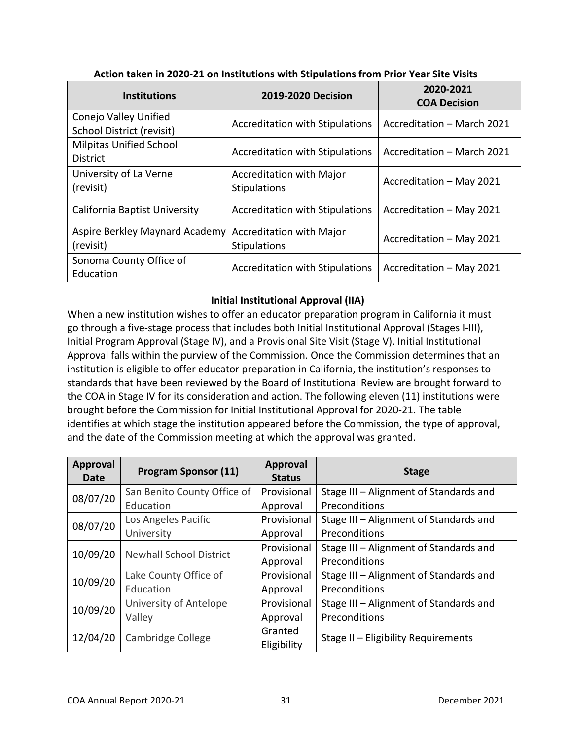**Action taken in 2020-21 on Institutions with Stipulations from Prior Year Site Visits**

| Institutions | 2019-2020 Decision | 2020-2021 COA Decision |
|---|---|---|
| Conejo Valley Unified School District (revisit) | Accreditation with Stipulations | Accreditation – March 2021 |
| Milpitas Unified School District | Accreditation with Stipulations | Accreditation – March 2021 |
| University of La Verne (revisit) | Accreditation with Major Stipulations | Accreditation – May 2021 |
| California Baptist University | Accreditation with Stipulations | Accreditation – May 2021 |
| Aspire Berkley Maynard Academy (revisit) | Accreditation with Major Stipulations | Accreditation – May 2021 |
| Sonoma County Office of Education | Accreditation with Stipulations | Accreditation – May 2021 |

**Initial Institutional Approval (IIA)**

When a new institution wishes to offer an educator preparation program in California it must go through a five-stage process that includes both Initial Institutional Approval (Stages I-III), Initial Program Approval (Stage IV), and a Provisional Site Visit (Stage V). Initial Institutional Approval falls within the purview of the Commission. Once the Commission determines that an institution is eligible to offer educator preparation in California, the institution's responses to standards that have been reviewed by the Board of Institutional Review are brought forward to the COA in Stage IV for its consideration and action. The following eleven (11) institutions were brought before the Commission for Initial Institutional Approval for 2020-21. The table identifies at which stage the institution appeared before the Commission, the type of approval, and the date of the Commission meeting at which the approval was granted.

| Approval Date | Program Sponsor (11) | Approval Status | Stage |
|---|---|---|---|
| 08/07/20 | San Benito County Office of Education | Provisional Approval | Stage III – Alignment of Standards and Preconditions |
| 08/07/20 | Los Angeles Pacific University | Provisional Approval | Stage III – Alignment of Standards and Preconditions |
| 10/09/20 | Newhall School District | Provisional Approval | Stage III – Alignment of Standards and Preconditions |
| 10/09/20 | Lake County Office of Education | Provisional Approval | Stage III – Alignment of Standards and Preconditions |
| 10/09/20 | University of Antelope Valley | Provisional Approval | Stage III – Alignment of Standards and Preconditions |
| 12/04/20 | Cambridge College | Granted Eligibility | Stage II – Eligibility Requirements |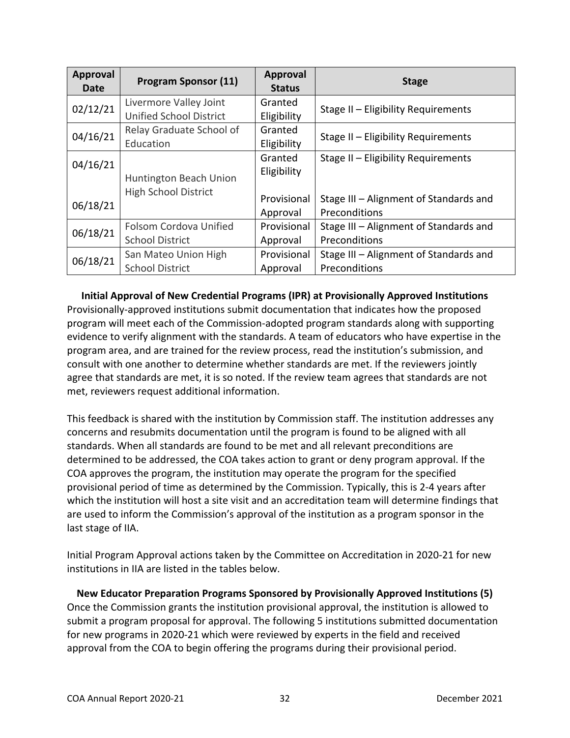| Approval Date | Program Sponsor (11) | Approval Status | Stage |
|---|---|---|---|
| 02/12/21 | Livermore Valley Joint Unified School District | Granted Eligibility | Stage II – Eligibility Requirements |
| 04/16/21 | Relay Graduate School of Education | Granted Eligibility | Stage II – Eligibility Requirements |
| 04/16/21 | Huntington Beach Union High School District | Granted Eligibility | Stage II – Eligibility Requirements |
| 06/18/21 | | Provisional Approval | Stage III – Alignment of Standards and Preconditions |
| 06/18/21 | Folsom Cordova Unified School District | Provisional Approval | Stage III – Alignment of Standards and Preconditions |
| 06/18/21 | San Mateo Union High School District | Provisional Approval | Stage III – Alignment of Standards and Preconditions |

**Initial Approval of New Credential Programs (IPR) at Provisionally Approved Institutions**

Provisionally-approved institutions submit documentation that indicates how the proposed program will meet each of the Commission-adopted program standards along with supporting evidence to verify alignment with the standards. A team of educators who have expertise in the program area, and are trained for the review process, read the institution's submission, and consult with one another to determine whether standards are met. If the reviewers jointly agree that standards are met, it is so noted. If the review team agrees that standards are not met, reviewers request additional information.

This feedback is shared with the institution by Commission staff. The institution addresses any concerns and resubmits documentation until the program is found to be aligned with all standards. When all standards are found to be met and all relevant preconditions are determined to be addressed, the COA takes action to grant or deny program approval. If the COA approves the program, the institution may operate the program for the specified provisional period of time as determined by the Commission. Typically, this is 2-4 years after which the institution will host a site visit and an accreditation team will determine findings that are used to inform the Commission's approval of the institution as a program sponsor in the last stage of IIA.

Initial Program Approval actions taken by the Committee on Accreditation in 2020-21 for new institutions in IIA are listed in the tables below.

**New Educator Preparation Programs Sponsored by Provisionally Approved Institutions (5)**

Once the Commission grants the institution provisional approval, the institution is allowed to submit a program proposal for approval. The following 5 institutions submitted documentation for new programs in 2020-21 which were reviewed by experts in the field and received approval from the COA to begin offering the programs during their provisional period.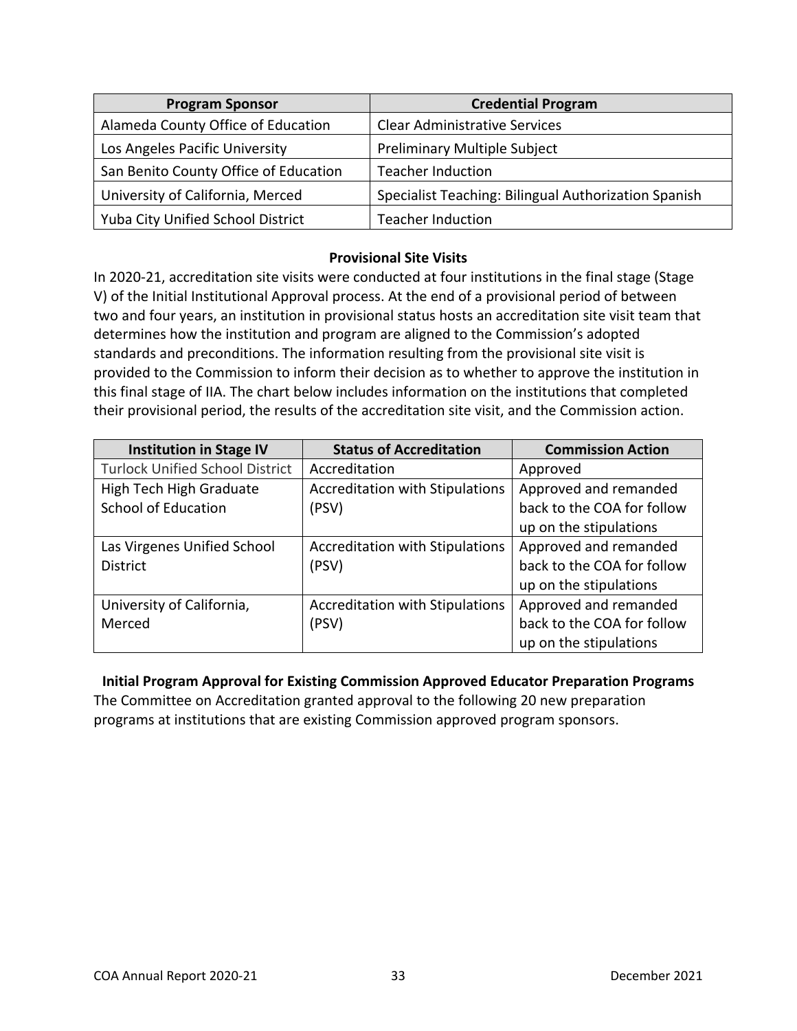| Program Sponsor | Credential Program |
| --- | --- |
| Alameda County Office of Education | Clear Administrative Services |
| Los Angeles Pacific University | Preliminary Multiple Subject |
| San Benito County Office of Education | Teacher Induction |
| University of California, Merced | Specialist Teaching: Bilingual Authorization Spanish |
| Yuba City Unified School District | Teacher Induction |

**Provisional Site Visits**

In 2020-21, accreditation site visits were conducted at four institutions in the final stage (Stage V) of the Initial Institutional Approval process. At the end of a provisional period of between two and four years, an institution in provisional status hosts an accreditation site visit team that determines how the institution and program are aligned to the Commission's adopted standards and preconditions. The information resulting from the provisional site visit is provided to the Commission to inform their decision as to whether to approve the institution in this final stage of IIA. The chart below includes information on the institutions that completed their provisional period, the results of the accreditation site visit, and the Commission action.

| Institution in Stage IV | Status of Accreditation | Commission Action |
| --- | --- | --- |
| Turlock Unified School District | Accreditation | Approved |
| High Tech High Graduate School of Education | Accreditation with Stipulations (PSV) | Approved and remanded back to the COA for follow up on the stipulations |
| Las Virgenes Unified School District | Accreditation with Stipulations (PSV) | Approved and remanded back to the COA for follow up on the stipulations |
| University of California, Merced | Accreditation with Stipulations (PSV) | Approved and remanded back to the COA for follow up on the stipulations |

**Initial Program Approval for Existing Commission Approved Educator Preparation Programs**

The Committee on Accreditation granted approval to the following 20 new preparation programs at institutions that are existing Commission approved program sponsors.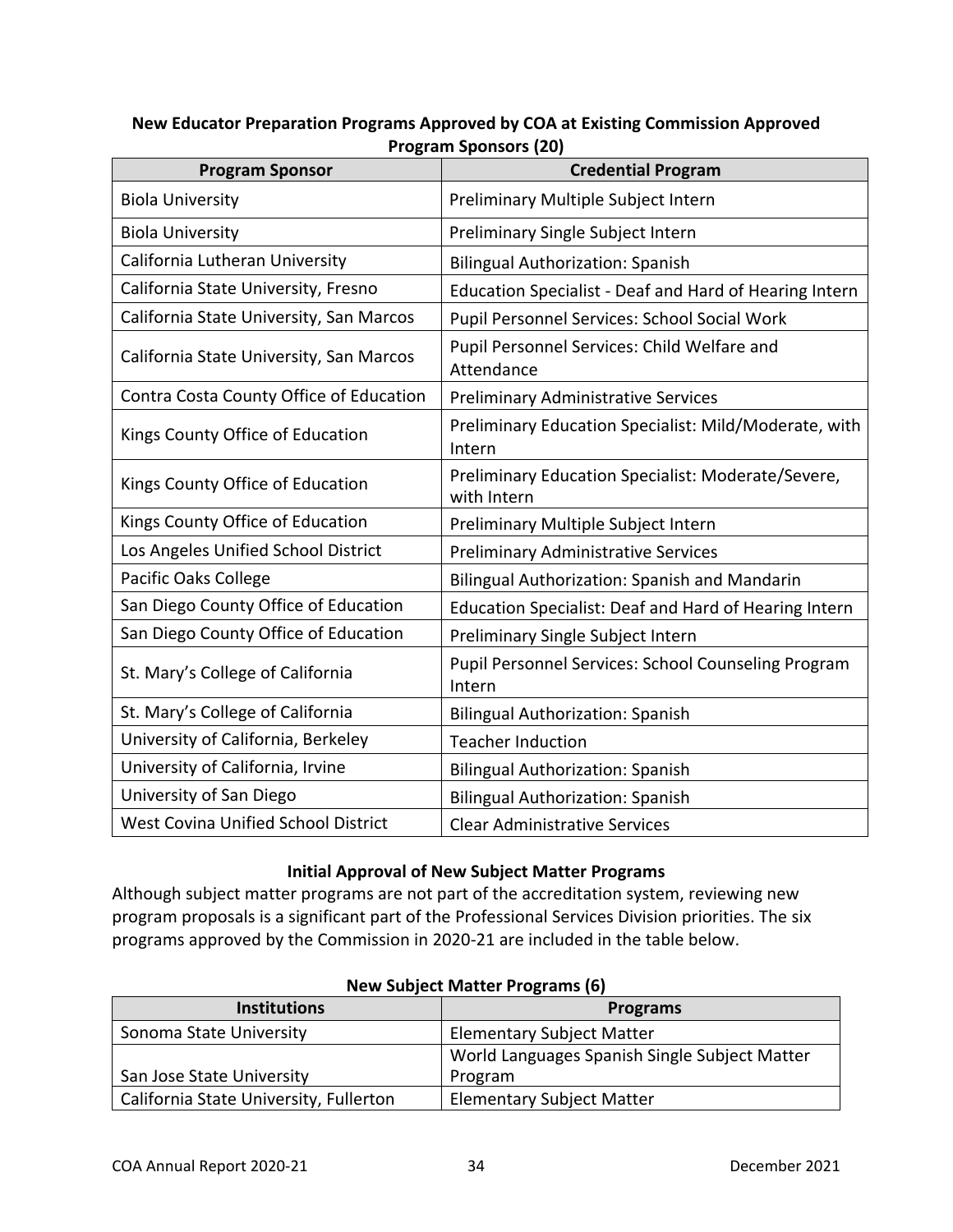**New Educator Preparation Programs Approved by COA at Existing Commission Approved Program Sponsors (20)**

| Program Sponsor | Credential Program |
|---|---|
| Biola University | Preliminary Multiple Subject Intern |
| Biola University | Preliminary Single Subject Intern |
| California Lutheran University | Bilingual Authorization: Spanish |
| California State University, Fresno | Education Specialist - Deaf and Hard of Hearing Intern |
| California State University, San Marcos | Pupil Personnel Services: School Social Work |
| California State University, San Marcos | Pupil Personnel Services: Child Welfare and Attendance |
| Contra Costa County Office of Education | Preliminary Administrative Services |
| Kings County Office of Education | Preliminary Education Specialist: Mild/Moderate, with Intern |
| Kings County Office of Education | Preliminary Education Specialist: Moderate/Severe, with Intern |
| Kings County Office of Education | Preliminary Multiple Subject Intern |
| Los Angeles Unified School District | Preliminary Administrative Services |
| Pacific Oaks College | Bilingual Authorization: Spanish and Mandarin |
| San Diego County Office of Education | Education Specialist: Deaf and Hard of Hearing Intern |
| San Diego County Office of Education | Preliminary Single Subject Intern |
| St. Mary's College of California | Pupil Personnel Services: School Counseling Program Intern |
| St. Mary's College of California | Bilingual Authorization: Spanish |
| University of California, Berkeley | Teacher Induction |
| University of California, Irvine | Bilingual Authorization: Spanish |
| University of San Diego | Bilingual Authorization: Spanish |
| West Covina Unified School District | Clear Administrative Services |

### Initial Approval of New Subject Matter Programs

Although subject matter programs are not part of the accreditation system, reviewing new program proposals is a significant part of the Professional Services Division priorities. The six programs approved by the Commission in 2020-21 are included in the table below.

**New Subject Matter Programs (6)**

| Institutions | Programs |
|---|---|
| Sonoma State University | Elementary Subject Matter |
| San Jose State University | World Languages Spanish Single Subject Matter Program |
| California State University, Fullerton | Elementary Subject Matter |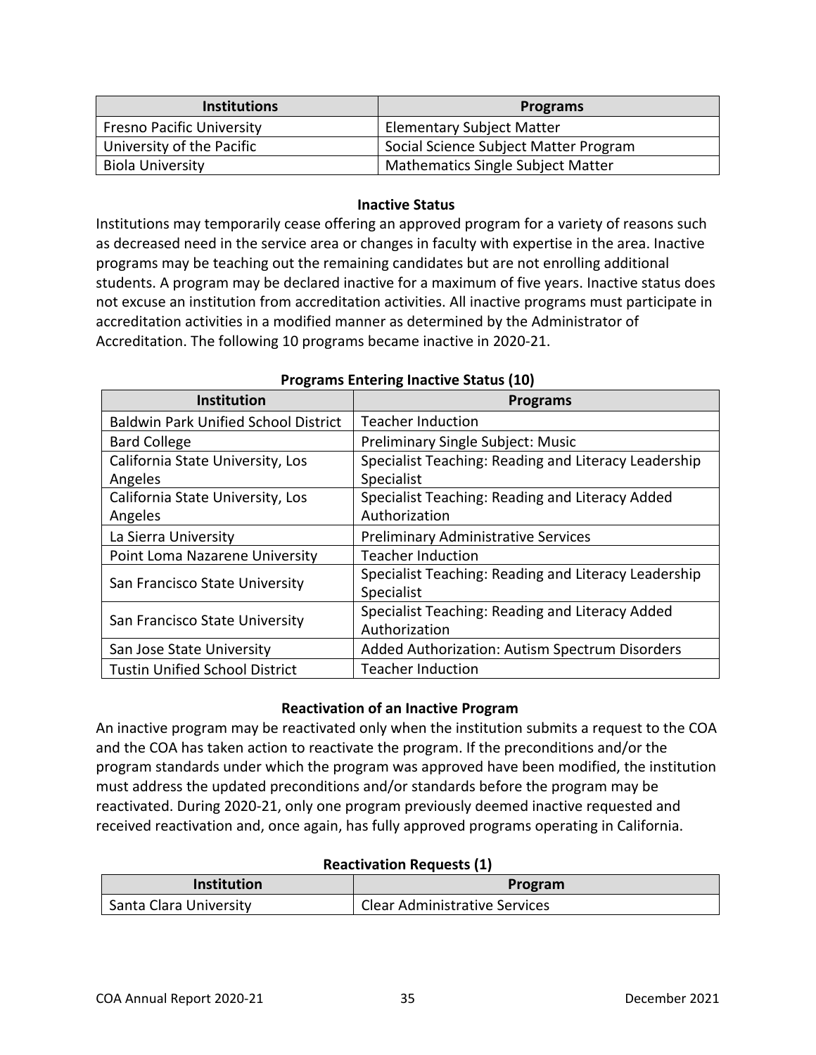| Institutions | Programs |
| --- | --- |
| Fresno Pacific University | Elementary Subject Matter |
| University of the Pacific | Social Science Subject Matter Program |
| Biola University | Mathematics Single Subject Matter |

### Inactive Status

Institutions may temporarily cease offering an approved program for a variety of reasons such as decreased need in the service area or changes in faculty with expertise in the area. Inactive programs may be teaching out the remaining candidates but are not enrolling additional students. A program may be declared inactive for a maximum of five years. Inactive status does not excuse an institution from accreditation activities. All inactive programs must participate in accreditation activities in a modified manner as determined by the Administrator of Accreditation. The following 10 programs became inactive in 2020-21.

**Programs Entering Inactive Status (10)**

| Institution | Programs |
| --- | --- |
| Baldwin Park Unified School District | Teacher Induction |
| Bard College | Preliminary Single Subject: Music |
| California State University, Los Angeles | Specialist Teaching: Reading and Literacy Leadership Specialist |
| California State University, Los Angeles | Specialist Teaching: Reading and Literacy Added Authorization |
| La Sierra University | Preliminary Administrative Services |
| Point Loma Nazarene University | Teacher Induction |
| San Francisco State University | Specialist Teaching: Reading and Literacy Leadership Specialist |
| San Francisco State University | Specialist Teaching: Reading and Literacy Added Authorization |
| San Jose State University | Added Authorization: Autism Spectrum Disorders |
| Tustin Unified School District | Teacher Induction |

### Reactivation of an Inactive Program

An inactive program may be reactivated only when the institution submits a request to the COA and the COA has taken action to reactivate the program. If the preconditions and/or the program standards under which the program was approved have been modified, the institution must address the updated preconditions and/or standards before the program may be reactivated. During 2020-21, only one program previously deemed inactive requested and received reactivation and, once again, has fully approved programs operating in California.

**Reactivation Requests (1)**

| Institution | Program |
| --- | --- |
| Santa Clara University | Clear Administrative Services |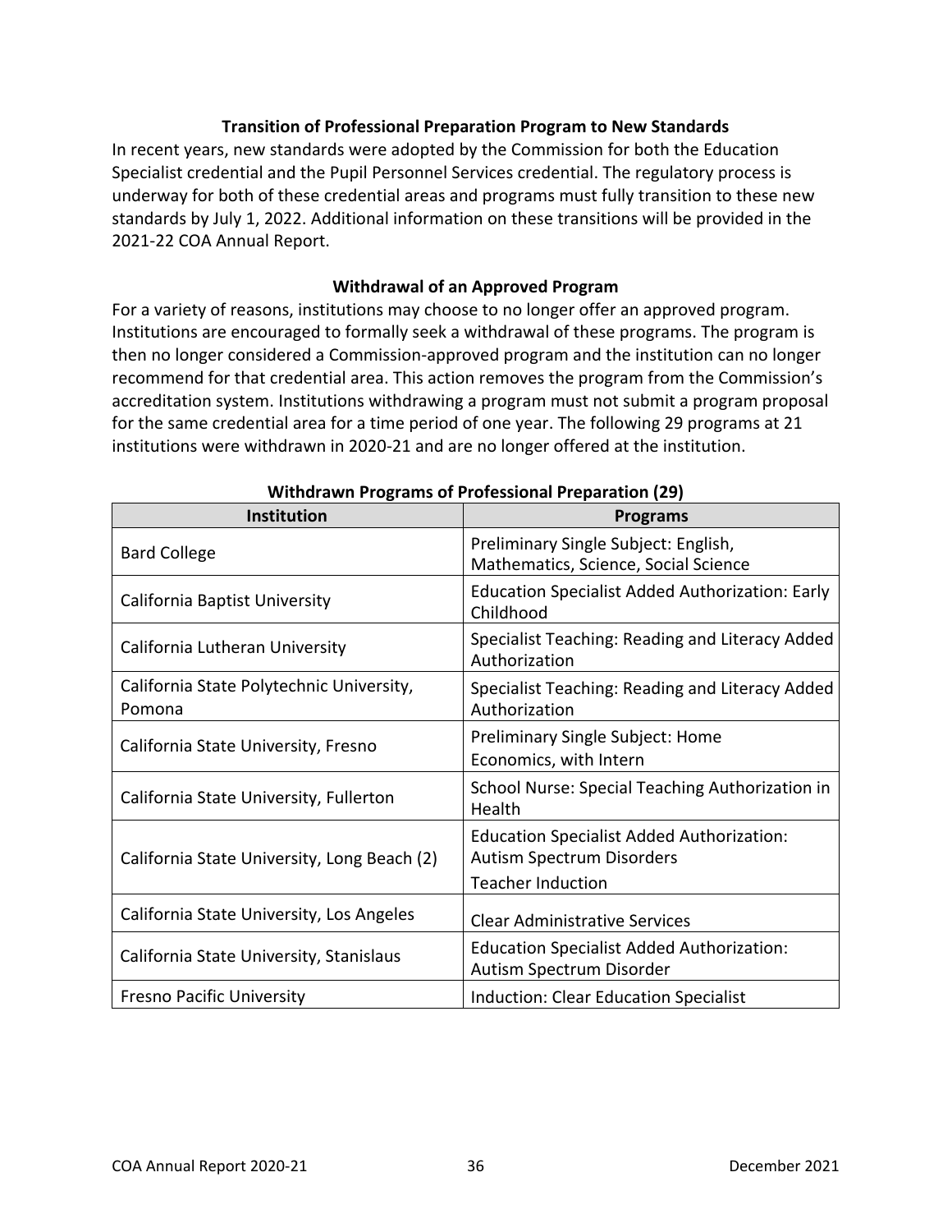### Transition of Professional Preparation Program to New Standards

In recent years, new standards were adopted by the Commission for both the Education Specialist credential and the Pupil Personnel Services credential. The regulatory process is underway for both of these credential areas and programs must fully transition to these new standards by July 1, 2022. Additional information on these transitions will be provided in the 2021-22 COA Annual Report.

### Withdrawal of an Approved Program

For a variety of reasons, institutions may choose to no longer offer an approved program. Institutions are encouraged to formally seek a withdrawal of these programs. The program is then no longer considered a Commission-approved program and the institution can no longer recommend for that credential area. This action removes the program from the Commission's accreditation system. Institutions withdrawing a program must not submit a program proposal for the same credential area for a time period of one year. The following 29 programs at 21 institutions were withdrawn in 2020-21 and are no longer offered at the institution.

**Withdrawn Programs of Professional Preparation (29)**

| Institution | Programs |
|---|---|
| Bard College | Preliminary Single Subject: English, Mathematics, Science, Social Science |
| California Baptist University | Education Specialist Added Authorization: Early Childhood |
| California Lutheran University | Specialist Teaching: Reading and Literacy Added Authorization |
| California State Polytechnic University, Pomona | Specialist Teaching: Reading and Literacy Added Authorization |
| California State University, Fresno | Preliminary Single Subject: Home Economics, with Intern |
| California State University, Fullerton | School Nurse: Special Teaching Authorization in Health |
| California State University, Long Beach (2) | Education Specialist Added Authorization: Autism Spectrum Disorders<br>Teacher Induction |
| California State University, Los Angeles | Clear Administrative Services |
| California State University, Stanislaus | Education Specialist Added Authorization: Autism Spectrum Disorder |
| Fresno Pacific University | Induction: Clear Education Specialist |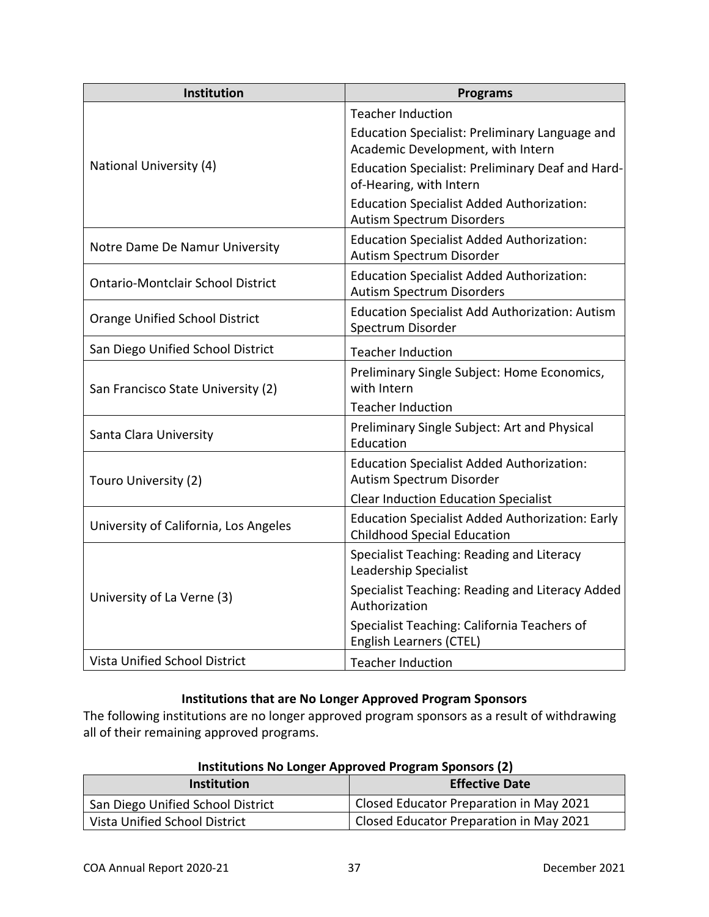| Institution | Programs |
| --- | --- |
| National University (4) | Teacher Induction<br>Education Specialist: Preliminary Language and Academic Development, with Intern<br>Education Specialist: Preliminary Deaf and Hard-of-Hearing, with Intern<br>Education Specialist Added Authorization: Autism Spectrum Disorders |
| Notre Dame De Namur University | Education Specialist Added Authorization: Autism Spectrum Disorder |
| Ontario-Montclair School District | Education Specialist Added Authorization: Autism Spectrum Disorders |
| Orange Unified School District | Education Specialist Add Authorization: Autism Spectrum Disorder |
| San Diego Unified School District | Teacher Induction |
| San Francisco State University (2) | Preliminary Single Subject: Home Economics, with Intern<br>Teacher Induction |
| Santa Clara University | Preliminary Single Subject: Art and Physical Education |
| Touro University (2) | Education Specialist Added Authorization: Autism Spectrum Disorder<br>Clear Induction Education Specialist |
| University of California, Los Angeles | Education Specialist Added Authorization: Early Childhood Special Education |
| University of La Verne (3) | Specialist Teaching: Reading and Literacy Leadership Specialist<br>Specialist Teaching: Reading and Literacy Added Authorization<br>Specialist Teaching: California Teachers of English Learners (CTEL) |
| Vista Unified School District | Teacher Induction |

**Institutions that are No Longer Approved Program Sponsors**

The following institutions are no longer approved program sponsors as a result of withdrawing all of their remaining approved programs.

**Institutions No Longer Approved Program Sponsors (2)**

| Institution | Effective Date |
| --- | --- |
| San Diego Unified School District | Closed Educator Preparation in May 2021 |
| Vista Unified School District | Closed Educator Preparation in May 2021 |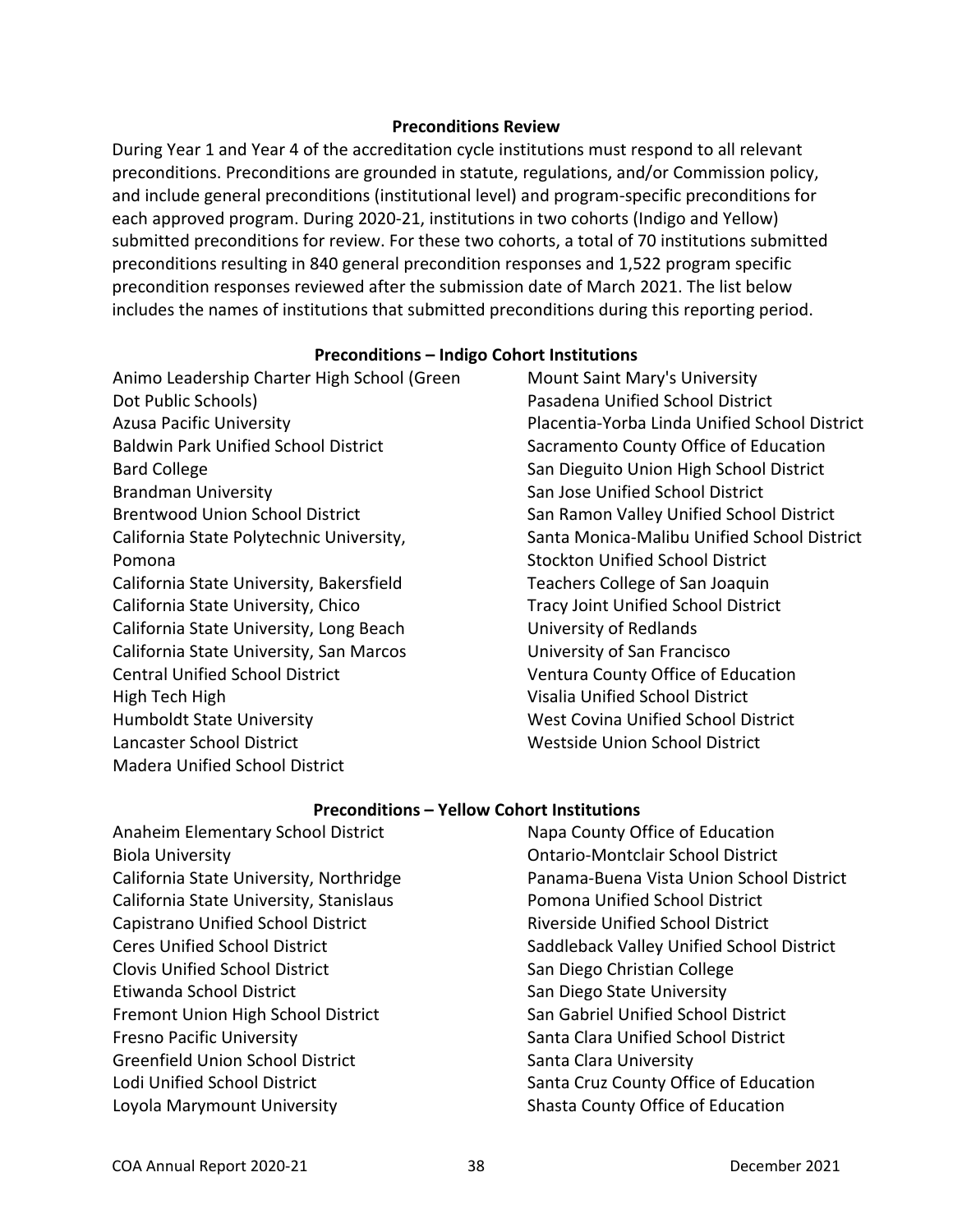### Preconditions Review

During Year 1 and Year 4 of the accreditation cycle institutions must respond to all relevant preconditions. Preconditions are grounded in statute, regulations, and/or Commission policy, and include general preconditions (institutional level) and program-specific preconditions for each approved program. During 2020-21, institutions in two cohorts (Indigo and Yellow) submitted preconditions for review. For these two cohorts, a total of 70 institutions submitted preconditions resulting in 840 general precondition responses and 1,522 program specific precondition responses reviewed after the submission date of March 2021. The list below includes the names of institutions that submitted preconditions during this reporting period.

#### Preconditions – Indigo Cohort Institutions

Animo Leadership Charter High School (Green Dot Public Schools)
Azusa Pacific University
Baldwin Park Unified School District
Bard College
Brandman University
Brentwood Union School District
California State Polytechnic University, Pomona
California State University, Bakersfield
California State University, Chico
California State University, Long Beach
California State University, San Marcos
Central Unified School District
High Tech High
Humboldt State University
Lancaster School District
Madera Unified School District
Mount Saint Mary's University
Pasadena Unified School District
Placentia-Yorba Linda Unified School District
Sacramento County Office of Education
San Dieguito Union High School District
San Jose Unified School District
San Ramon Valley Unified School District
Santa Monica-Malibu Unified School District
Stockton Unified School District
Teachers College of San Joaquin
Tracy Joint Unified School District
University of Redlands
University of San Francisco
Ventura County Office of Education
Visalia Unified School District
West Covina Unified School District
Westside Union School District

#### Preconditions – Yellow Cohort Institutions

Anaheim Elementary School District
Biola University
California State University, Northridge
California State University, Stanislaus
Capistrano Unified School District
Ceres Unified School District
Clovis Unified School District
Etiwanda School District
Fremont Union High School District
Fresno Pacific University
Greenfield Union School District
Lodi Unified School District
Loyola Marymount University
Napa County Office of Education
Ontario-Montclair School District
Panama-Buena Vista Union School District
Pomona Unified School District
Riverside Unified School District
Saddleback Valley Unified School District
San Diego Christian College
San Diego State University
San Gabriel Unified School District
Santa Clara Unified School District
Santa Clara University
Santa Cruz County Office of Education
Shasta County Office of Education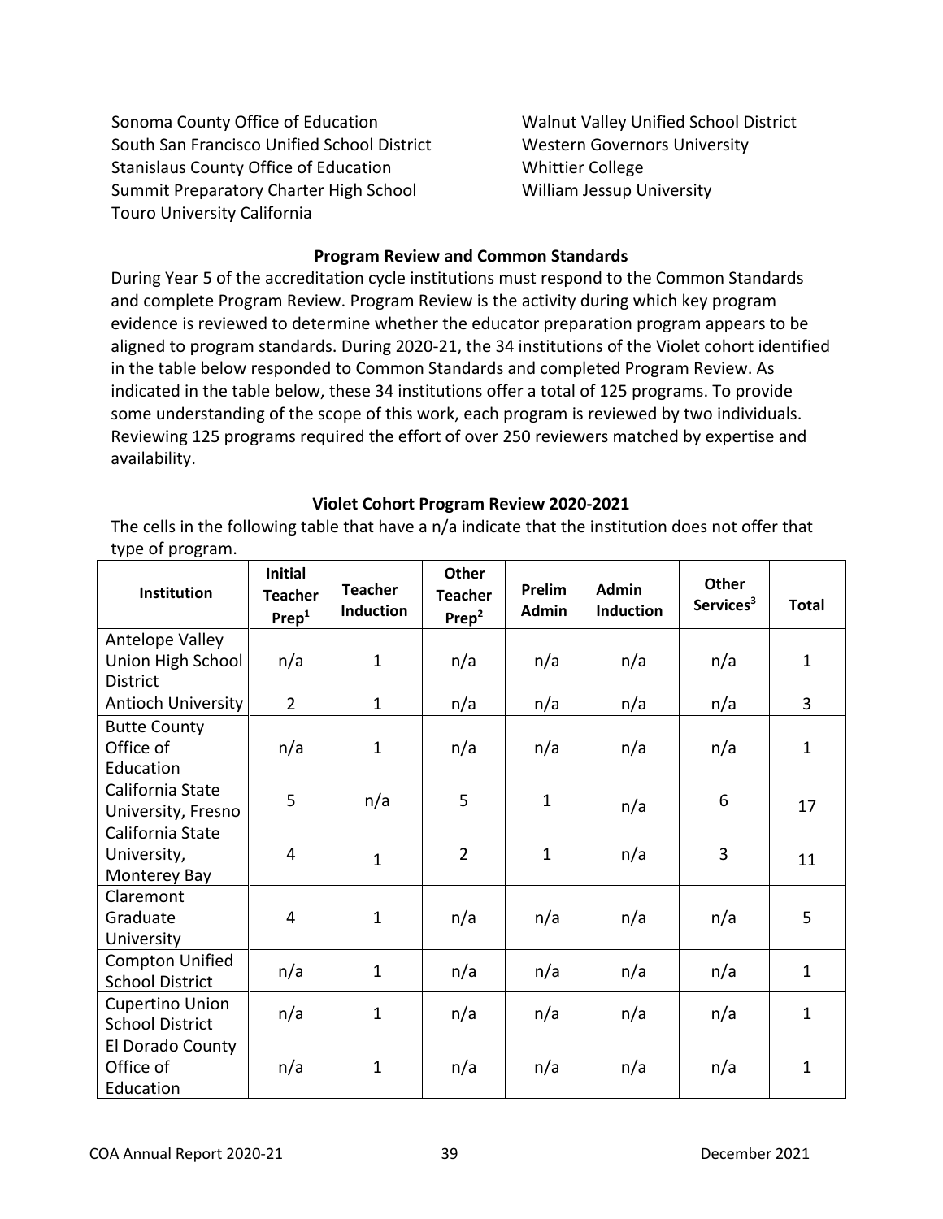Sonoma County Office of Education
South San Francisco Unified School District
Stanislaus County Office of Education
Summit Preparatory Charter High School
Touro University California
Walnut Valley Unified School District
Western Governors University
Whittier College
William Jessup University

**Program Review and Common Standards**

During Year 5 of the accreditation cycle institutions must respond to the Common Standards and complete Program Review. Program Review is the activity during which key program evidence is reviewed to determine whether the educator preparation program appears to be aligned to program standards. During 2020-21, the 34 institutions of the Violet cohort identified in the table below responded to Common Standards and completed Program Review. As indicated in the table below, these 34 institutions offer a total of 125 programs. To provide some understanding of the scope of this work, each program is reviewed by two individuals. Reviewing 125 programs required the effort of over 250 reviewers matched by expertise and availability.

**Violet Cohort Program Review 2020-2021**

The cells in the following table that have a n/a indicate that the institution does not offer that type of program.

| Institution | Initial Teacher Prep[1] | Teacher Induction | Other Teacher Prep[2] | Prelim Admin | Admin Induction | Other Services[3] | Total |
|---|---|---|---|---|---|---|---|
| Antelope Valley Union High School District | n/a | 1 | n/a | n/a | n/a | n/a | 1 |
| Antioch University | 2 | 1 | n/a | n/a | n/a | n/a | 3 |
| Butte County Office of Education | n/a | 1 | n/a | n/a | n/a | n/a | 1 |
| California State University, Fresno | 5 | n/a | 5 | 1 | n/a | 6 | 17 |
| California State University, Monterey Bay | 4 | 1 | 2 | 1 | n/a | 3 | 11 |
| Claremont Graduate University | 4 | 1 | n/a | n/a | n/a | n/a | 5 |
| Compton Unified School District | n/a | 1 | n/a | n/a | n/a | n/a | 1 |
| Cupertino Union School District | n/a | 1 | n/a | n/a | n/a | n/a | 1 |
| El Dorado County Office of Education | n/a | 1 | n/a | n/a | n/a | n/a | 1 |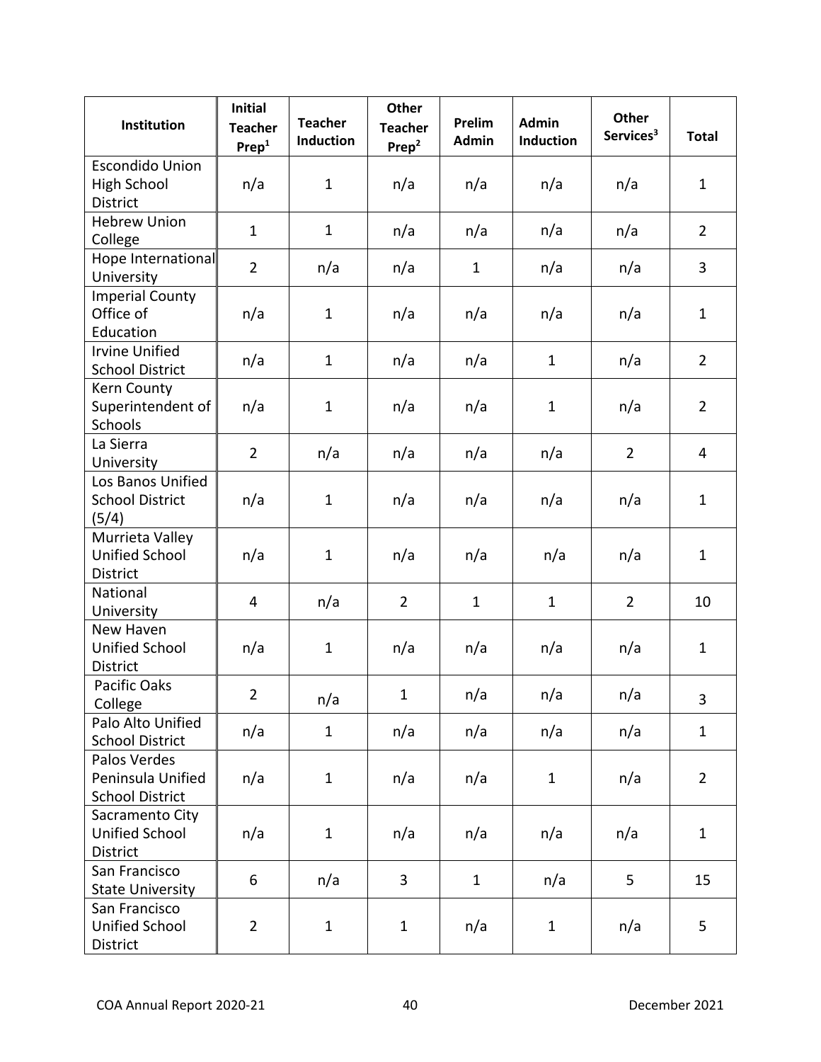| Institution | Initial Teacher Prep[1] | Teacher Induction | Other Teacher Prep[2] | Prelim Admin | Admin Induction | Other Services[3] | Total |
|---|---|---|---|---|---|---|---|
| Escondido Union High School District | n/a | 1 | n/a | n/a | n/a | n/a | 1 |
| Hebrew Union College | 1 | 1 | n/a | n/a | n/a | n/a | 2 |
| Hope International University | 2 | n/a | n/a | 1 | n/a | n/a | 3 |
| Imperial County Office of Education | n/a | 1 | n/a | n/a | n/a | n/a | 1 |
| Irvine Unified School District | n/a | 1 | n/a | n/a | 1 | n/a | 2 |
| Kern County Superintendent of Schools | n/a | 1 | n/a | n/a | 1 | n/a | 2 |
| La Sierra University | 2 | n/a | n/a | n/a | n/a | 2 | 4 |
| Los Banos Unified School District (5/4) | n/a | 1 | n/a | n/a | n/a | n/a | 1 |
| Murrieta Valley Unified School District | n/a | 1 | n/a | n/a | n/a | n/a | 1 |
| National University | 4 | n/a | 2 | 1 | 1 | 2 | 10 |
| New Haven Unified School District | n/a | 1 | n/a | n/a | n/a | n/a | 1 |
| Pacific Oaks College | 2 | n/a | 1 | n/a | n/a | n/a | 3 |
| Palo Alto Unified School District | n/a | 1 | n/a | n/a | n/a | n/a | 1 |
| Palos Verdes Peninsula Unified School District | n/a | 1 | n/a | n/a | 1 | n/a | 2 |
| Sacramento City Unified School District | n/a | 1 | n/a | n/a | n/a | n/a | 1 |
| San Francisco State University | 6 | n/a | 3 | 1 | n/a | 5 | 15 |
| San Francisco Unified School District | 2 | 1 | 1 | n/a | 1 | n/a | 5 |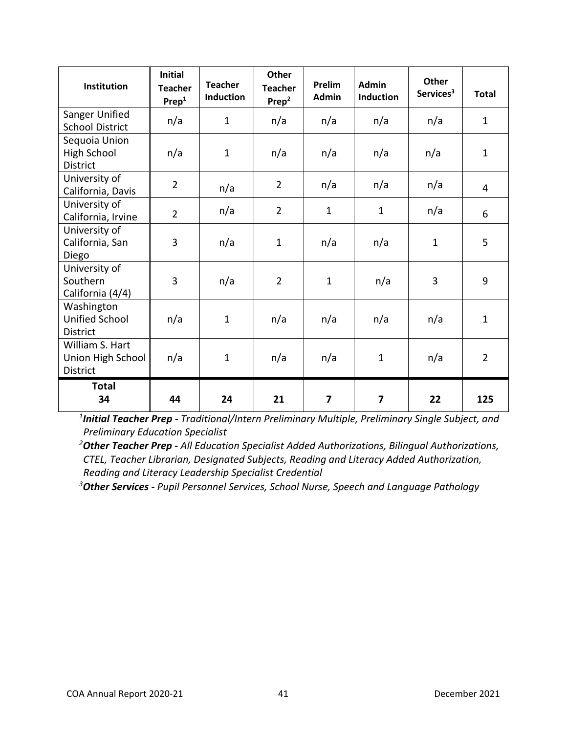| Institution | Initial Teacher Prep[1] | Teacher Induction | Other Teacher Prep[2] | Prelim Admin | Admin Induction | Other Services[3] | Total |
|---|---|---|---|---|---|---|---|
| Sanger Unified School District | n/a | 1 | n/a | n/a | n/a | n/a | 1 |
| Sequoia Union High School District | n/a | 1 | n/a | n/a | n/a | n/a | 1 |
| University of California, Davis | 2 | n/a | 2 | n/a | n/a | n/a | 4 |
| University of California, Irvine | 2 | n/a | 2 | 1 | 1 | n/a | 6 |
| University of California, San Diego | 3 | n/a | 1 | n/a | n/a | 1 | 5 |
| University of Southern California (4/4) | 3 | n/a | 2 | 1 | n/a | 3 | 9 |
| Washington Unified School District | n/a | 1 | n/a | n/a | n/a | n/a | 1 |
| William S. Hart Union High School District | n/a | 1 | n/a | n/a | 1 | n/a | 2 |
| **Total 34** | **44** | **24** | **21** | **7** | **7** | **22** | **125** |

[1]***Initial Teacher Prep -*** *Traditional/Intern Preliminary Multiple, Preliminary Single Subject, and Preliminary Education Specialist*

[2]***Other Teacher Prep -*** *All Education Specialist Added Authorizations, Bilingual Authorizations, CTEL, Teacher Librarian, Designated Subjects, Reading and Literacy Added Authorization, Reading and Literacy Leadership Specialist Credential*

[3]***Other Services -*** *Pupil Personnel Services, School Nurse, Speech and Language Pathology*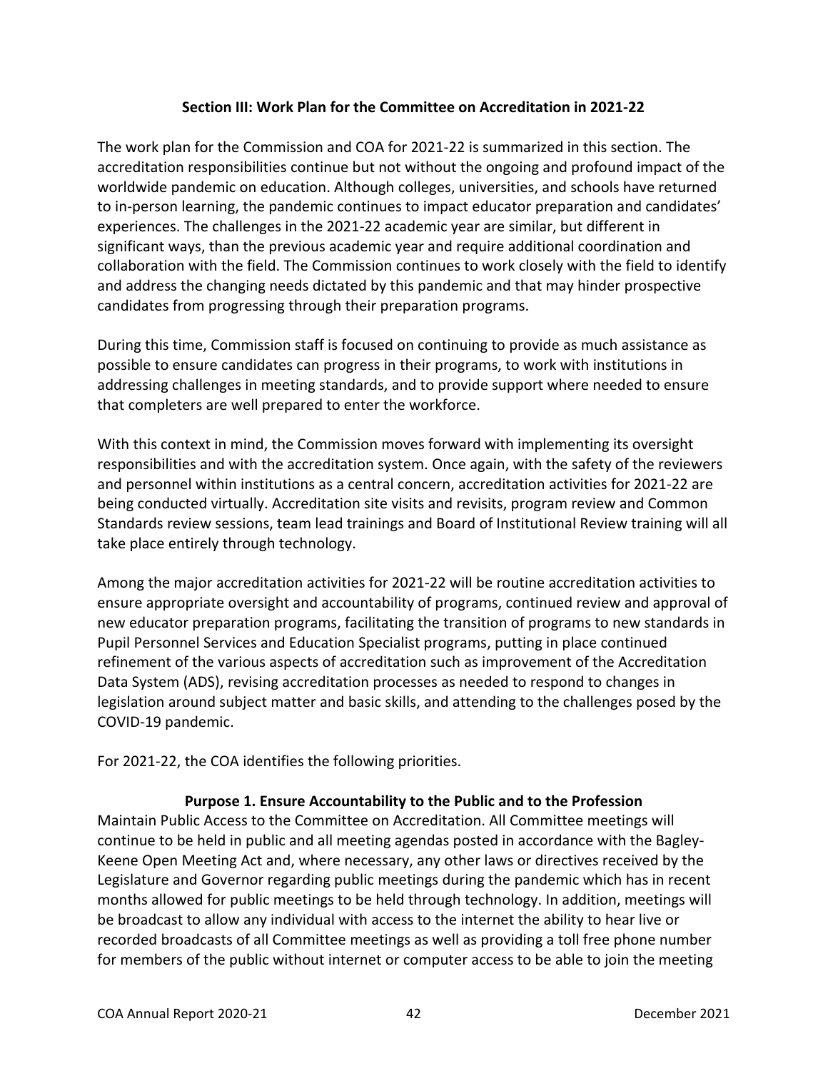## Section III: Work Plan for the Committee on Accreditation in 2021-22

The work plan for the Commission and COA for 2021-22 is summarized in this section. The accreditation responsibilities continue but not without the ongoing and profound impact of the worldwide pandemic on education. Although colleges, universities, and schools have returned to in-person learning, the pandemic continues to impact educator preparation and candidates' experiences. The challenges in the 2021-22 academic year are similar, but different in significant ways, than the previous academic year and require additional coordination and collaboration with the field. The Commission continues to work closely with the field to identify and address the changing needs dictated by this pandemic and that may hinder prospective candidates from progressing through their preparation programs.

During this time, Commission staff is focused on continuing to provide as much assistance as possible to ensure candidates can progress in their programs, to work with institutions in addressing challenges in meeting standards, and to provide support where needed to ensure that completers are well prepared to enter the workforce.

With this context in mind, the Commission moves forward with implementing its oversight responsibilities and with the accreditation system. Once again, with the safety of the reviewers and personnel within institutions as a central concern, accreditation activities for 2021-22 are being conducted virtually. Accreditation site visits and revisits, program review and Common Standards review sessions, team lead trainings and Board of Institutional Review training will all take place entirely through technology.

Among the major accreditation activities for 2021-22 will be routine accreditation activities to ensure appropriate oversight and accountability of programs, continued review and approval of new educator preparation programs, facilitating the transition of programs to new standards in Pupil Personnel Services and Education Specialist programs, putting in place continued refinement of the various aspects of accreditation such as improvement of the Accreditation Data System (ADS), revising accreditation processes as needed to respond to changes in legislation around subject matter and basic skills, and attending to the challenges posed by the COVID-19 pandemic.

For 2021-22, the COA identifies the following priorities.

### Purpose 1. Ensure Accountability to the Public and to the Profession

Maintain Public Access to the Committee on Accreditation. All Committee meetings will continue to be held in public and all meeting agendas posted in accordance with the Bagley-Keene Open Meeting Act and, where necessary, any other laws or directives received by the Legislature and Governor regarding public meetings during the pandemic which has in recent months allowed for public meetings to be held through technology. In addition, meetings will be broadcast to allow any individual with access to the internet the ability to hear live or recorded broadcasts of all Committee meetings as well as providing a toll free phone number for members of the public without internet or computer access to be able to join the meeting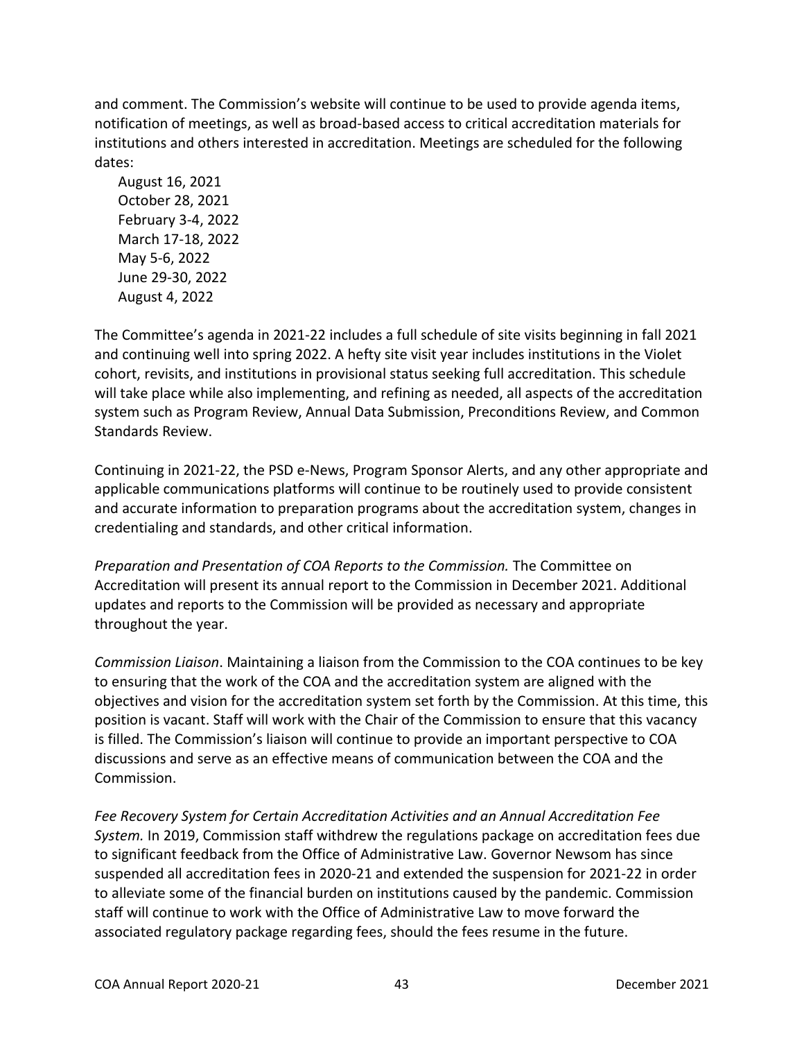and comment. The Commission's website will continue to be used to provide agenda items, notification of meetings, as well as broad-based access to critical accreditation materials for institutions and others interested in accreditation. Meetings are scheduled for the following dates:

- August 16, 2021
- October 28, 2021
- February 3-4, 2022
- March 17-18, 2022
- May 5-6, 2022
- June 29-30, 2022
- August 4, 2022

The Committee's agenda in 2021-22 includes a full schedule of site visits beginning in fall 2021 and continuing well into spring 2022. A hefty site visit year includes institutions in the Violet cohort, revisits, and institutions in provisional status seeking full accreditation. This schedule will take place while also implementing, and refining as needed, all aspects of the accreditation system such as Program Review, Annual Data Submission, Preconditions Review, and Common Standards Review.

Continuing in 2021-22, the PSD e-News, Program Sponsor Alerts, and any other appropriate and applicable communications platforms will continue to be routinely used to provide consistent and accurate information to preparation programs about the accreditation system, changes in credentialing and standards, and other critical information.

*Preparation and Presentation of COA Reports to the Commission.* The Committee on Accreditation will present its annual report to the Commission in December 2021. Additional updates and reports to the Commission will be provided as necessary and appropriate throughout the year.

*Commission Liaison*. Maintaining a liaison from the Commission to the COA continues to be key to ensuring that the work of the COA and the accreditation system are aligned with the objectives and vision for the accreditation system set forth by the Commission. At this time, this position is vacant. Staff will work with the Chair of the Commission to ensure that this vacancy is filled. The Commission's liaison will continue to provide an important perspective to COA discussions and serve as an effective means of communication between the COA and the Commission.

*Fee Recovery System for Certain Accreditation Activities and an Annual Accreditation Fee System.* In 2019, Commission staff withdrew the regulations package on accreditation fees due to significant feedback from the Office of Administrative Law. Governor Newsom has since suspended all accreditation fees in 2020-21 and extended the suspension for 2021-22 in order to alleviate some of the financial burden on institutions caused by the pandemic. Commission staff will continue to work with the Office of Administrative Law to move forward the associated regulatory package regarding fees, should the fees resume in the future.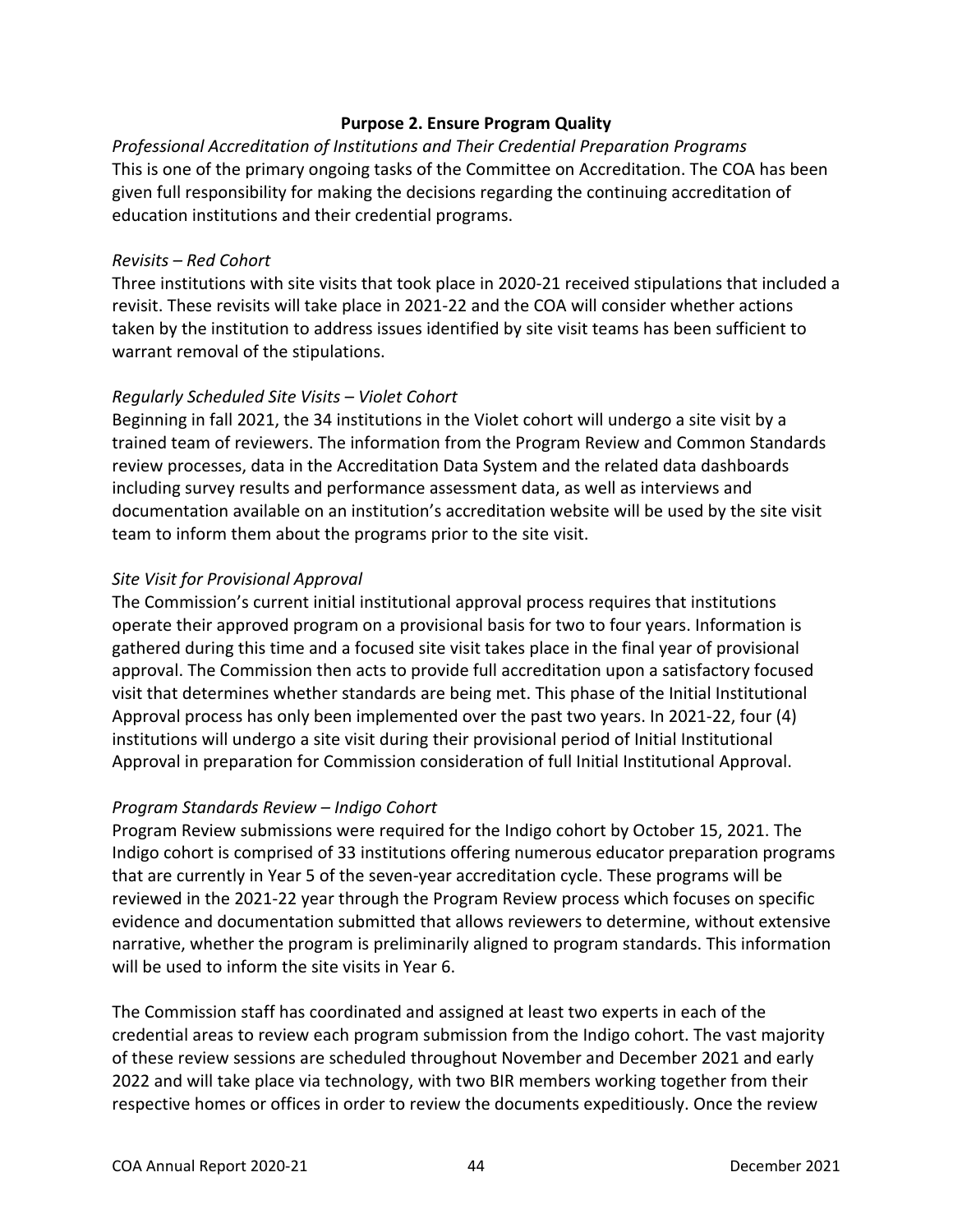**Purpose 2. Ensure Program Quality**

*Professional Accreditation of Institutions and Their Credential Preparation Programs*

This is one of the primary ongoing tasks of the Committee on Accreditation. The COA has been given full responsibility for making the decisions regarding the continuing accreditation of education institutions and their credential programs.

*Revisits – Red Cohort*

Three institutions with site visits that took place in 2020-21 received stipulations that included a revisit. These revisits will take place in 2021-22 and the COA will consider whether actions taken by the institution to address issues identified by site visit teams has been sufficient to warrant removal of the stipulations.

*Regularly Scheduled Site Visits – Violet Cohort*

Beginning in fall 2021, the 34 institutions in the Violet cohort will undergo a site visit by a trained team of reviewers. The information from the Program Review and Common Standards review processes, data in the Accreditation Data System and the related data dashboards including survey results and performance assessment data, as well as interviews and documentation available on an institution's accreditation website will be used by the site visit team to inform them about the programs prior to the site visit.

*Site Visit for Provisional Approval*

The Commission's current initial institutional approval process requires that institutions operate their approved program on a provisional basis for two to four years. Information is gathered during this time and a focused site visit takes place in the final year of provisional approval. The Commission then acts to provide full accreditation upon a satisfactory focused visit that determines whether standards are being met. This phase of the Initial Institutional Approval process has only been implemented over the past two years. In 2021-22, four (4) institutions will undergo a site visit during their provisional period of Initial Institutional Approval in preparation for Commission consideration of full Initial Institutional Approval.

*Program Standards Review – Indigo Cohort*

Program Review submissions were required for the Indigo cohort by October 15, 2021. The Indigo cohort is comprised of 33 institutions offering numerous educator preparation programs that are currently in Year 5 of the seven-year accreditation cycle. These programs will be reviewed in the 2021-22 year through the Program Review process which focuses on specific evidence and documentation submitted that allows reviewers to determine, without extensive narrative, whether the program is preliminarily aligned to program standards. This information will be used to inform the site visits in Year 6.

The Commission staff has coordinated and assigned at least two experts in each of the credential areas to review each program submission from the Indigo cohort. The vast majority of these review sessions are scheduled throughout November and December 2021 and early 2022 and will take place via technology, with two BIR members working together from their respective homes or offices in order to review the documents expeditiously. Once the review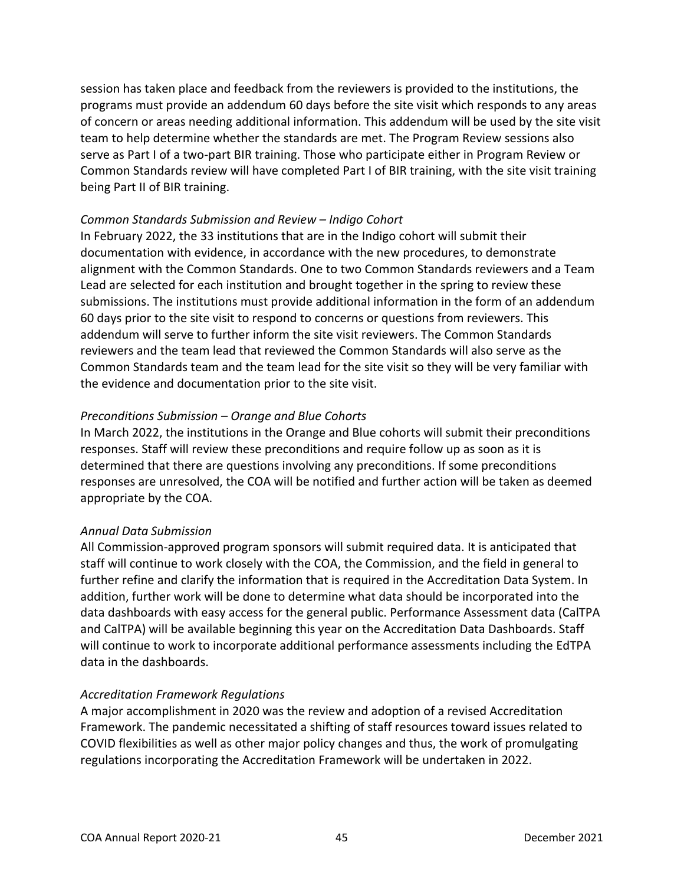session has taken place and feedback from the reviewers is provided to the institutions, the programs must provide an addendum 60 days before the site visit which responds to any areas of concern or areas needing additional information. This addendum will be used by the site visit team to help determine whether the standards are met. The Program Review sessions also serve as Part I of a two-part BIR training. Those who participate either in Program Review or Common Standards review will have completed Part I of BIR training, with the site visit training being Part II of BIR training.

*Common Standards Submission and Review – Indigo Cohort*

In February 2022, the 33 institutions that are in the Indigo cohort will submit their documentation with evidence, in accordance with the new procedures, to demonstrate alignment with the Common Standards. One to two Common Standards reviewers and a Team Lead are selected for each institution and brought together in the spring to review these submissions. The institutions must provide additional information in the form of an addendum 60 days prior to the site visit to respond to concerns or questions from reviewers. This addendum will serve to further inform the site visit reviewers. The Common Standards reviewers and the team lead that reviewed the Common Standards will also serve as the Common Standards team and the team lead for the site visit so they will be very familiar with the evidence and documentation prior to the site visit.

*Preconditions Submission – Orange and Blue Cohorts*

In March 2022, the institutions in the Orange and Blue cohorts will submit their preconditions responses. Staff will review these preconditions and require follow up as soon as it is determined that there are questions involving any preconditions. If some preconditions responses are unresolved, the COA will be notified and further action will be taken as deemed appropriate by the COA.

*Annual Data Submission*

All Commission-approved program sponsors will submit required data. It is anticipated that staff will continue to work closely with the COA, the Commission, and the field in general to further refine and clarify the information that is required in the Accreditation Data System. In addition, further work will be done to determine what data should be incorporated into the data dashboards with easy access for the general public. Performance Assessment data (CalTPA and CalTPA) will be available beginning this year on the Accreditation Data Dashboards. Staff will continue to work to incorporate additional performance assessments including the EdTPA data in the dashboards.

*Accreditation Framework Regulations*

A major accomplishment in 2020 was the review and adoption of a revised Accreditation Framework. The pandemic necessitated a shifting of staff resources toward issues related to COVID flexibilities as well as other major policy changes and thus, the work of promulgating regulations incorporating the Accreditation Framework will be undertaken in 2022.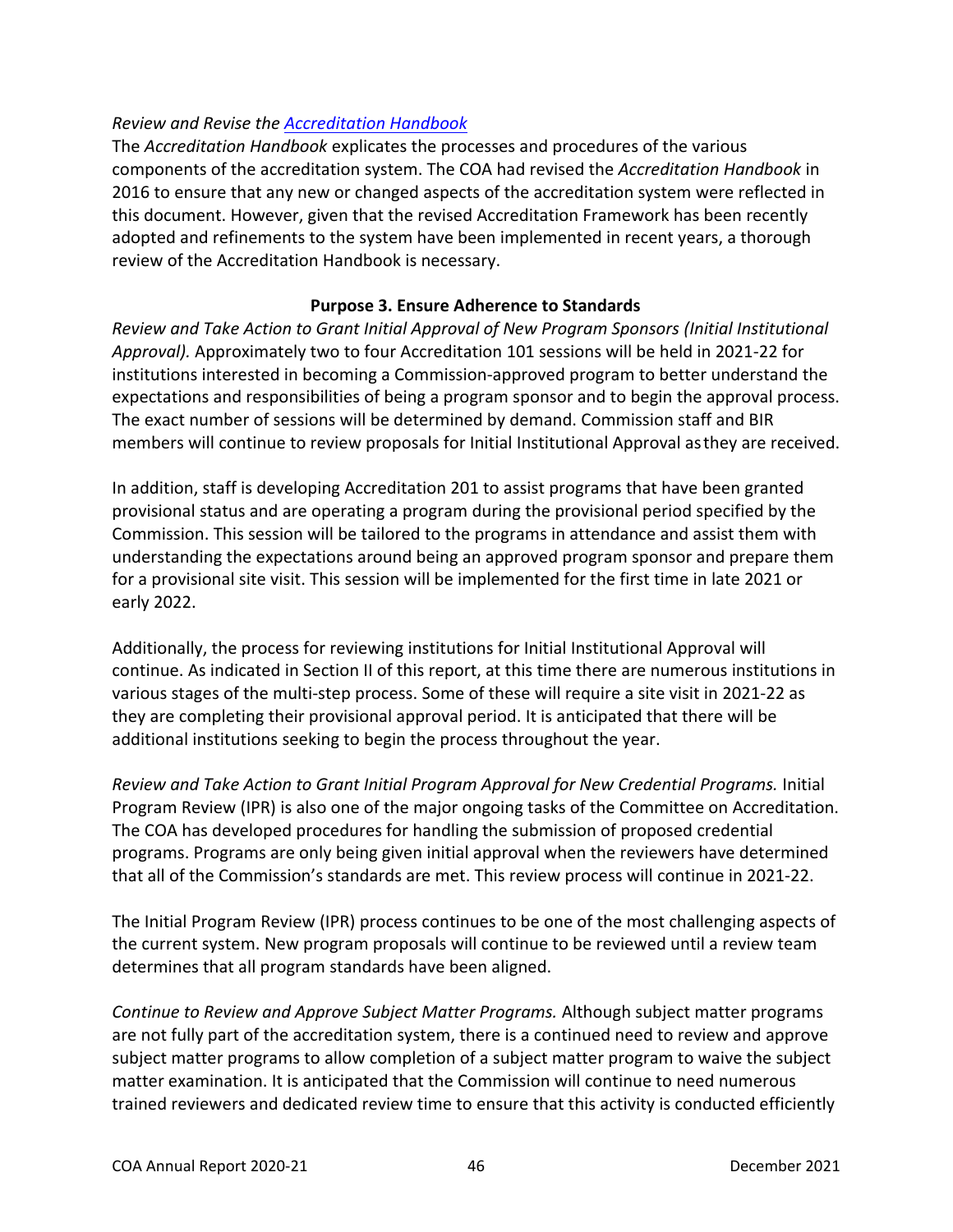*Review and Revise the [Accreditation Handbook](Accreditation Handbook)*

The *Accreditation Handbook* explicates the processes and procedures of the various components of the accreditation system. The COA had revised the *Accreditation Handbook* in 2016 to ensure that any new or changed aspects of the accreditation system were reflected in this document. However, given that the revised Accreditation Framework has been recently adopted and refinements to the system have been implemented in recent years, a thorough review of the Accreditation Handbook is necessary.

**Purpose 3. Ensure Adherence to Standards**

*Review and Take Action to Grant Initial Approval of New Program Sponsors (Initial Institutional Approval).* Approximately two to four Accreditation 101 sessions will be held in 2021-22 for institutions interested in becoming a Commission-approved program to better understand the expectations and responsibilities of being a program sponsor and to begin the approval process. The exact number of sessions will be determined by demand. Commission staff and BIR members will continue to review proposals for Initial Institutional Approval as they are received.

In addition, staff is developing Accreditation 201 to assist programs that have been granted provisional status and are operating a program during the provisional period specified by the Commission. This session will be tailored to the programs in attendance and assist them with understanding the expectations around being an approved program sponsor and prepare them for a provisional site visit. This session will be implemented for the first time in late 2021 or early 2022.

Additionally, the process for reviewing institutions for Initial Institutional Approval will continue. As indicated in Section II of this report, at this time there are numerous institutions in various stages of the multi-step process. Some of these will require a site visit in 2021-22 as they are completing their provisional approval period. It is anticipated that there will be additional institutions seeking to begin the process throughout the year.

*Review and Take Action to Grant Initial Program Approval for New Credential Programs.* Initial Program Review (IPR) is also one of the major ongoing tasks of the Committee on Accreditation. The COA has developed procedures for handling the submission of proposed credential programs. Programs are only being given initial approval when the reviewers have determined that all of the Commission's standards are met. This review process will continue in 2021-22.

The Initial Program Review (IPR) process continues to be one of the most challenging aspects of the current system. New program proposals will continue to be reviewed until a review team determines that all program standards have been aligned.

*Continue to Review and Approve Subject Matter Programs.* Although subject matter programs are not fully part of the accreditation system, there is a continued need to review and approve subject matter programs to allow completion of a subject matter program to waive the subject matter examination. It is anticipated that the Commission will continue to need numerous trained reviewers and dedicated review time to ensure that this activity is conducted efficiently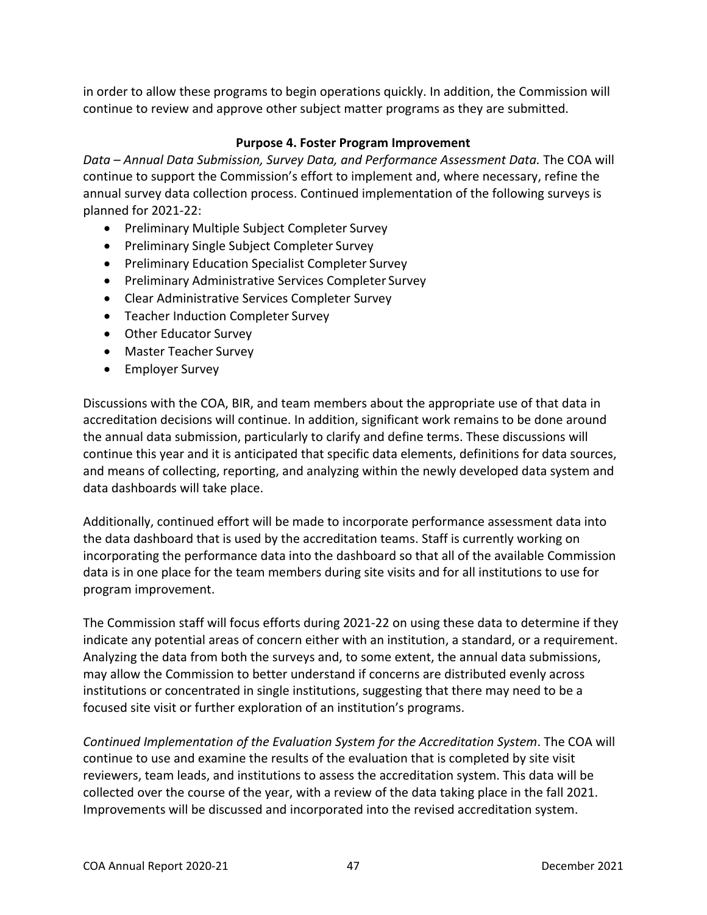in order to allow these programs to begin operations quickly. In addition, the Commission will continue to review and approve other subject matter programs as they are submitted.

### Purpose 4. Foster Program Improvement

*Data – Annual Data Submission, Survey Data, and Performance Assessment Data.* The COA will continue to support the Commission's effort to implement and, where necessary, refine the annual survey data collection process. Continued implementation of the following surveys is planned for 2021-22:

- Preliminary Multiple Subject Completer Survey
- Preliminary Single Subject Completer Survey
- Preliminary Education Specialist Completer Survey
- Preliminary Administrative Services Completer Survey
- Clear Administrative Services Completer Survey
- Teacher Induction Completer Survey
- Other Educator Survey
- Master Teacher Survey
- Employer Survey

Discussions with the COA, BIR, and team members about the appropriate use of that data in accreditation decisions will continue. In addition, significant work remains to be done around the annual data submission, particularly to clarify and define terms. These discussions will continue this year and it is anticipated that specific data elements, definitions for data sources, and means of collecting, reporting, and analyzing within the newly developed data system and data dashboards will take place.

Additionally, continued effort will be made to incorporate performance assessment data into the data dashboard that is used by the accreditation teams. Staff is currently working on incorporating the performance data into the dashboard so that all of the available Commission data is in one place for the team members during site visits and for all institutions to use for program improvement.

The Commission staff will focus efforts during 2021-22 on using these data to determine if they indicate any potential areas of concern either with an institution, a standard, or a requirement. Analyzing the data from both the surveys and, to some extent, the annual data submissions, may allow the Commission to better understand if concerns are distributed evenly across institutions or concentrated in single institutions, suggesting that there may need to be a focused site visit or further exploration of an institution's programs.

*Continued Implementation of the Evaluation System for the Accreditation System*. The COA will continue to use and examine the results of the evaluation that is completed by site visit reviewers, team leads, and institutions to assess the accreditation system. This data will be collected over the course of the year, with a review of the data taking place in the fall 2021. Improvements will be discussed and incorporated into the revised accreditation system.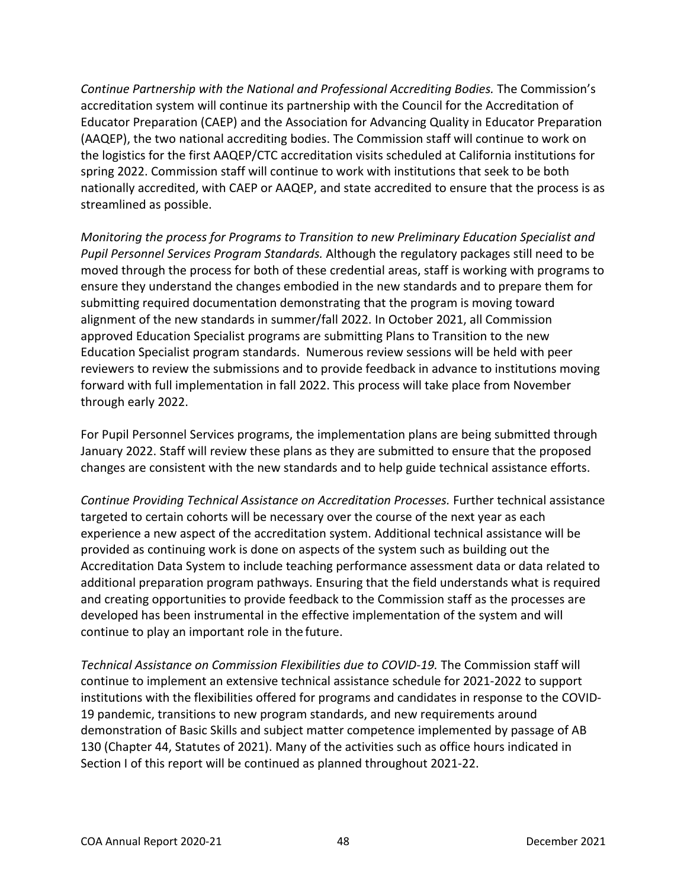*Continue Partnership with the National and Professional Accrediting Bodies.* The Commission's accreditation system will continue its partnership with the Council for the Accreditation of Educator Preparation (CAEP) and the Association for Advancing Quality in Educator Preparation (AAQEP), the two national accrediting bodies. The Commission staff will continue to work on the logistics for the first AAQEP/CTC accreditation visits scheduled at California institutions for spring 2022. Commission staff will continue to work with institutions that seek to be both nationally accredited, with CAEP or AAQEP, and state accredited to ensure that the process is as streamlined as possible.

*Monitoring the process for Programs to Transition to new Preliminary Education Specialist and Pupil Personnel Services Program Standards.* Although the regulatory packages still need to be moved through the process for both of these credential areas, staff is working with programs to ensure they understand the changes embodied in the new standards and to prepare them for submitting required documentation demonstrating that the program is moving toward alignment of the new standards in summer/fall 2022. In October 2021, all Commission approved Education Specialist programs are submitting Plans to Transition to the new Education Specialist program standards. Numerous review sessions will be held with peer reviewers to review the submissions and to provide feedback in advance to institutions moving forward with full implementation in fall 2022. This process will take place from November through early 2022.

For Pupil Personnel Services programs, the implementation plans are being submitted through January 2022. Staff will review these plans as they are submitted to ensure that the proposed changes are consistent with the new standards and to help guide technical assistance efforts.

*Continue Providing Technical Assistance on Accreditation Processes.* Further technical assistance targeted to certain cohorts will be necessary over the course of the next year as each experience a new aspect of the accreditation system. Additional technical assistance will be provided as continuing work is done on aspects of the system such as building out the Accreditation Data System to include teaching performance assessment data or data related to additional preparation program pathways. Ensuring that the field understands what is required and creating opportunities to provide feedback to the Commission staff as the processes are developed has been instrumental in the effective implementation of the system and will continue to play an important role in the future.

*Technical Assistance on Commission Flexibilities due to COVID-19.* The Commission staff will continue to implement an extensive technical assistance schedule for 2021-2022 to support institutions with the flexibilities offered for programs and candidates in response to the COVID-19 pandemic, transitions to new program standards, and new requirements around demonstration of Basic Skills and subject matter competence implemented by passage of AB 130 (Chapter 44, Statutes of 2021). Many of the activities such as office hours indicated in Section I of this report will be continued as planned throughout 2021-22.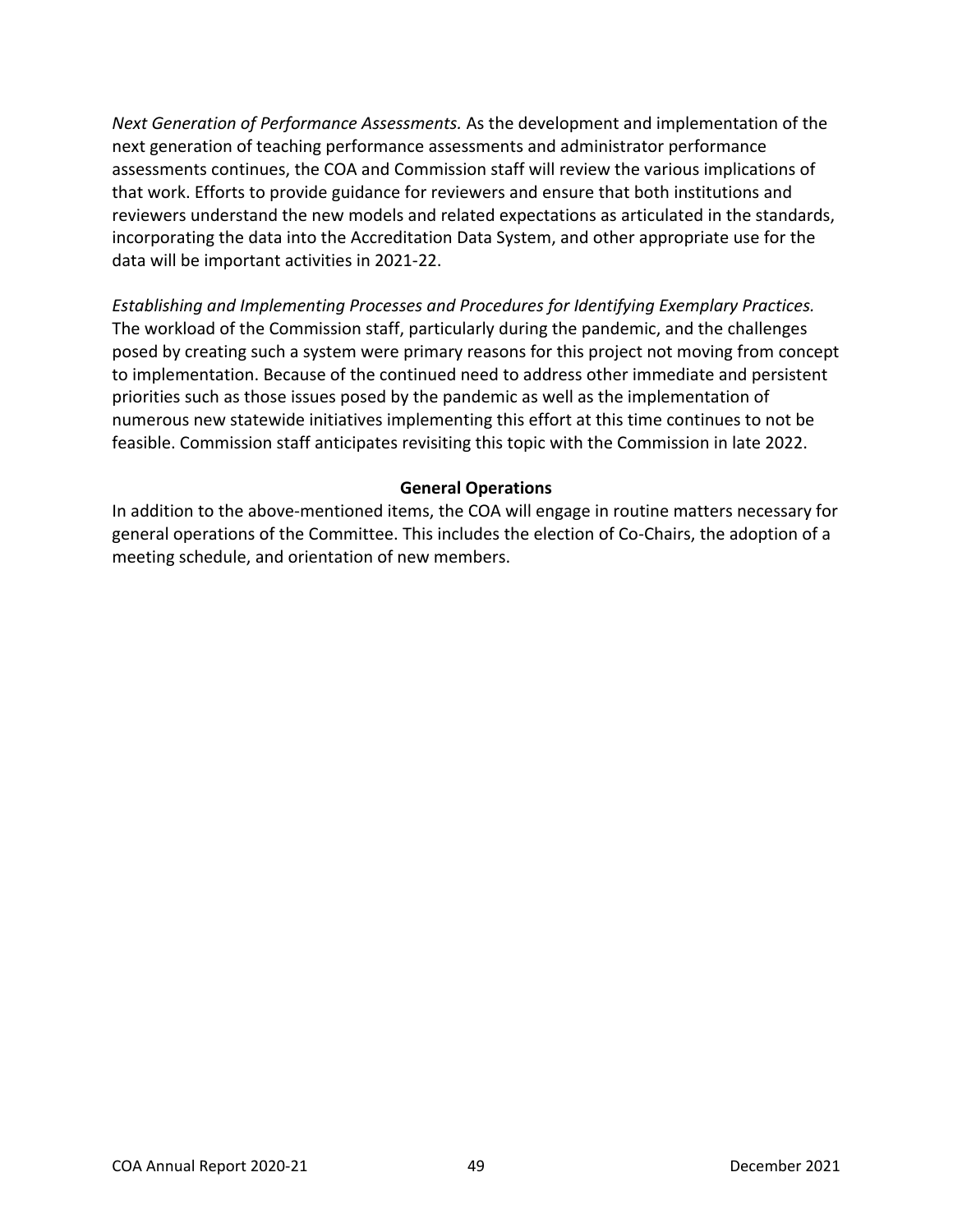*Next Generation of Performance Assessments.* As the development and implementation of the next generation of teaching performance assessments and administrator performance assessments continues, the COA and Commission staff will review the various implications of that work. Efforts to provide guidance for reviewers and ensure that both institutions and reviewers understand the new models and related expectations as articulated in the standards, incorporating the data into the Accreditation Data System, and other appropriate use for the data will be important activities in 2021-22.

*Establishing and Implementing Processes and Procedures for Identifying Exemplary Practices.* The workload of the Commission staff, particularly during the pandemic, and the challenges posed by creating such a system were primary reasons for this project not moving from concept to implementation. Because of the continued need to address other immediate and persistent priorities such as those issues posed by the pandemic as well as the implementation of numerous new statewide initiatives implementing this effort at this time continues to not be feasible. Commission staff anticipates revisiting this topic with the Commission in late 2022.

## General Operations

In addition to the above-mentioned items, the COA will engage in routine matters necessary for general operations of the Committee. This includes the election of Co-Chairs, the adoption of a meeting schedule, and orientation of new members.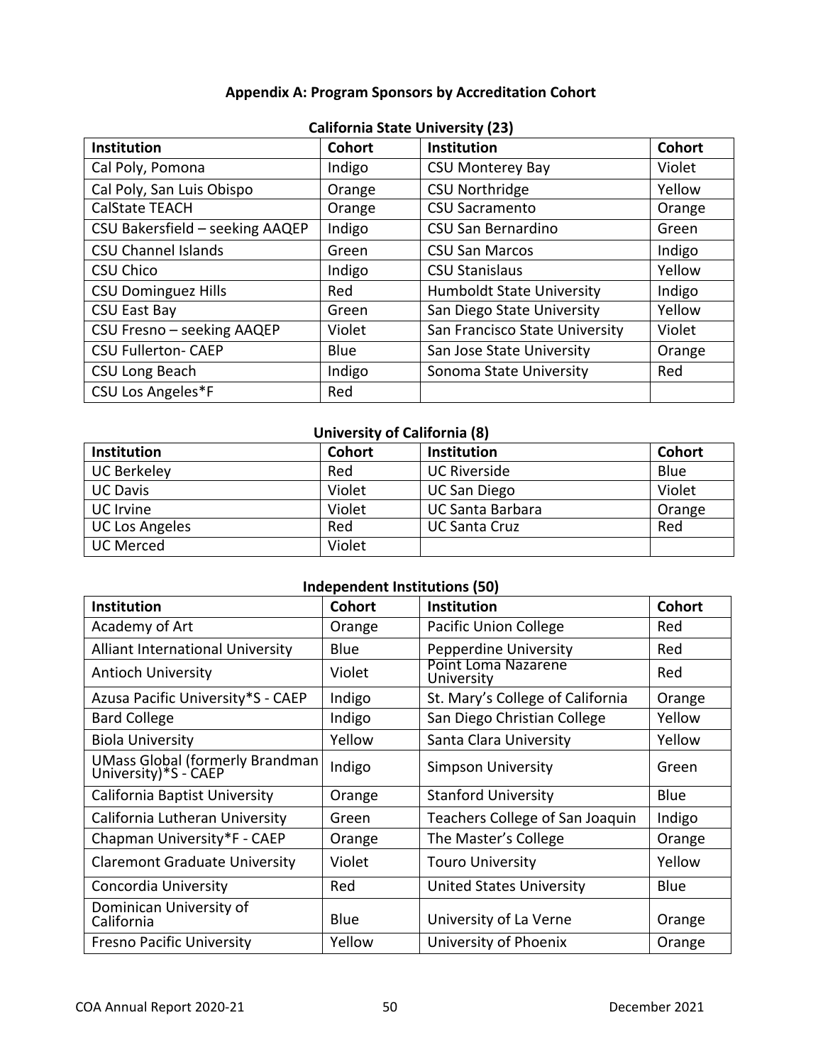## Appendix A: Program Sponsors by Accreditation Cohort

### California State University (23)

| Institution | Cohort | Institution | Cohort |
|---|---|---|---|
| Cal Poly, Pomona | Indigo | CSU Monterey Bay | Violet |
| Cal Poly, San Luis Obispo | Orange | CSU Northridge | Yellow |
| CalState TEACH | Orange | CSU Sacramento | Orange |
| CSU Bakersfield – seeking AAQEP | Indigo | CSU San Bernardino | Green |
| CSU Channel Islands | Green | CSU San Marcos | Indigo |
| CSU Chico | Indigo | CSU Stanislaus | Yellow |
| CSU Dominguez Hills | Red | Humboldt State University | Indigo |
| CSU East Bay | Green | San Diego State University | Yellow |
| CSU Fresno – seeking AAQEP | Violet | San Francisco State University | Violet |
| CSU Fullerton- CAEP | Blue | San Jose State University | Orange |
| CSU Long Beach | Indigo | Sonoma State University | Red |
| CSU Los Angeles*F | Red | | |

### University of California (8)

| Institution | Cohort | Institution | Cohort |
|---|---|---|---|
| UC Berkeley | Red | UC Riverside | Blue |
| UC Davis | Violet | UC San Diego | Violet |
| UC Irvine | Violet | UC Santa Barbara | Orange |
| UC Los Angeles | Red | UC Santa Cruz | Red |
| UC Merced | Violet | | |

### Independent Institutions (50)

| Institution | Cohort | Institution | Cohort |
|---|---|---|---|
| Academy of Art | Orange | Pacific Union College | Red |
| Alliant International University | Blue | Pepperdine University | Red |
| Antioch University | Violet | Point Loma Nazarene University | Red |
| Azusa Pacific University*S - CAEP | Indigo | St. Mary's College of California | Orange |
| Bard College | Indigo | San Diego Christian College | Yellow |
| Biola University | Yellow | Santa Clara University | Yellow |
| UMass Global (formerly Brandman University)*S - CAEP | Indigo | Simpson University | Green |
| California Baptist University | Orange | Stanford University | Blue |
| California Lutheran University | Green | Teachers College of San Joaquin | Indigo |
| Chapman University*F - CAEP | Orange | The Master's College | Orange |
| Claremont Graduate University | Violet | Touro University | Yellow |
| Concordia University | Red | United States University | Blue |
| Dominican University of California | Blue | University of La Verne | Orange |
| Fresno Pacific University | Yellow | University of Phoenix | Orange |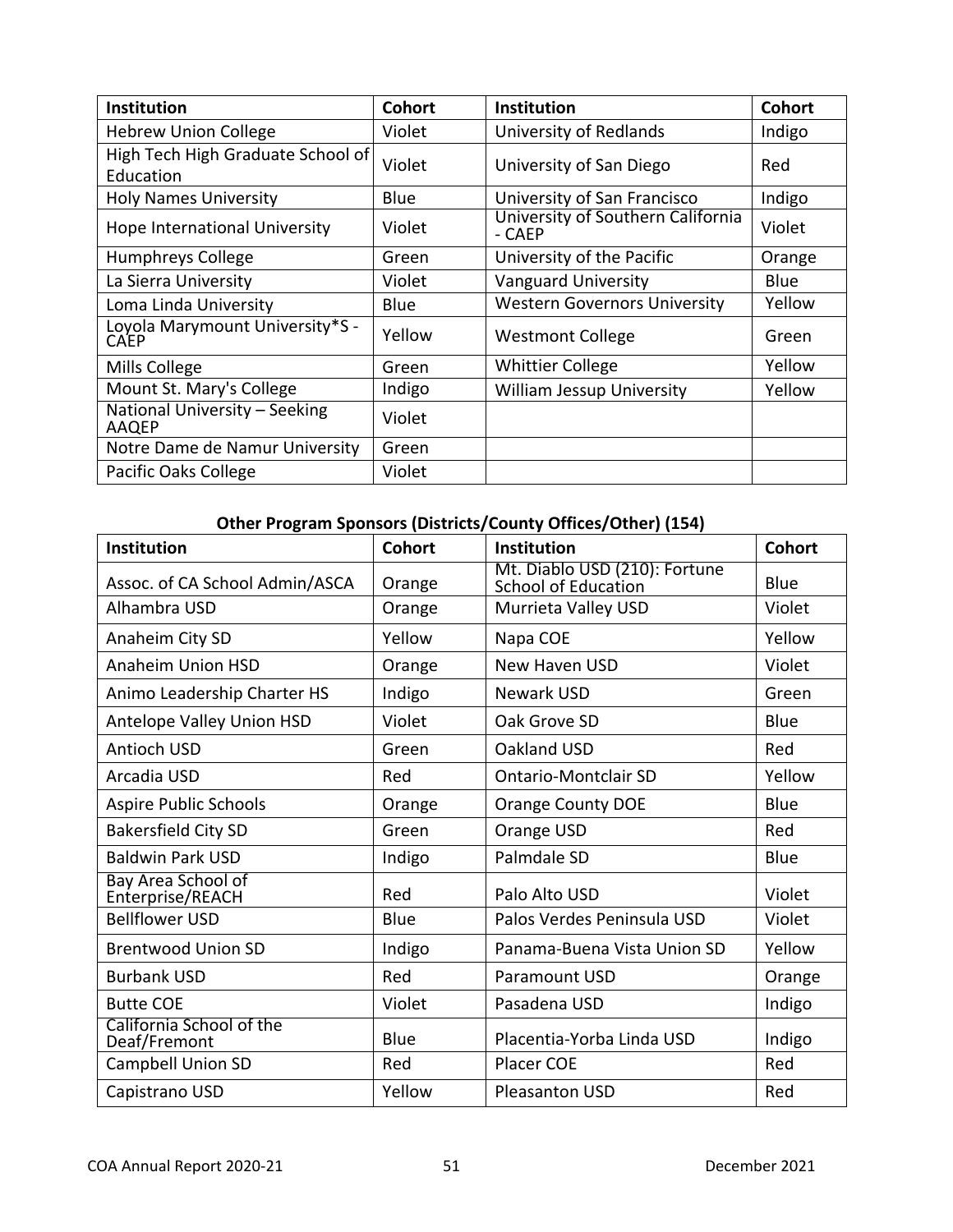| Institution | Cohort | Institution | Cohort |
|---|---|---|---|
| Hebrew Union College | Violet | University of Redlands | Indigo |
| High Tech High Graduate School of Education | Violet | University of San Diego | Red |
| Holy Names University | Blue | University of San Francisco | Indigo |
| Hope International University | Violet | University of Southern California - CAEP | Violet |
| Humphreys College | Green | University of the Pacific | Orange |
| La Sierra University | Violet | Vanguard University | Blue |
| Loma Linda University | Blue | Western Governors University | Yellow |
| Loyola Marymount University*S - CAEP | Yellow | Westmont College | Green |
| Mills College | Green | Whittier College | Yellow |
| Mount St. Mary's College | Indigo | William Jessup University | Yellow |
| National University – Seeking AAQEP | Violet | | |
| Notre Dame de Namur University | Green | | |
| Pacific Oaks College | Violet | | |

**Other Program Sponsors (Districts/County Offices/Other) (154)**

| Institution | Cohort | Institution | Cohort |
|---|---|---|---|
| Assoc. of CA School Admin/ASCA | Orange | Mt. Diablo USD (210): Fortune School of Education | Blue |
| Alhambra USD | Orange | Murrieta Valley USD | Violet |
| Anaheim City SD | Yellow | Napa COE | Yellow |
| Anaheim Union HSD | Orange | New Haven USD | Violet |
| Animo Leadership Charter HS | Indigo | Newark USD | Green |
| Antelope Valley Union HSD | Violet | Oak Grove SD | Blue |
| Antioch USD | Green | Oakland USD | Red |
| Arcadia USD | Red | Ontario-Montclair SD | Yellow |
| Aspire Public Schools | Orange | Orange County DOE | Blue |
| Bakersfield City SD | Green | Orange USD | Red |
| Baldwin Park USD | Indigo | Palmdale SD | Blue |
| Bay Area School of Enterprise/REACH | Red | Palo Alto USD | Violet |
| Bellflower USD | Blue | Palos Verdes Peninsula USD | Violet |
| Brentwood Union SD | Indigo | Panama-Buena Vista Union SD | Yellow |
| Burbank USD | Red | Paramount USD | Orange |
| Butte COE | Violet | Pasadena USD | Indigo |
| California School of the Deaf/Fremont | Blue | Placentia-Yorba Linda USD | Indigo |
| Campbell Union SD | Red | Placer COE | Red |
| Capistrano USD | Yellow | Pleasanton USD | Red |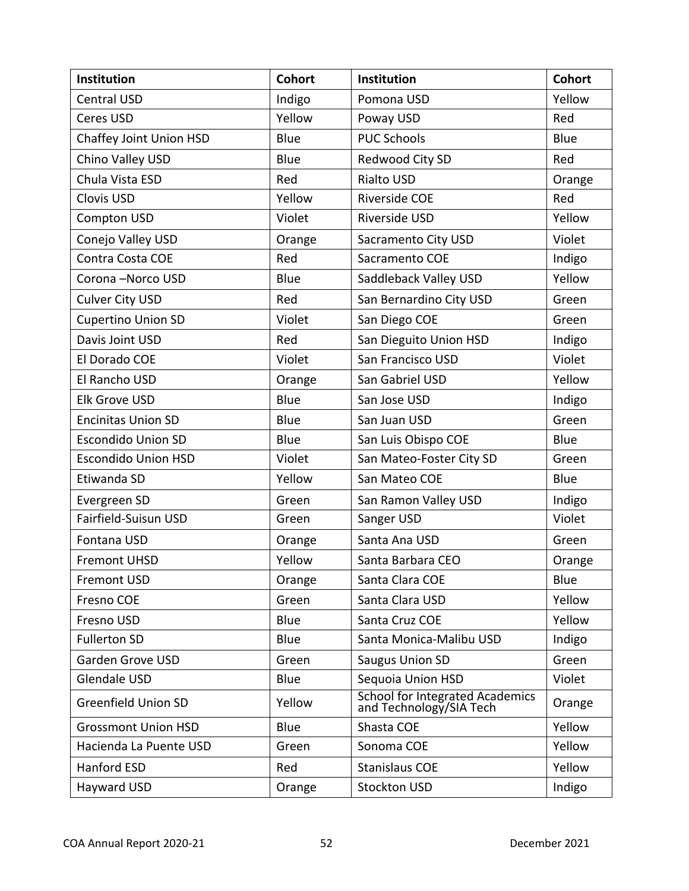| Institution | Cohort | Institution | Cohort |
|---|---|---|---|
| Central USD | Indigo | Pomona USD | Yellow |
| Ceres USD | Yellow | Poway USD | Red |
| Chaffey Joint Union HSD | Blue | PUC Schools | Blue |
| Chino Valley USD | Blue | Redwood City SD | Red |
| Chula Vista ESD | Red | Rialto USD | Orange |
| Clovis USD | Yellow | Riverside COE | Red |
| Compton USD | Violet | Riverside USD | Yellow |
| Conejo Valley USD | Orange | Sacramento City USD | Violet |
| Contra Costa COE | Red | Sacramento COE | Indigo |
| Corona –Norco USD | Blue | Saddleback Valley USD | Yellow |
| Culver City USD | Red | San Bernardino City USD | Green |
| Cupertino Union SD | Violet | San Diego COE | Green |
| Davis Joint USD | Red | San Dieguito Union HSD | Indigo |
| El Dorado COE | Violet | San Francisco USD | Violet |
| El Rancho USD | Orange | San Gabriel USD | Yellow |
| Elk Grove USD | Blue | San Jose USD | Indigo |
| Encinitas Union SD | Blue | San Juan USD | Green |
| Escondido Union SD | Blue | San Luis Obispo COE | Blue |
| Escondido Union HSD | Violet | San Mateo-Foster City SD | Green |
| Etiwanda SD | Yellow | San Mateo COE | Blue |
| Evergreen SD | Green | San Ramon Valley USD | Indigo |
| Fairfield-Suisun USD | Green | Sanger USD | Violet |
| Fontana USD | Orange | Santa Ana USD | Green |
| Fremont UHSD | Yellow | Santa Barbara CEO | Orange |
| Fremont USD | Orange | Santa Clara COE | Blue |
| Fresno COE | Green | Santa Clara USD | Yellow |
| Fresno USD | Blue | Santa Cruz COE | Yellow |
| Fullerton SD | Blue | Santa Monica-Malibu USD | Indigo |
| Garden Grove USD | Green | Saugus Union SD | Green |
| Glendale USD | Blue | Sequoia Union HSD | Violet |
| Greenfield Union SD | Yellow | School for Integrated Academics and Technology/SIA Tech | Orange |
| Grossmont Union HSD | Blue | Shasta COE | Yellow |
| Hacienda La Puente USD | Green | Sonoma COE | Yellow |
| Hanford ESD | Red | Stanislaus COE | Yellow |
| Hayward USD | Orange | Stockton USD | Indigo |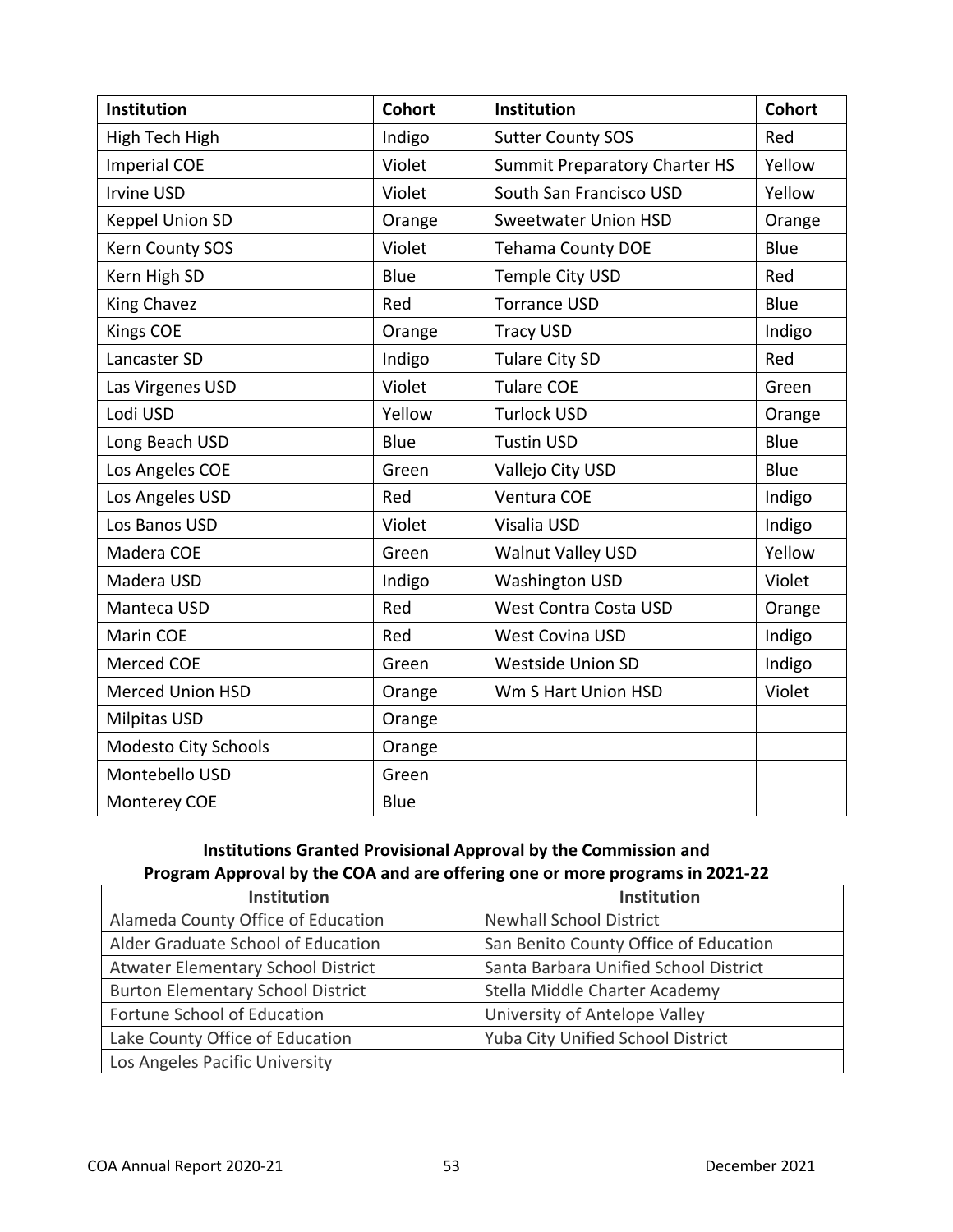| Institution | Cohort | Institution | Cohort |
|---|---|---|---|
| High Tech High | Indigo | Sutter County SOS | Red |
| Imperial COE | Violet | Summit Preparatory Charter HS | Yellow |
| Irvine USD | Violet | South San Francisco USD | Yellow |
| Keppel Union SD | Orange | Sweetwater Union HSD | Orange |
| Kern County SOS | Violet | Tehama County DOE | Blue |
| Kern High SD | Blue | Temple City USD | Red |
| King Chavez | Red | Torrance USD | Blue |
| Kings COE | Orange | Tracy USD | Indigo |
| Lancaster SD | Indigo | Tulare City SD | Red |
| Las Virgenes USD | Violet | Tulare COE | Green |
| Lodi USD | Yellow | Turlock USD | Orange |
| Long Beach USD | Blue | Tustin USD | Blue |
| Los Angeles COE | Green | Vallejo City USD | Blue |
| Los Angeles USD | Red | Ventura COE | Indigo |
| Los Banos USD | Violet | Visalia USD | Indigo |
| Madera COE | Green | Walnut Valley USD | Yellow |
| Madera USD | Indigo | Washington USD | Violet |
| Manteca USD | Red | West Contra Costa USD | Orange |
| Marin COE | Red | West Covina USD | Indigo |
| Merced COE | Green | Westside Union SD | Indigo |
| Merced Union HSD | Orange | Wm S Hart Union HSD | Violet |
| Milpitas USD | Orange | | |
| Modesto City Schools | Orange | | |
| Montebello USD | Green | | |
| Monterey COE | Blue | | |

**Institutions Granted Provisional Approval by the Commission and Program Approval by the COA and are offering one or more programs in 2021-22**

| Institution | Institution |
|---|---|
| Alameda County Office of Education | Newhall School District |
| Alder Graduate School of Education | San Benito County Office of Education |
| Atwater Elementary School District | Santa Barbara Unified School District |
| Burton Elementary School District | Stella Middle Charter Academy |
| Fortune School of Education | University of Antelope Valley |
| Lake County Office of Education | Yuba City Unified School District |
| Los Angeles Pacific University | |